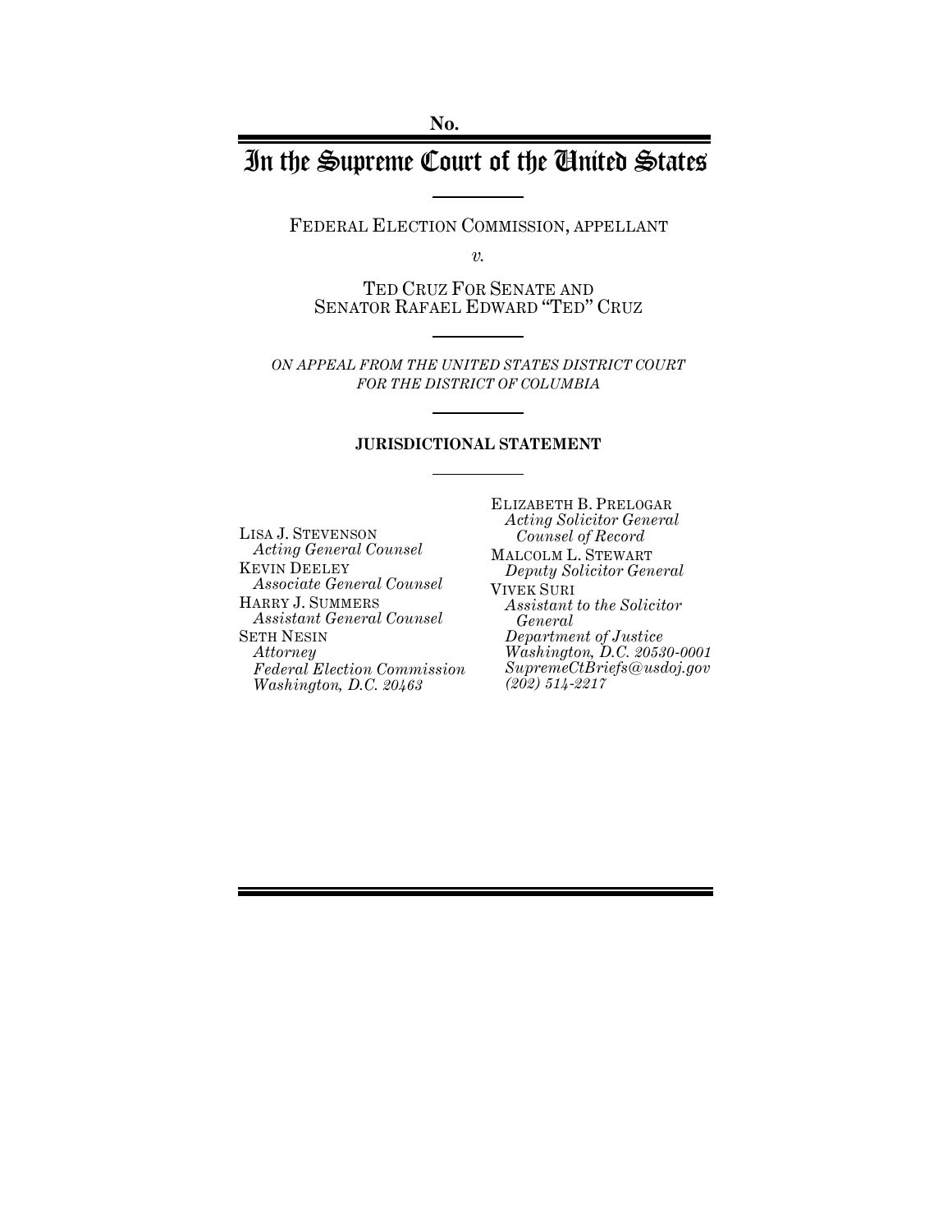No.

# In the Supreme Court of the United States

FEDERAL ELECTION COMMISSION, APPELLANT

*v.*

TED CRUZ FOR SENATE AND SENATOR RAFAEL EDWARD "TED" CRUZ

*ON APPEAL FROM THE UNITED STATES DISTRICT COURT FOR THE DISTRICT OF COLUMBIA*

**JURISDICTIONAL STATEMENT**

LISA J. STEVENSON
*Acting General Counsel*
KEVIN DEELEY
*Associate General Counsel*
HARRY J. SUMMERS
*Assistant General Counsel*
SETH NESIN
*Attorney*
*Federal Election Commission*
*Washington, D.C. 20463*

ELIZABETH B. PRELOGAR
*Acting Solicitor General*
*Counsel of Record*
MALCOLM L. STEWART
*Deputy Solicitor General*
VIVEK SURI
*Assistant to the Solicitor General*
*Department of Justice*
*Washington, D.C. 20530-0001*
*SupremeCtBriefs@usdoj.gov*
*(202) 514-2217*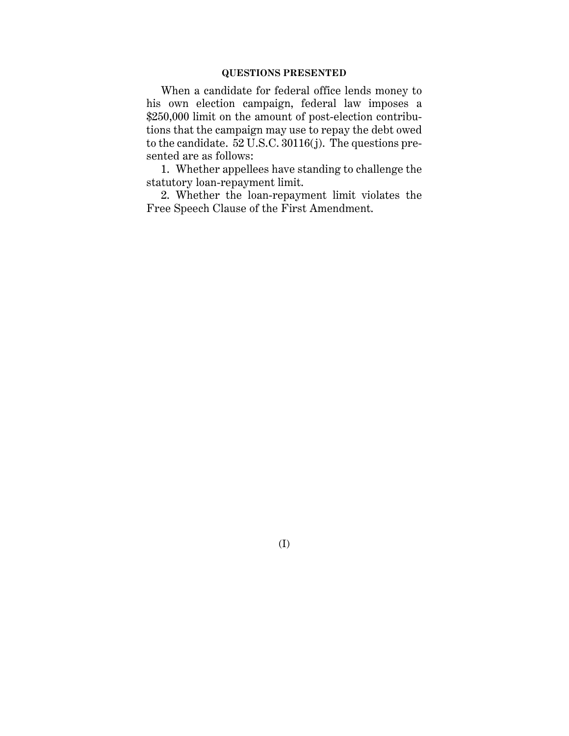## QUESTIONS PRESENTED

When a candidate for federal office lends money to his own election campaign, federal law imposes a $250,000 limit on the amount of post-election contributions that the campaign may use to repay the debt owed to the candidate. 52 U.S.C. 30116(j). The questions presented are as follows:

1. Whether appellees have standing to challenge the statutory loan-repayment limit.

2. Whether the loan-repayment limit violates the Free Speech Clause of the First Amendment.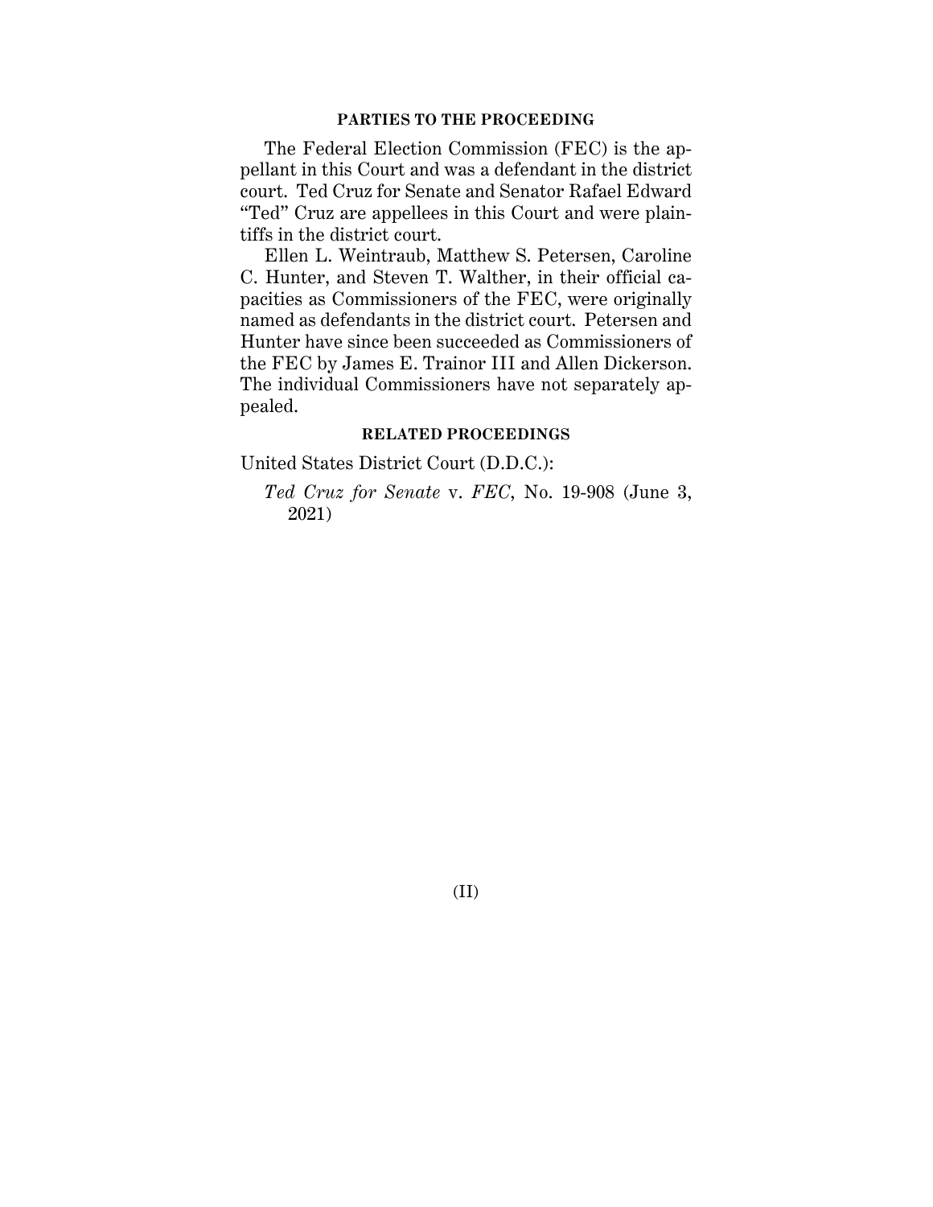## PARTIES TO THE PROCEEDING

The Federal Election Commission (FEC) is the appellant in this Court and was a defendant in the district court. Ted Cruz for Senate and Senator Rafael Edward "Ted" Cruz are appellees in this Court and were plaintiffs in the district court.

Ellen L. Weintraub, Matthew S. Petersen, Caroline C. Hunter, and Steven T. Walther, in their official capacities as Commissioners of the FEC, were originally named as defendants in the district court. Petersen and Hunter have since been succeeded as Commissioners of the FEC by James E. Trainor III and Allen Dickerson. The individual Commissioners have not separately appealed.

## RELATED PROCEEDINGS

United States District Court (D.D.C.):

*Ted Cruz for Senate* v. *FEC*, No. 19-908 (June 3, 2021)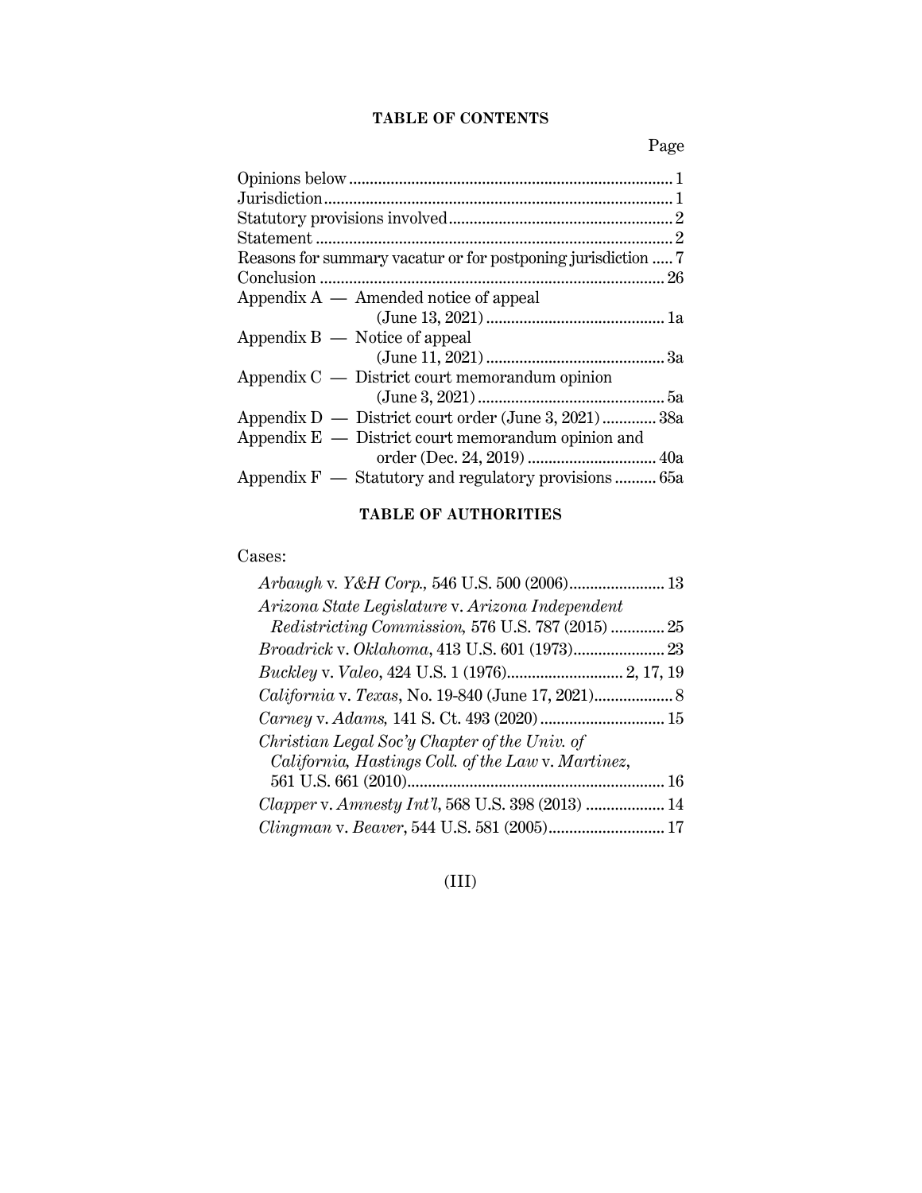## TABLE OF CONTENTS

| | Page |
|---|---|
| Opinions below | 1 |
| Jurisdiction | 1 |
| Statutory provisions involved | 2 |
| Statement | 2 |
| Reasons for summary vacatur or for postponing jurisdiction | 7 |
| Conclusion | 26 |
| Appendix A — Amended notice of appeal (June 13, 2021) | 1a |
| Appendix B — Notice of appeal (June 11, 2021) | 3a |
| Appendix C — District court memorandum opinion (June 3, 2021) | 5a |
| Appendix D — District court order (June 3, 2021) | 38a |
| Appendix E — District court memorandum opinion and order (Dec. 24, 2019) | 40a |
| Appendix F — Statutory and regulatory provisions | 65a |

## TABLE OF AUTHORITIES

Cases:

| | |
|---|---|
| *Arbaugh* v. *Y&H Corp.*, 546 U.S. 500 (2006) | 13 |
| *Arizona State Legislature* v. *Arizona Independent Redistricting Commission*, 576 U.S. 787 (2015) | 25 |
| *Broadrick* v. *Oklahoma*, 413 U.S. 601 (1973) | 23 |
| *Buckley* v. *Valeo*, 424 U.S. 1 (1976) | 2, 17, 19 |
| *California* v. *Texas*, No. 19-840 (June 17, 2021) | 8 |
| *Carney* v. *Adams*, 141 S. Ct. 493 (2020) | 15 |
| *Christian Legal Soc'y Chapter of the Univ. of California, Hastings Coll. of the Law* v. *Martinez*, 561 U.S. 661 (2010) | 16 |
| *Clapper* v. *Amnesty Int'l*, 568 U.S. 398 (2013) | 14 |
| *Clingman* v. *Beaver*, 544 U.S. 581 (2005) | 17 |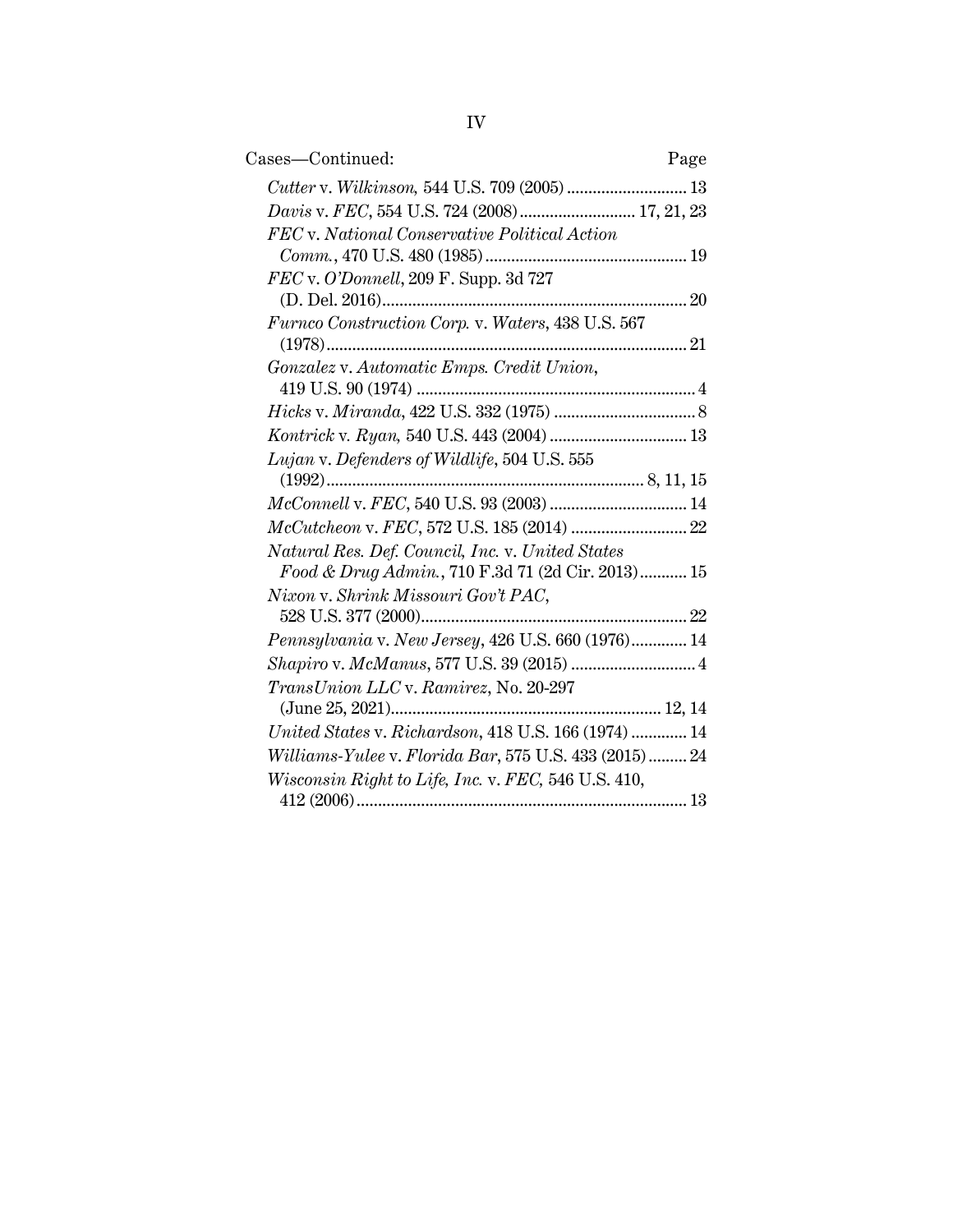| Cases—Continued: | Page |
|---|---|
| *Cutter* v. *Wilkinson,* 544 U.S. 709 (2005) | 13 |
| *Davis* v. *FEC*, 554 U.S. 724 (2008) | 17, 21, 23 |
| *FEC* v. *National Conservative Political Action Comm.*, 470 U.S. 480 (1985) | 19 |
| *FEC* v. *O'Donnell*, 209 F. Supp. 3d 727 (D. Del. 2016) | 20 |
| *Furnco Construction Corp.* v. *Waters*, 438 U.S. 567 (1978) | 21 |
| *Gonzalez* v. *Automatic Emps. Credit Union*, 419 U.S. 90 (1974) | 4 |
| *Hicks* v. *Miranda*, 422 U.S. 332 (1975) | 8 |
| *Kontrick* v. *Ryan,* 540 U.S. 443 (2004) | 13 |
| *Lujan* v. *Defenders of Wildlife*, 504 U.S. 555 (1992) | 8, 11, 15 |
| *McConnell* v. *FEC*, 540 U.S. 93 (2003) | 14 |
| *McCutcheon* v. *FEC*, 572 U.S. 185 (2014) | 22 |
| *Natural Res. Def. Council, Inc.* v. *United States Food & Drug Admin.*, 710 F.3d 71 (2d Cir. 2013) | 15 |
| *Nixon* v. *Shrink Missouri Gov't PAC*, 528 U.S. 377 (2000) | 22 |
| *Pennsylvania* v. *New Jersey*, 426 U.S. 660 (1976) | 14 |
| *Shapiro* v. *McManus*, 577 U.S. 39 (2015) | 4 |
| *TransUnion LLC* v. *Ramirez*, No. 20-297 (June 25, 2021) | 12, 14 |
| *United States* v. *Richardson*, 418 U.S. 166 (1974) | 14 |
| *Williams-Yulee* v. *Florida Bar*, 575 U.S. 433 (2015) | 24 |
| *Wisconsin Right to Life, Inc.* v. *FEC,* 546 U.S. 410, 412 (2006) | 13 |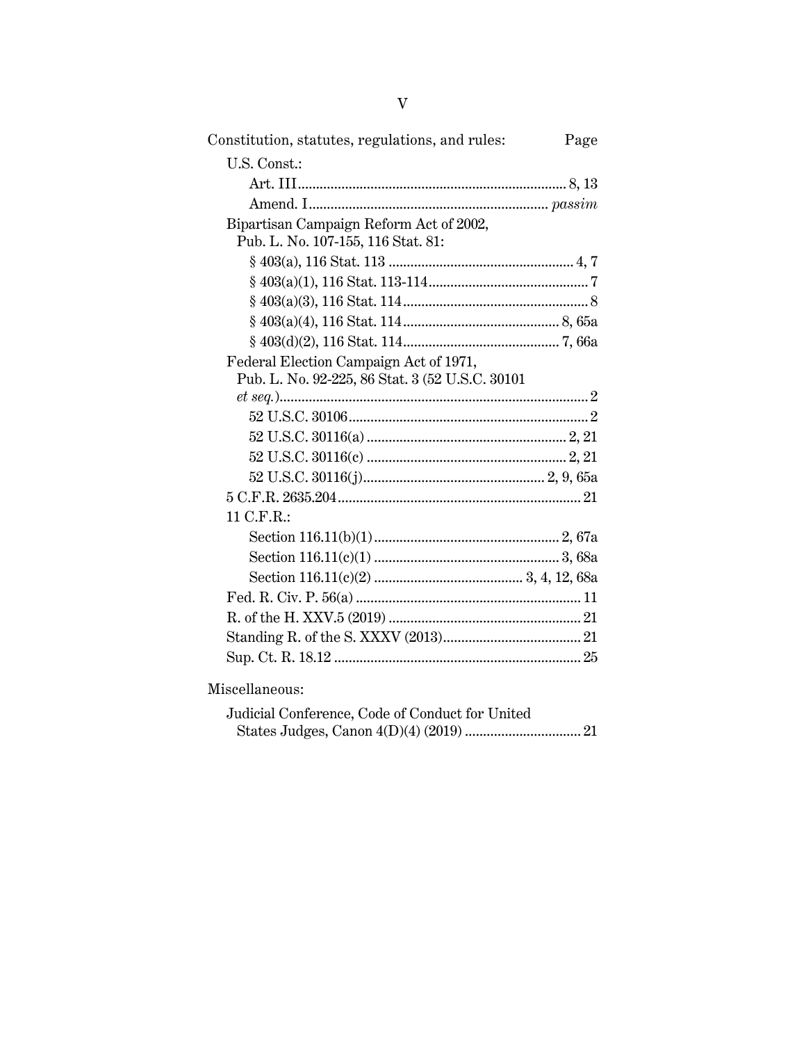Constitution, statutes, regulations, and rules: Page

U.S. Const.:

- Art. III ........................................................................ 8, 13
- Amend. I ................................................................ *passim*

Bipartisan Campaign Reform Act of 2002, Pub. L. No. 107-155, 116 Stat. 81:

- § 403(a), 116 Stat. 113 .................................................. 4, 7
- § 403(a)(1), 116 Stat. 113-114 ........................................... 7
- § 403(a)(3), 116 Stat. 114 .................................................. 8
- § 403(a)(4), 116 Stat. 114 .......................................... 8, 65a
- § 403(d)(2), 116 Stat. 114 .......................................... 7, 66a

Federal Election Campaign Act of 1971, Pub. L. No. 92-225, 86 Stat. 3 (52 U.S.C. 30101 *et seq.*) .................................................................................... 2

- 52 U.S.C. 30106 ................................................................. 2
- 52 U.S.C. 30116(a) ...................................................... 2, 21
- 52 U.S.C. 30116(c) ...................................................... 2, 21
- 52 U.S.C. 30116(j) ................................................. 2, 9, 65a

5 C.F.R. 2635.204 .................................................................. 21

11 C.F.R.:

- Section 116.11(b)(1) .................................................. 2, 67a
- Section 116.11(c)(1) .................................................. 3, 68a
- Section 116.11(c)(2) ........................................ 3, 4, 12, 68a

Fed. R. Civ. P. 56(a) ............................................................. 11

R. of the H. XXV.5 (2019) ..................................................... 21

Standing R. of the S. XXXV (2013) ...................................... 21

Sup. Ct. R. 18.12 .................................................................... 25

Miscellaneous:

Judicial Conference, Code of Conduct for United States Judges, Canon 4(D)(4) (2019) ................................ 21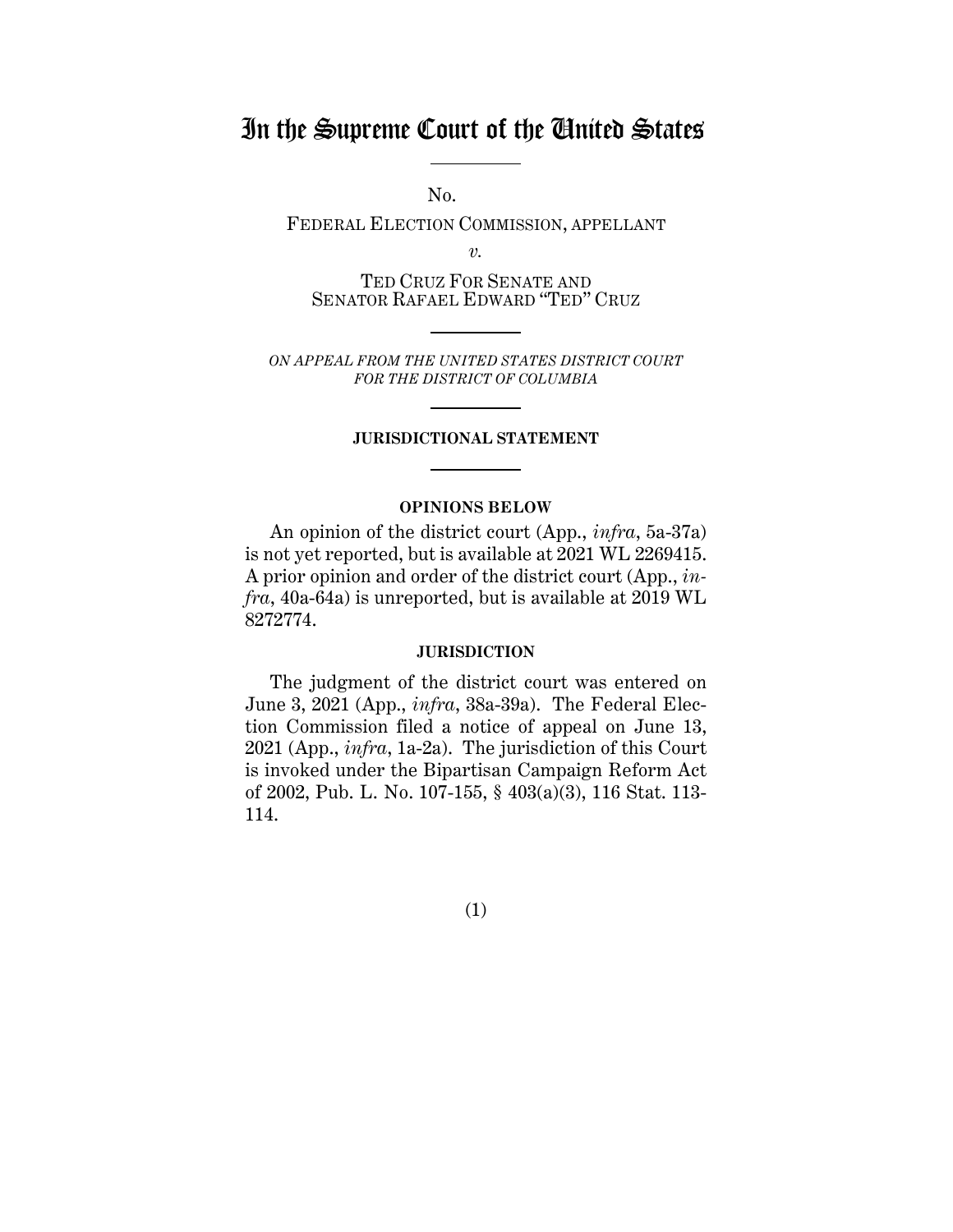# In the Supreme Court of the United States

No.

FEDERAL ELECTION COMMISSION, APPELLANT

*v.*

TED CRUZ FOR SENATE AND SENATOR RAFAEL EDWARD "TED" CRUZ

*ON APPEAL FROM THE UNITED STATES DISTRICT COURT FOR THE DISTRICT OF COLUMBIA*

**JURISDICTIONAL STATEMENT**

**OPINIONS BELOW**

An opinion of the district court (App., *infra*, 5a-37a) is not yet reported, but is available at 2021 WL 2269415. A prior opinion and order of the district court (App., *infra*, 40a-64a) is unreported, but is available at 2019 WL 8272774.

**JURISDICTION**

The judgment of the district court was entered on June 3, 2021 (App., *infra*, 38a-39a). The Federal Election Commission filed a notice of appeal on June 13, 2021 (App., *infra*, 1a-2a). The jurisdiction of this Court is invoked under the Bipartisan Campaign Reform Act of 2002, Pub. L. No. 107-155, § 403(a)(3), 116 Stat. 113-114.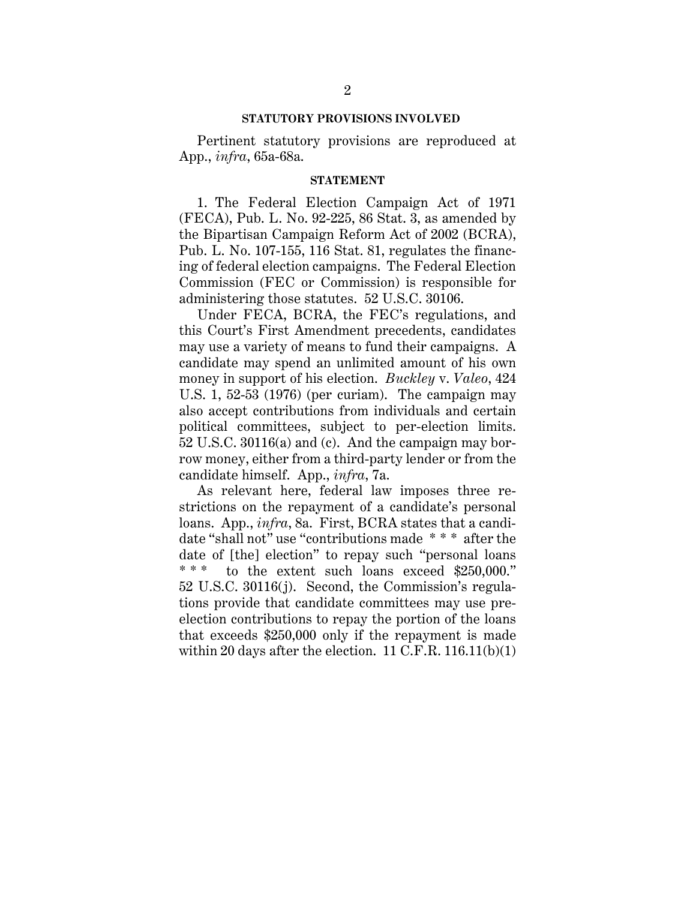## STATUTORY PROVISIONS INVOLVED

Pertinent statutory provisions are reproduced at App., *infra*, 65a-68a.

## STATEMENT

1. The Federal Election Campaign Act of 1971 (FECA), Pub. L. No. 92-225, 86 Stat. 3, as amended by the Bipartisan Campaign Reform Act of 2002 (BCRA), Pub. L. No. 107-155, 116 Stat. 81, regulates the financing of federal election campaigns. The Federal Election Commission (FEC or Commission) is responsible for administering those statutes. 52 U.S.C. 30106.

Under FECA, BCRA, the FEC's regulations, and this Court's First Amendment precedents, candidates may use a variety of means to fund their campaigns. A candidate may spend an unlimited amount of his own money in support of his election. *Buckley* v. *Valeo*, 424 U.S. 1, 52-53 (1976) (per curiam). The campaign may also accept contributions from individuals and certain political committees, subject to per-election limits. 52 U.S.C. 30116(a) and (c). And the campaign may borrow money, either from a third-party lender or from the candidate himself. App., *infra*, 7a.

As relevant here, federal law imposes three restrictions on the repayment of a candidate's personal loans. App., *infra*, 8a. First, BCRA states that a candidate "shall not" use "contributions made * * * after the date of [the] election" to repay such "personal loans * * * to the extent such loans exceed $250,000." 52 U.S.C. 30116(j). Second, the Commission's regulations provide that candidate committees may use pre-election contributions to repay the portion of the loans that exceeds $250,000 only if the repayment is made within 20 days after the election. 11 C.F.R. 116.11(b)(1)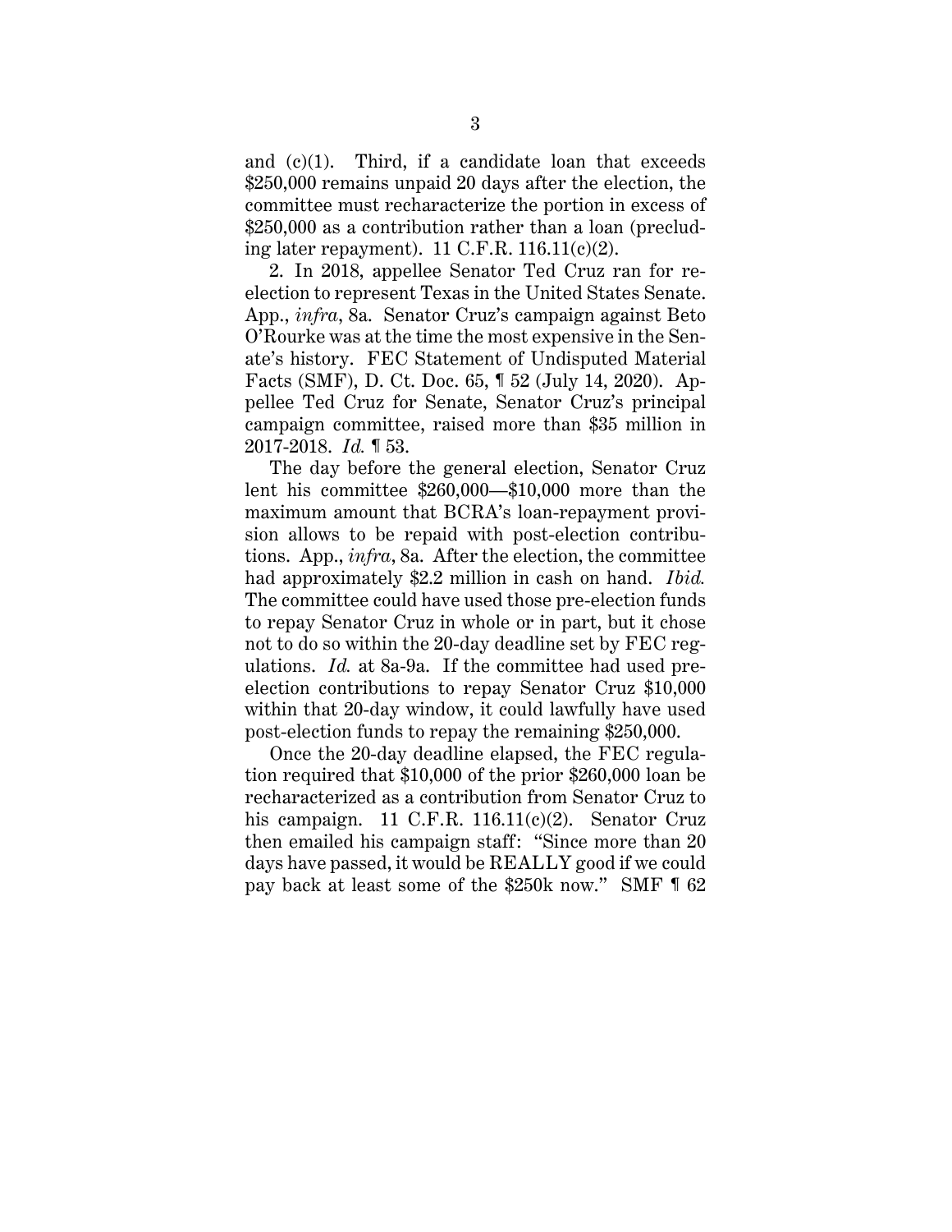and (c)(1). Third, if a candidate loan that exceeds $250,000 remains unpaid 20 days after the election, the committee must recharacterize the portion in excess of $250,000 as a contribution rather than a loan (precluding later repayment). 11 C.F.R. 116.11(c)(2).

2. In 2018, appellee Senator Ted Cruz ran for reelection to represent Texas in the United States Senate. App., *infra*, 8a. Senator Cruz's campaign against Beto O'Rourke was at the time the most expensive in the Senate's history. FEC Statement of Undisputed Material Facts (SMF), D. Ct. Doc. 65, ¶ 52 (July 14, 2020). Appellee Ted Cruz for Senate, Senator Cruz's principal campaign committee, raised more than $35 million in 2017-2018. *Id.* ¶ 53.

The day before the general election, Senator Cruz lent his committee $260,000—$10,000 more than the maximum amount that BCRA's loan-repayment provision allows to be repaid with post-election contributions. App., *infra*, 8a. After the election, the committee had approximately $2.2 million in cash on hand. *Ibid.* The committee could have used those pre-election funds to repay Senator Cruz in whole or in part, but it chose not to do so within the 20-day deadline set by FEC regulations. *Id.* at 8a-9a. If the committee had used pre-election contributions to repay Senator Cruz $10,000 within that 20-day window, it could lawfully have used post-election funds to repay the remaining $250,000.

Once the 20-day deadline elapsed, the FEC regulation required that $10,000 of the prior $260,000 loan be recharacterized as a contribution from Senator Cruz to his campaign. 11 C.F.R. 116.11(c)(2). Senator Cruz then emailed his campaign staff: "Since more than 20 days have passed, it would be REALLY good if we could pay back at least some of the $250k now." SMF ¶ 62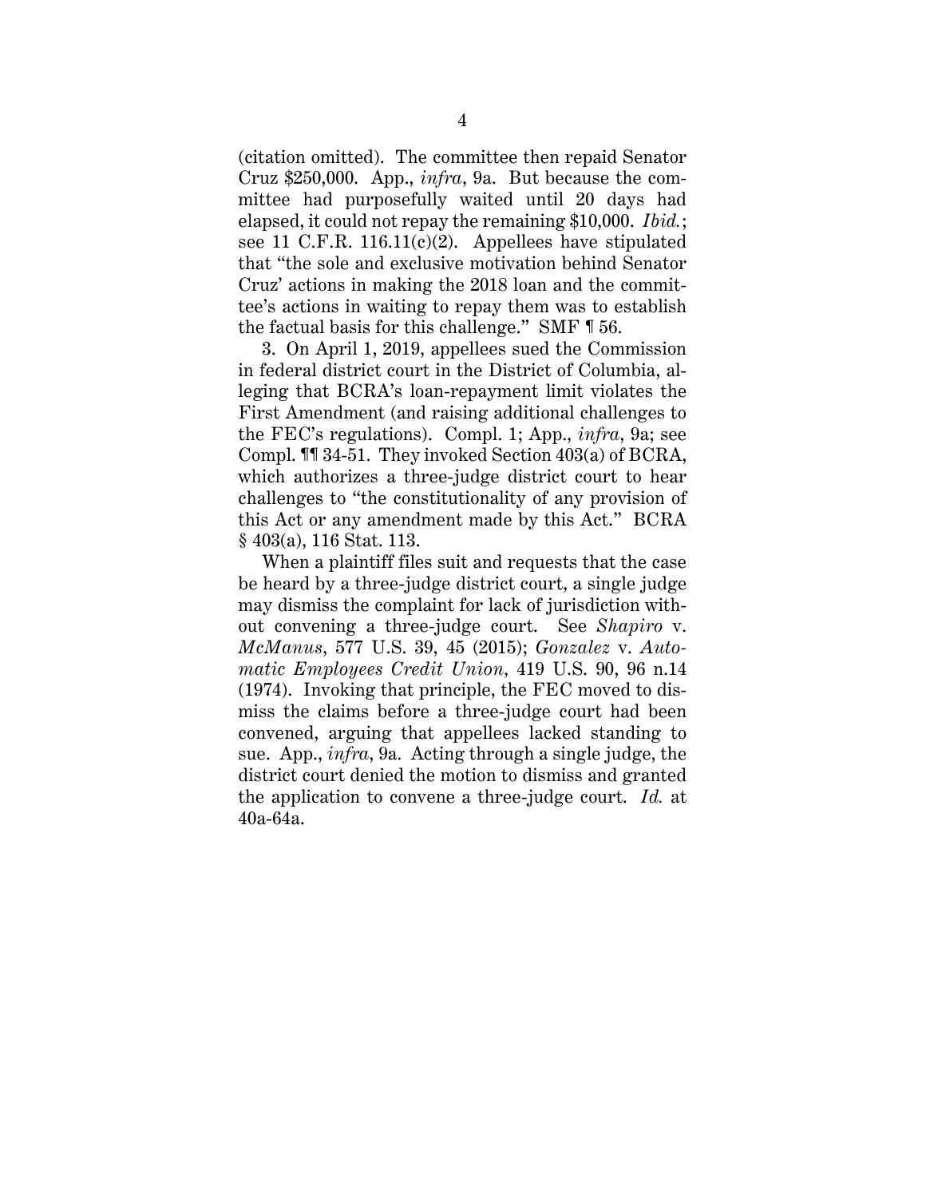(citation omitted). The committee then repaid Senator Cruz $250,000. App., *infra*, 9a. But because the committee had purposefully waited until 20 days had elapsed, it could not repay the remaining $10,000. *Ibid.*; see 11 C.F.R. 116.11(c)(2). Appellees have stipulated that "the sole and exclusive motivation behind Senator Cruz' actions in making the 2018 loan and the committee's actions in waiting to repay them was to establish the factual basis for this challenge." SMF ¶ 56.

3. On April 1, 2019, appellees sued the Commission in federal district court in the District of Columbia, alleging that BCRA's loan-repayment limit violates the First Amendment (and raising additional challenges to the FEC's regulations). Compl. 1; App., *infra*, 9a; see Compl. ¶¶ 34-51. They invoked Section 403(a) of BCRA, which authorizes a three-judge district court to hear challenges to "the constitutionality of any provision of this Act or any amendment made by this Act." BCRA § 403(a), 116 Stat. 113.

When a plaintiff files suit and requests that the case be heard by a three-judge district court, a single judge may dismiss the complaint for lack of jurisdiction without convening a three-judge court. See *Shapiro* v. *McManus*, 577 U.S. 39, 45 (2015); *Gonzalez* v. *Automatic Employees Credit Union*, 419 U.S. 90, 96 n.14 (1974). Invoking that principle, the FEC moved to dismiss the claims before a three-judge court had been convened, arguing that appellees lacked standing to sue. App., *infra*, 9a. Acting through a single judge, the district court denied the motion to dismiss and granted the application to convene a three-judge court. *Id.* at 40a-64a.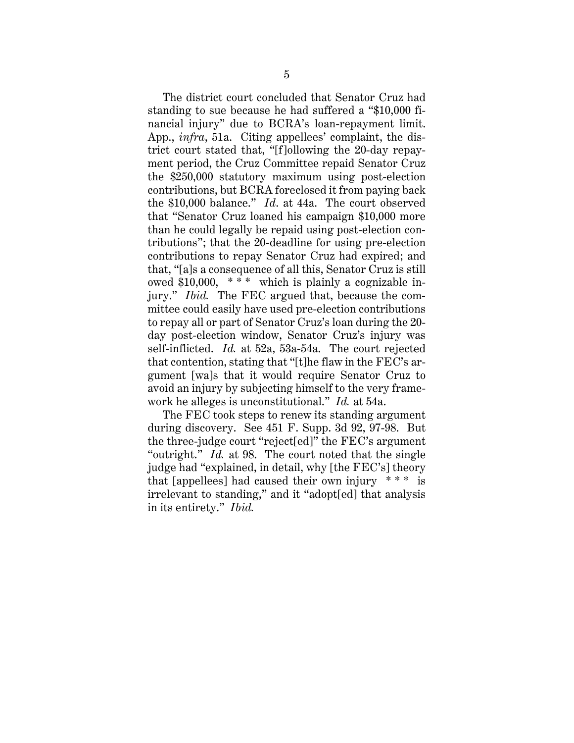The district court concluded that Senator Cruz had standing to sue because he had suffered a "$10,000 financial injury" due to BCRA's loan-repayment limit. App., *infra*, 51a. Citing appellees' complaint, the district court stated that, "[f]ollowing the 20-day repayment period, the Cruz Committee repaid Senator Cruz the $250,000 statutory maximum using post-election contributions, but BCRA foreclosed it from paying back the $10,000 balance." *Id*. at 44a. The court observed that "Senator Cruz loaned his campaign $10,000 more than he could legally be repaid using post-election contributions"; that the 20-deadline for using pre-election contributions to repay Senator Cruz had expired; and that, "[a]s a consequence of all this, Senator Cruz is still owed $10,000, * * * which is plainly a cognizable injury." *Ibid.* The FEC argued that, because the committee could easily have used pre-election contributions to repay all or part of Senator Cruz's loan during the 20-day post-election window, Senator Cruz's injury was self-inflicted. *Id.* at 52a, 53a-54a. The court rejected that contention, stating that "[t]he flaw in the FEC's argument [wa]s that it would require Senator Cruz to avoid an injury by subjecting himself to the very framework he alleges is unconstitutional." *Id.* at 54a.

The FEC took steps to renew its standing argument during discovery. See 451 F. Supp. 3d 92, 97-98. But the three-judge court "reject[ed]" the FEC's argument "outright." *Id.* at 98. The court noted that the single judge had "explained, in detail, why [the FEC's] theory that [appellees] had caused their own injury * * * is irrelevant to standing," and it "adopt[ed] that analysis in its entirety." *Ibid.*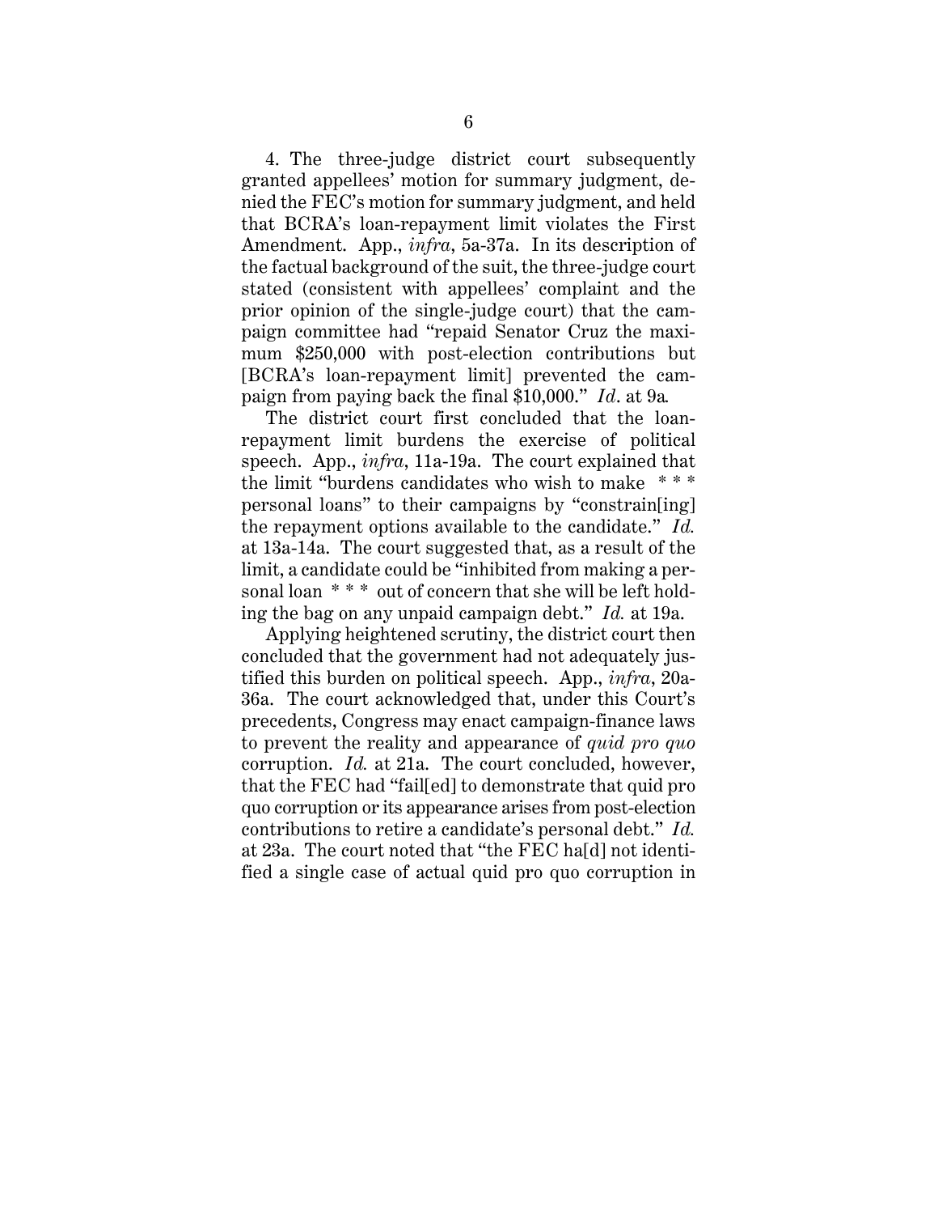4. The three-judge district court subsequently granted appellees' motion for summary judgment, denied the FEC's motion for summary judgment, and held that BCRA's loan-repayment limit violates the First Amendment. App., *infra*, 5a-37a. In its description of the factual background of the suit, the three-judge court stated (consistent with appellees' complaint and the prior opinion of the single-judge court) that the campaign committee had "repaid Senator Cruz the maximum $250,000 with post-election contributions but [BCRA's loan-repayment limit] prevented the campaign from paying back the final $10,000." *Id*. at 9a.

The district court first concluded that the loan-repayment limit burdens the exercise of political speech. App., *infra*, 11a-19a. The court explained that the limit "burdens candidates who wish to make * * * personal loans" to their campaigns by "constrain[ing] the repayment options available to the candidate." *Id.* at 13a-14a. The court suggested that, as a result of the limit, a candidate could be "inhibited from making a personal loan * * * out of concern that she will be left holding the bag on any unpaid campaign debt." *Id.* at 19a.

Applying heightened scrutiny, the district court then concluded that the government had not adequately justified this burden on political speech. App., *infra*, 20a-36a. The court acknowledged that, under this Court's precedents, Congress may enact campaign-finance laws to prevent the reality and appearance of *quid pro quo* corruption. *Id.* at 21a. The court concluded, however, that the FEC had "fail[ed] to demonstrate that quid pro quo corruption or its appearance arises from post-election contributions to retire a candidate's personal debt." *Id.* at 23a. The court noted that "the FEC ha[d] not identified a single case of actual quid pro quo corruption in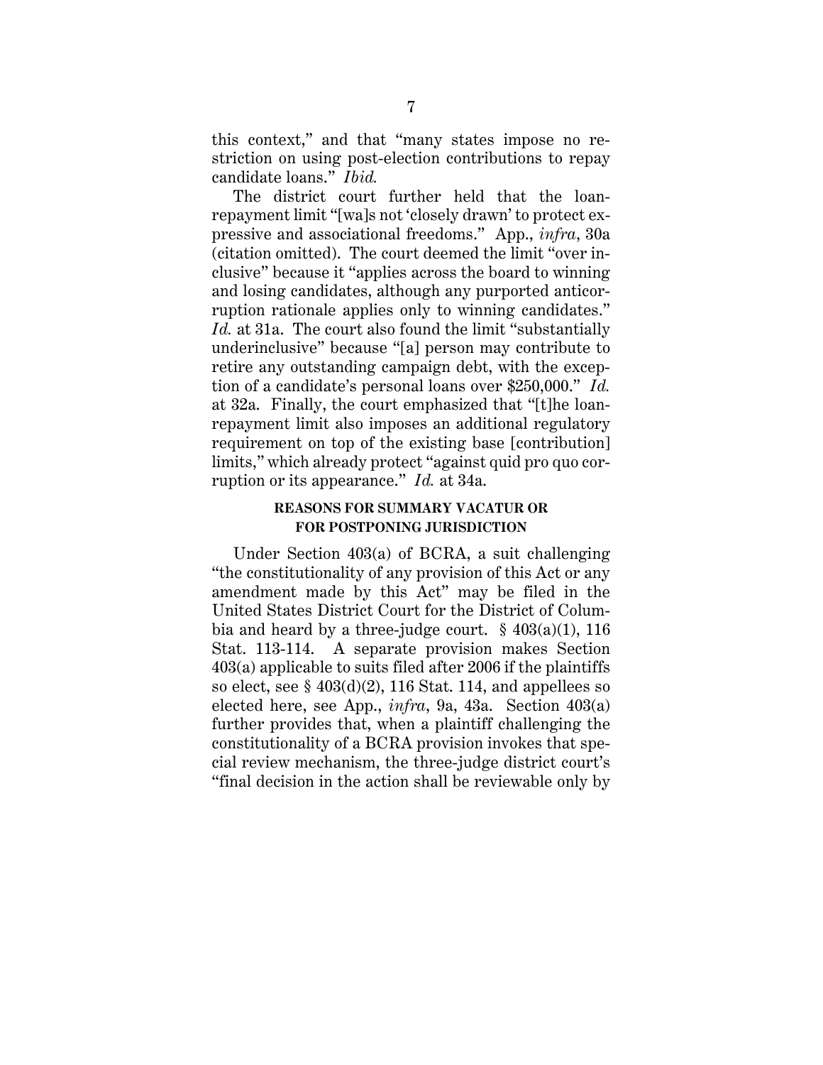this context," and that "many states impose no restriction on using post-election contributions to repay candidate loans." *Ibid.*

The district court further held that the loan-repayment limit "[wa]s not 'closely drawn' to protect expressive and associational freedoms." App., *infra*, 30a (citation omitted). The court deemed the limit "over inclusive" because it "applies across the board to winning and losing candidates, although any purported anticorruption rationale applies only to winning candidates." *Id.* at 31a. The court also found the limit "substantially underinclusive" because "[a] person may contribute to retire any outstanding campaign debt, with the exception of a candidate's personal loans over $250,000." *Id.* at 32a. Finally, the court emphasized that "[t]he loan-repayment limit also imposes an additional regulatory requirement on top of the existing base [contribution] limits," which already protect "against quid pro quo corruption or its appearance." *Id.* at 34a.

## REASONS FOR SUMMARY VACATUR OR FOR POSTPONING JURISDICTION

Under Section 403(a) of BCRA, a suit challenging "the constitutionality of any provision of this Act or any amendment made by this Act" may be filed in the United States District Court for the District of Columbia and heard by a three-judge court. § 403(a)(1), 116 Stat. 113-114. A separate provision makes Section 403(a) applicable to suits filed after 2006 if the plaintiffs so elect, see § 403(d)(2), 116 Stat. 114, and appellees so elected here, see App., *infra*, 9a, 43a. Section 403(a) further provides that, when a plaintiff challenging the constitutionality of a BCRA provision invokes that special review mechanism, the three-judge district court's "final decision in the action shall be reviewable only by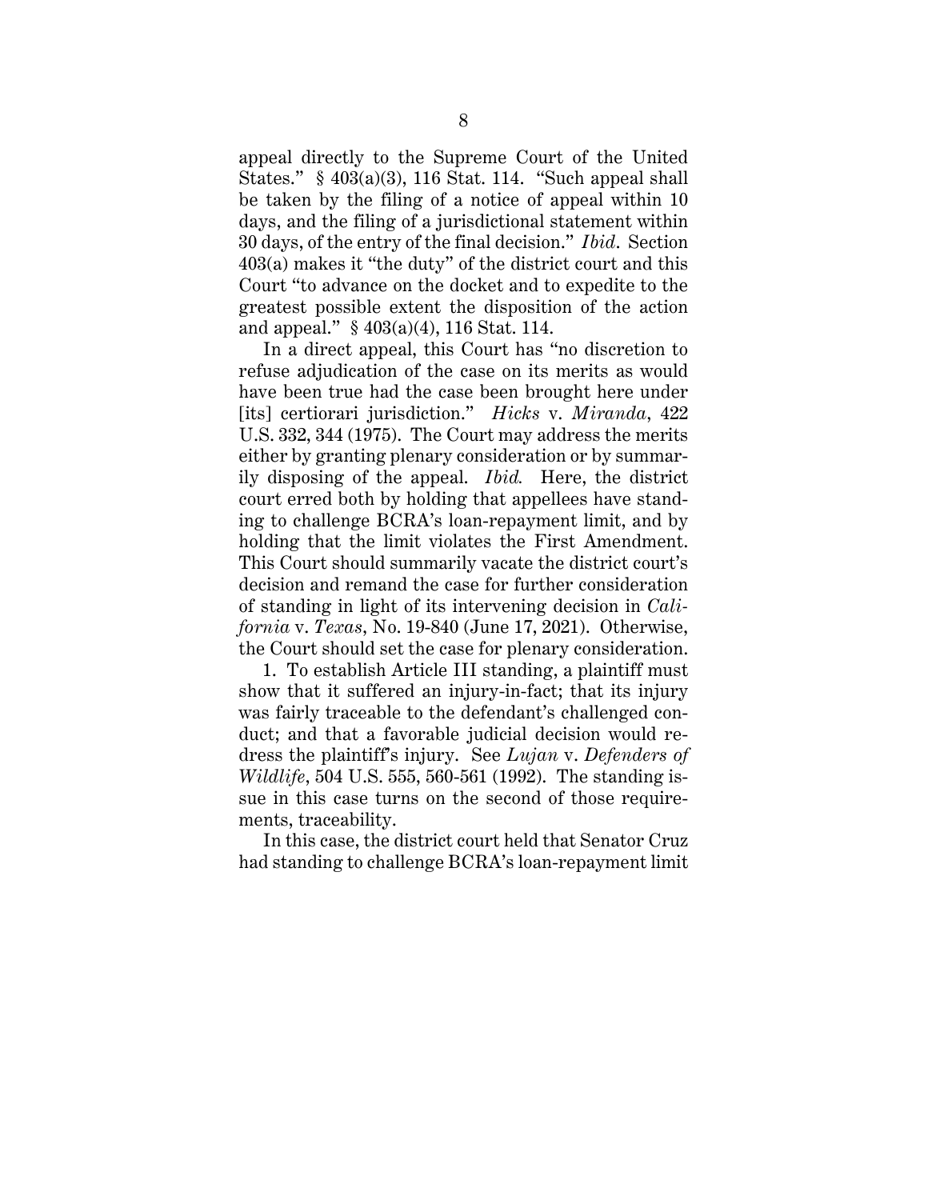appeal directly to the Supreme Court of the United States." § 403(a)(3), 116 Stat. 114. "Such appeal shall be taken by the filing of a notice of appeal within 10 days, and the filing of a jurisdictional statement within 30 days, of the entry of the final decision." *Ibid*. Section 403(a) makes it "the duty" of the district court and this Court "to advance on the docket and to expedite to the greatest possible extent the disposition of the action and appeal." § 403(a)(4), 116 Stat. 114.

In a direct appeal, this Court has "no discretion to refuse adjudication of the case on its merits as would have been true had the case been brought here under [its] certiorari jurisdiction." *Hicks* v. *Miranda*, 422 U.S. 332, 344 (1975). The Court may address the merits either by granting plenary consideration or by summarily disposing of the appeal. *Ibid.* Here, the district court erred both by holding that appellees have standing to challenge BCRA's loan-repayment limit, and by holding that the limit violates the First Amendment. This Court should summarily vacate the district court's decision and remand the case for further consideration of standing in light of its intervening decision in *California* v. *Texas*, No. 19-840 (June 17, 2021). Otherwise, the Court should set the case for plenary consideration.

1. To establish Article III standing, a plaintiff must show that it suffered an injury-in-fact; that its injury was fairly traceable to the defendant's challenged conduct; and that a favorable judicial decision would redress the plaintiff's injury. See *Lujan* v. *Defenders of Wildlife*, 504 U.S. 555, 560-561 (1992). The standing issue in this case turns on the second of those requirements, traceability.

In this case, the district court held that Senator Cruz had standing to challenge BCRA's loan-repayment limit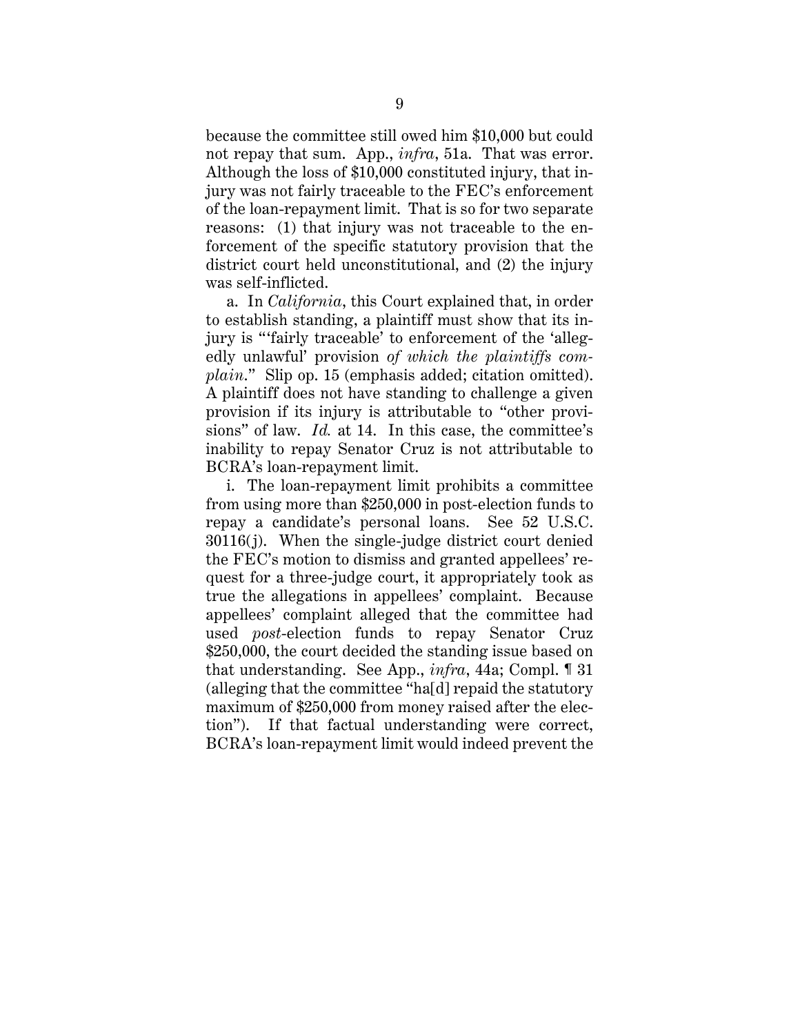because the committee still owed him $10,000 but could not repay that sum. App., *infra*, 51a. That was error. Although the loss of $10,000 constituted injury, that injury was not fairly traceable to the FEC's enforcement of the loan-repayment limit. That is so for two separate reasons: (1) that injury was not traceable to the enforcement of the specific statutory provision that the district court held unconstitutional, and (2) the injury was self-inflicted.

a. In *California*, this Court explained that, in order to establish standing, a plaintiff must show that its injury is "'fairly traceable' to enforcement of the 'allegedly unlawful' provision *of which the plaintiffs complain*." Slip op. 15 (emphasis added; citation omitted). A plaintiff does not have standing to challenge a given provision if its injury is attributable to "other provisions" of law. *Id.* at 14. In this case, the committee's inability to repay Senator Cruz is not attributable to BCRA's loan-repayment limit.

i. The loan-repayment limit prohibits a committee from using more than $250,000 in post-election funds to repay a candidate's personal loans. See 52 U.S.C. 30116(j). When the single-judge district court denied the FEC's motion to dismiss and granted appellees' request for a three-judge court, it appropriately took as true the allegations in appellees' complaint. Because appellees' complaint alleged that the committee had used *post*-election funds to repay Senator Cruz $250,000, the court decided the standing issue based on that understanding. See App., *infra*, 44a; Compl. ¶ 31 (alleging that the committee "ha[d] repaid the statutory maximum of $250,000 from money raised after the election"). If that factual understanding were correct, BCRA's loan-repayment limit would indeed prevent the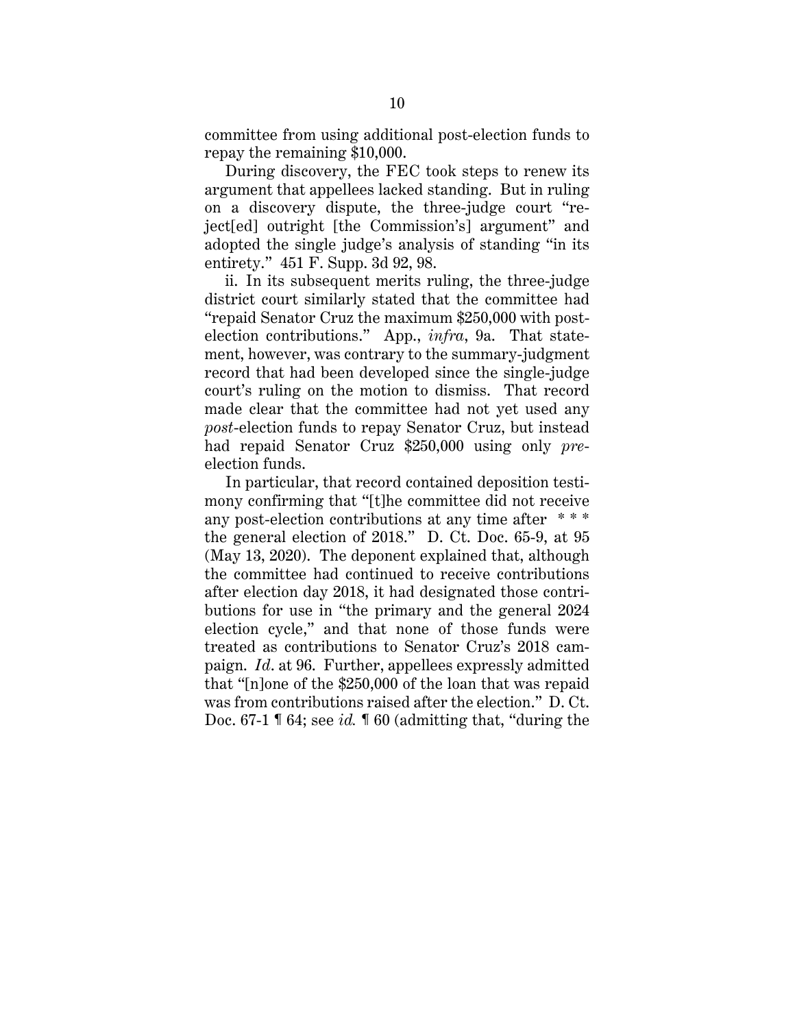committee from using additional post-election funds to repay the remaining $10,000.

During discovery, the FEC took steps to renew its argument that appellees lacked standing. But in ruling on a discovery dispute, the three-judge court "reject[ed] outright [the Commission's] argument" and adopted the single judge's analysis of standing "in its entirety." 451 F. Supp. 3d 92, 98.

ii. In its subsequent merits ruling, the three-judge district court similarly stated that the committee had "repaid Senator Cruz the maximum $250,000 with post-election contributions." App., *infra*, 9a. That statement, however, was contrary to the summary-judgment record that had been developed since the single-judge court's ruling on the motion to dismiss. That record made clear that the committee had not yet used any *post*-election funds to repay Senator Cruz, but instead had repaid Senator Cruz $250,000 using only *pre*-election funds.

In particular, that record contained deposition testimony confirming that "[t]he committee did not receive any post-election contributions at any time after * * * the general election of 2018." D. Ct. Doc. 65-9, at 95 (May 13, 2020). The deponent explained that, although the committee had continued to receive contributions after election day 2018, it had designated those contributions for use in "the primary and the general 2024 election cycle," and that none of those funds were treated as contributions to Senator Cruz's 2018 campaign. *Id*. at 96. Further, appellees expressly admitted that "[n]one of the $250,000 of the loan that was repaid was from contributions raised after the election." D. Ct. Doc. 67-1 ¶ 64; see *id.* ¶ 60 (admitting that, "during the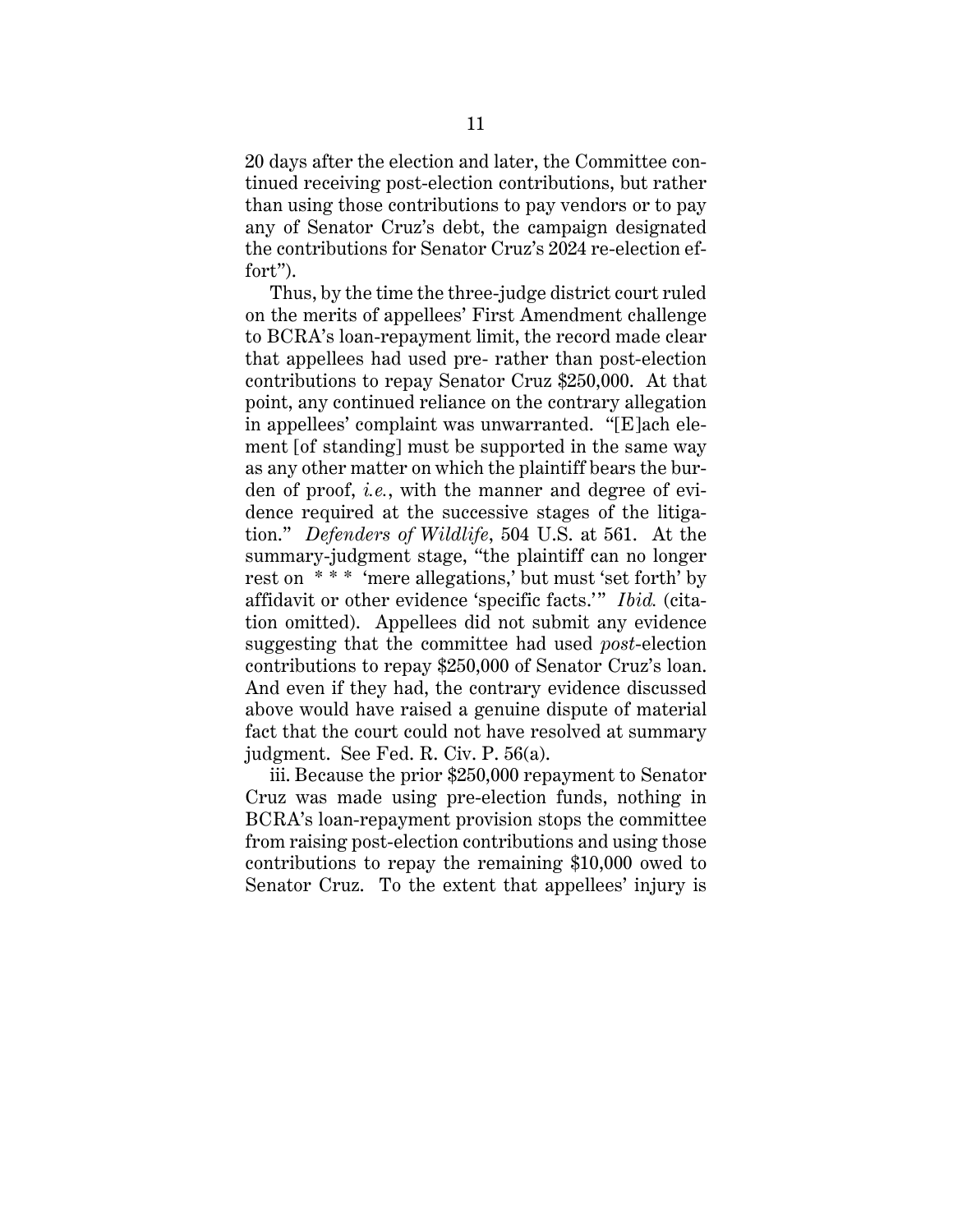20 days after the election and later, the Committee continued receiving post-election contributions, but rather than using those contributions to pay vendors or to pay any of Senator Cruz's debt, the campaign designated the contributions for Senator Cruz's 2024 re-election effort").

Thus, by the time the three-judge district court ruled on the merits of appellees' First Amendment challenge to BCRA's loan-repayment limit, the record made clear that appellees had used pre- rather than post-election contributions to repay Senator Cruz $250,000. At that point, any continued reliance on the contrary allegation in appellees' complaint was unwarranted. "[E]ach element [of standing] must be supported in the same way as any other matter on which the plaintiff bears the burden of proof, *i.e.*, with the manner and degree of evidence required at the successive stages of the litigation." *Defenders of Wildlife*, 504 U.S. at 561. At the summary-judgment stage, "the plaintiff can no longer rest on * * * 'mere allegations,' but must 'set forth' by affidavit or other evidence 'specific facts.'" *Ibid.* (citation omitted). Appellees did not submit any evidence suggesting that the committee had used *post*-election contributions to repay $250,000 of Senator Cruz's loan. And even if they had, the contrary evidence discussed above would have raised a genuine dispute of material fact that the court could not have resolved at summary judgment. See Fed. R. Civ. P. 56(a).

iii. Because the prior $250,000 repayment to Senator Cruz was made using pre-election funds, nothing in BCRA's loan-repayment provision stops the committee from raising post-election contributions and using those contributions to repay the remaining $10,000 owed to Senator Cruz. To the extent that appellees' injury is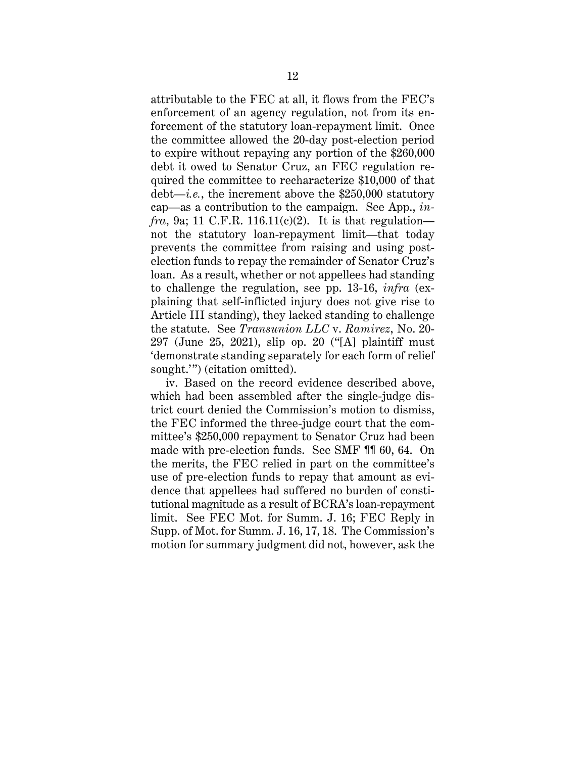attributable to the FEC at all, it flows from the FEC's enforcement of an agency regulation, not from its enforcement of the statutory loan-repayment limit. Once the committee allowed the 20-day post-election period to expire without repaying any portion of the $260,000 debt it owed to Senator Cruz, an FEC regulation required the committee to recharacterize $10,000 of that debt—*i.e.*, the increment above the $250,000 statutory cap—as a contribution to the campaign. See App., *infra*, 9a; 11 C.F.R. 116.11(c)(2). It is that regulation—not the statutory loan-repayment limit—that today prevents the committee from raising and using post-election funds to repay the remainder of Senator Cruz's loan. As a result, whether or not appellees had standing to challenge the regulation, see pp. 13-16, *infra* (explaining that self-inflicted injury does not give rise to Article III standing), they lacked standing to challenge the statute. See *Transunion LLC* v. *Ramirez*, No. 20-297 (June 25, 2021), slip op. 20 ("[A] plaintiff must 'demonstrate standing separately for each form of relief sought.'") (citation omitted).

iv. Based on the record evidence described above, which had been assembled after the single-judge district court denied the Commission's motion to dismiss, the FEC informed the three-judge court that the committee's $250,000 repayment to Senator Cruz had been made with pre-election funds. See SMF ¶¶ 60, 64. On the merits, the FEC relied in part on the committee's use of pre-election funds to repay that amount as evidence that appellees had suffered no burden of constitutional magnitude as a result of BCRA's loan-repayment limit. See FEC Mot. for Summ. J. 16; FEC Reply in Supp. of Mot. for Summ. J. 16, 17, 18. The Commission's motion for summary judgment did not, however, ask the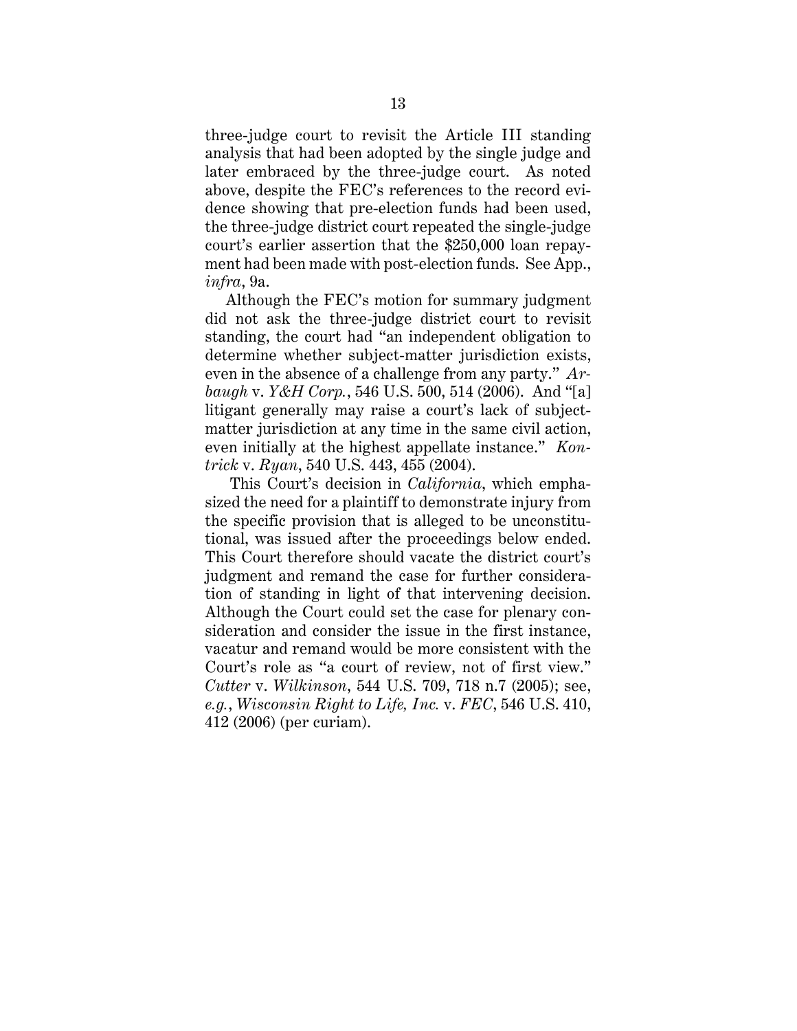three-judge court to revisit the Article III standing analysis that had been adopted by the single judge and later embraced by the three-judge court. As noted above, despite the FEC's references to the record evidence showing that pre-election funds had been used, the three-judge district court repeated the single-judge court's earlier assertion that the $250,000 loan repayment had been made with post-election funds. See App., *infra*, 9a.

Although the FEC's motion for summary judgment did not ask the three-judge district court to revisit standing, the court had "an independent obligation to determine whether subject-matter jurisdiction exists, even in the absence of a challenge from any party." *Arbaugh* v. *Y&H Corp.*, 546 U.S. 500, 514 (2006). And "[a] litigant generally may raise a court's lack of subject-matter jurisdiction at any time in the same civil action, even initially at the highest appellate instance." *Kontrick* v. *Ryan*, 540 U.S. 443, 455 (2004).

This Court's decision in *California*, which emphasized the need for a plaintiff to demonstrate injury from the specific provision that is alleged to be unconstitutional, was issued after the proceedings below ended. This Court therefore should vacate the district court's judgment and remand the case for further consideration of standing in light of that intervening decision. Although the Court could set the case for plenary consideration and consider the issue in the first instance, vacatur and remand would be more consistent with the Court's role as "a court of review, not of first view." *Cutter* v. *Wilkinson*, 544 U.S. 709, 718 n.7 (2005); see, *e.g.*, *Wisconsin Right to Life, Inc.* v. *FEC*, 546 U.S. 410, 412 (2006) (per curiam).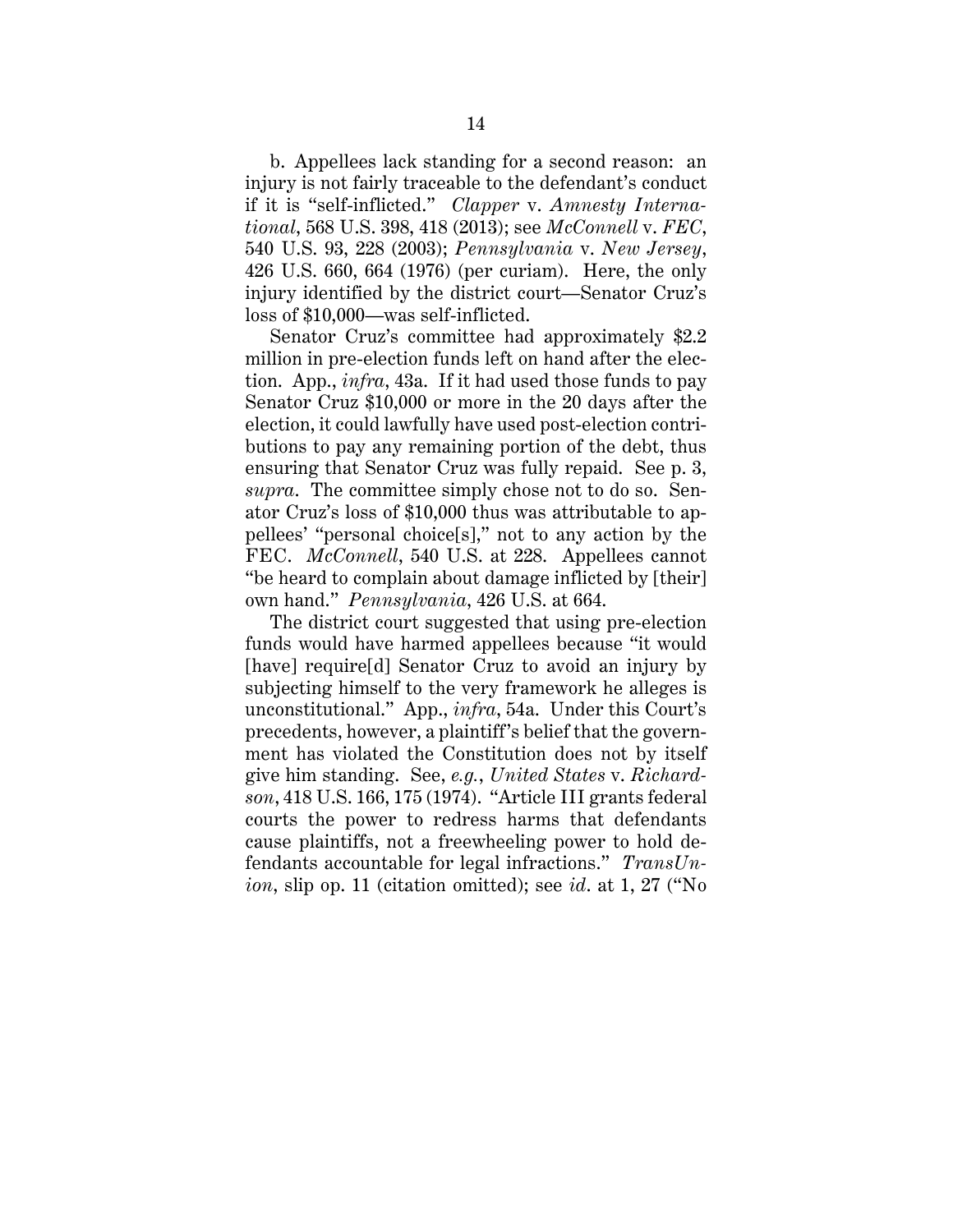b. Appellees lack standing for a second reason: an injury is not fairly traceable to the defendant's conduct if it is "self-inflicted." *Clapper* v. *Amnesty International*, 568 U.S. 398, 418 (2013); see *McConnell* v. *FEC*, 540 U.S. 93, 228 (2003); *Pennsylvania* v. *New Jersey*, 426 U.S. 660, 664 (1976) (per curiam). Here, the only injury identified by the district court—Senator Cruz's loss of $10,000—was self-inflicted.

Senator Cruz's committee had approximately $2.2 million in pre-election funds left on hand after the election. App., *infra*, 43a. If it had used those funds to pay Senator Cruz $10,000 or more in the 20 days after the election, it could lawfully have used post-election contributions to pay any remaining portion of the debt, thus ensuring that Senator Cruz was fully repaid. See p. 3, *supra*. The committee simply chose not to do so. Senator Cruz's loss of $10,000 thus was attributable to appellees' "personal choice[s]," not to any action by the FEC. *McConnell*, 540 U.S. at 228. Appellees cannot "be heard to complain about damage inflicted by [their] own hand." *Pennsylvania*, 426 U.S. at 664.

The district court suggested that using pre-election funds would have harmed appellees because "it would [have] require[d] Senator Cruz to avoid an injury by subjecting himself to the very framework he alleges is unconstitutional." App., *infra*, 54a. Under this Court's precedents, however, a plaintiff's belief that the government has violated the Constitution does not by itself give him standing. See, *e.g.*, *United States* v. *Richardson*, 418 U.S. 166, 175 (1974). "Article III grants federal courts the power to redress harms that defendants cause plaintiffs, not a freewheeling power to hold defendants accountable for legal infractions." *TransUnion*, slip op. 11 (citation omitted); see *id*. at 1, 27 ("No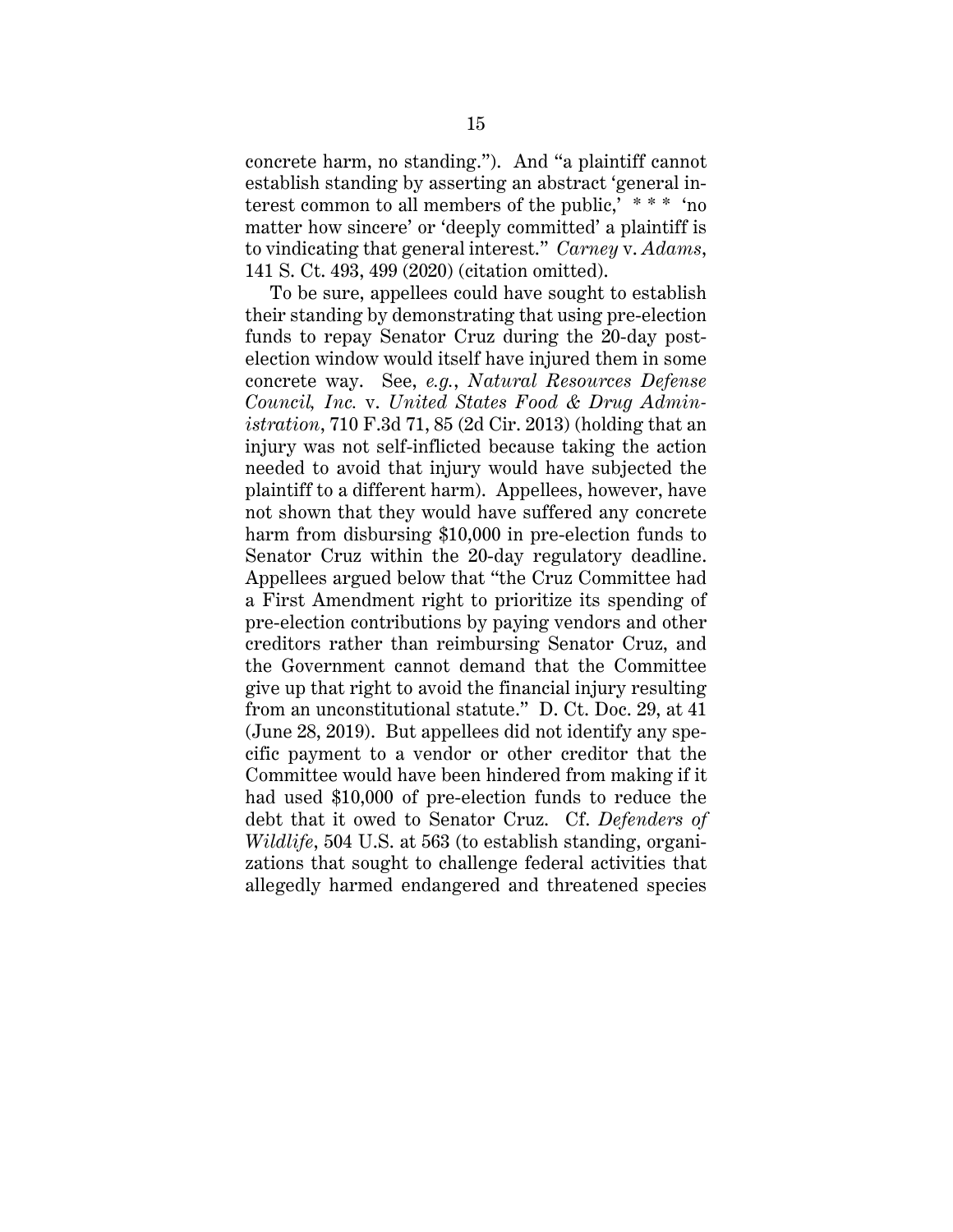concrete harm, no standing."). And "a plaintiff cannot establish standing by asserting an abstract 'general interest common to all members of the public,' * * * 'no matter how sincere' or 'deeply committed' a plaintiff is to vindicating that general interest." *Carney* v. *Adams*, 141 S. Ct. 493, 499 (2020) (citation omitted).

To be sure, appellees could have sought to establish their standing by demonstrating that using pre-election funds to repay Senator Cruz during the 20-day post-election window would itself have injured them in some concrete way. See, *e.g.*, *Natural Resources Defense Council, Inc.* v. *United States Food & Drug Administration*, 710 F.3d 71, 85 (2d Cir. 2013) (holding that an injury was not self-inflicted because taking the action needed to avoid that injury would have subjected the plaintiff to a different harm). Appellees, however, have not shown that they would have suffered any concrete harm from disbursing $10,000 in pre-election funds to Senator Cruz within the 20-day regulatory deadline. Appellees argued below that "the Cruz Committee had a First Amendment right to prioritize its spending of pre-election contributions by paying vendors and other creditors rather than reimbursing Senator Cruz, and the Government cannot demand that the Committee give up that right to avoid the financial injury resulting from an unconstitutional statute." D. Ct. Doc. 29, at 41 (June 28, 2019). But appellees did not identify any specific payment to a vendor or other creditor that the Committee would have been hindered from making if it had used $10,000 of pre-election funds to reduce the debt that it owed to Senator Cruz. Cf. *Defenders of Wildlife*, 504 U.S. at 563 (to establish standing, organizations that sought to challenge federal activities that allegedly harmed endangered and threatened species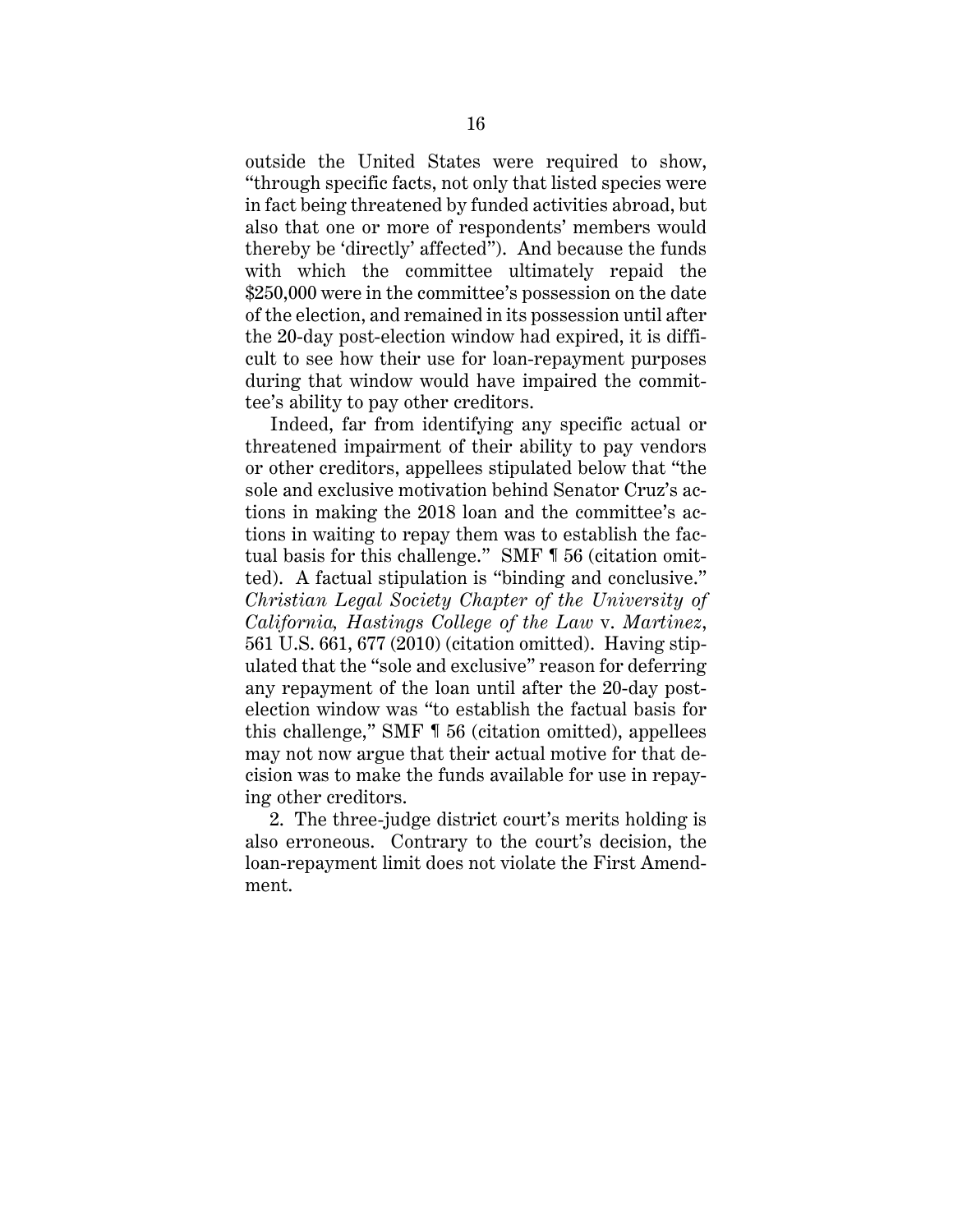outside the United States were required to show, "through specific facts, not only that listed species were in fact being threatened by funded activities abroad, but also that one or more of respondents' members would thereby be 'directly' affected"). And because the funds with which the committee ultimately repaid the $250,000 were in the committee's possession on the date of the election, and remained in its possession until after the 20-day post-election window had expired, it is difficult to see how their use for loan-repayment purposes during that window would have impaired the committee's ability to pay other creditors.

Indeed, far from identifying any specific actual or threatened impairment of their ability to pay vendors or other creditors, appellees stipulated below that "the sole and exclusive motivation behind Senator Cruz's actions in making the 2018 loan and the committee's actions in waiting to repay them was to establish the factual basis for this challenge." SMF ¶ 56 (citation omitted). A factual stipulation is "binding and conclusive." *Christian Legal Society Chapter of the University of California, Hastings College of the Law* v. *Martinez*, 561 U.S. 661, 677 (2010) (citation omitted). Having stipulated that the "sole and exclusive" reason for deferring any repayment of the loan until after the 20-day post-election window was "to establish the factual basis for this challenge," SMF ¶ 56 (citation omitted), appellees may not now argue that their actual motive for that decision was to make the funds available for use in repaying other creditors.

2. The three-judge district court's merits holding is also erroneous. Contrary to the court's decision, the loan-repayment limit does not violate the First Amendment.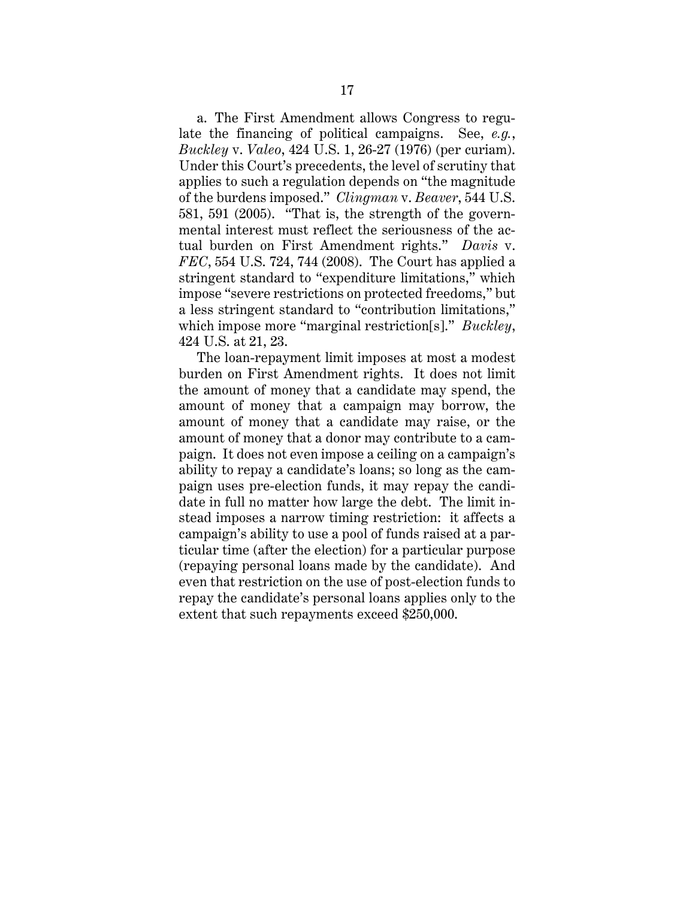a. The First Amendment allows Congress to regulate the financing of political campaigns. See, *e.g.*, *Buckley* v. *Valeo*, 424 U.S. 1, 26-27 (1976) (per curiam). Under this Court's precedents, the level of scrutiny that applies to such a regulation depends on "the magnitude of the burdens imposed." *Clingman* v. *Beaver*, 544 U.S. 581, 591 (2005). "That is, the strength of the governmental interest must reflect the seriousness of the actual burden on First Amendment rights." *Davis* v. *FEC*, 554 U.S. 724, 744 (2008). The Court has applied a stringent standard to "expenditure limitations," which impose "severe restrictions on protected freedoms," but a less stringent standard to "contribution limitations," which impose more "marginal restriction[s]." *Buckley*, 424 U.S. at 21, 23.

The loan-repayment limit imposes at most a modest burden on First Amendment rights. It does not limit the amount of money that a candidate may spend, the amount of money that a campaign may borrow, the amount of money that a candidate may raise, or the amount of money that a donor may contribute to a campaign. It does not even impose a ceiling on a campaign's ability to repay a candidate's loans; so long as the campaign uses pre-election funds, it may repay the candidate in full no matter how large the debt. The limit instead imposes a narrow timing restriction: it affects a campaign's ability to use a pool of funds raised at a particular time (after the election) for a particular purpose (repaying personal loans made by the candidate). And even that restriction on the use of post-election funds to repay the candidate's personal loans applies only to the extent that such repayments exceed $250,000.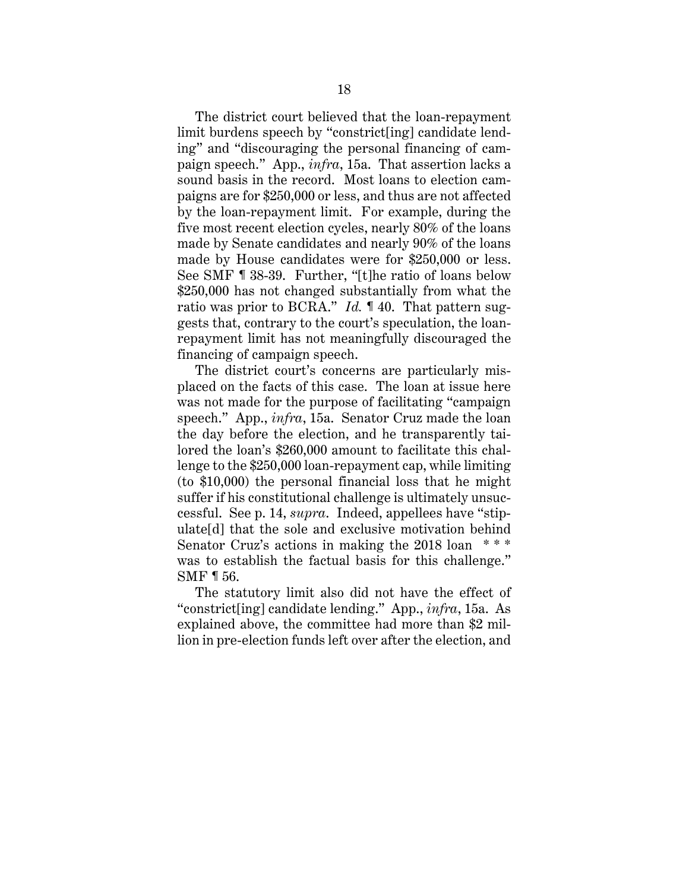The district court believed that the loan-repayment limit burdens speech by "constrict[ing] candidate lending" and "discouraging the personal financing of campaign speech." App., *infra*, 15a. That assertion lacks a sound basis in the record. Most loans to election campaigns are for $250,000 or less, and thus are not affected by the loan-repayment limit. For example, during the five most recent election cycles, nearly 80% of the loans made by Senate candidates and nearly 90% of the loans made by House candidates were for $250,000 or less. See SMF ¶ 38-39. Further, "[t]he ratio of loans below $250,000 has not changed substantially from what the ratio was prior to BCRA." *Id.* ¶ 40. That pattern suggests that, contrary to the court's speculation, the loan-repayment limit has not meaningfully discouraged the financing of campaign speech.

The district court's concerns are particularly misplaced on the facts of this case. The loan at issue here was not made for the purpose of facilitating "campaign speech." App., *infra*, 15a. Senator Cruz made the loan the day before the election, and he transparently tailored the loan's $260,000 amount to facilitate this challenge to the $250,000 loan-repayment cap, while limiting (to $10,000) the personal financial loss that he might suffer if his constitutional challenge is ultimately unsuccessful. See p. 14, *supra*. Indeed, appellees have "stipulate[d] that the sole and exclusive motivation behind Senator Cruz's actions in making the 2018 loan * * * was to establish the factual basis for this challenge." SMF ¶ 56.

The statutory limit also did not have the effect of "constrict[ing] candidate lending." App., *infra*, 15a. As explained above, the committee had more than $2 million in pre-election funds left over after the election, and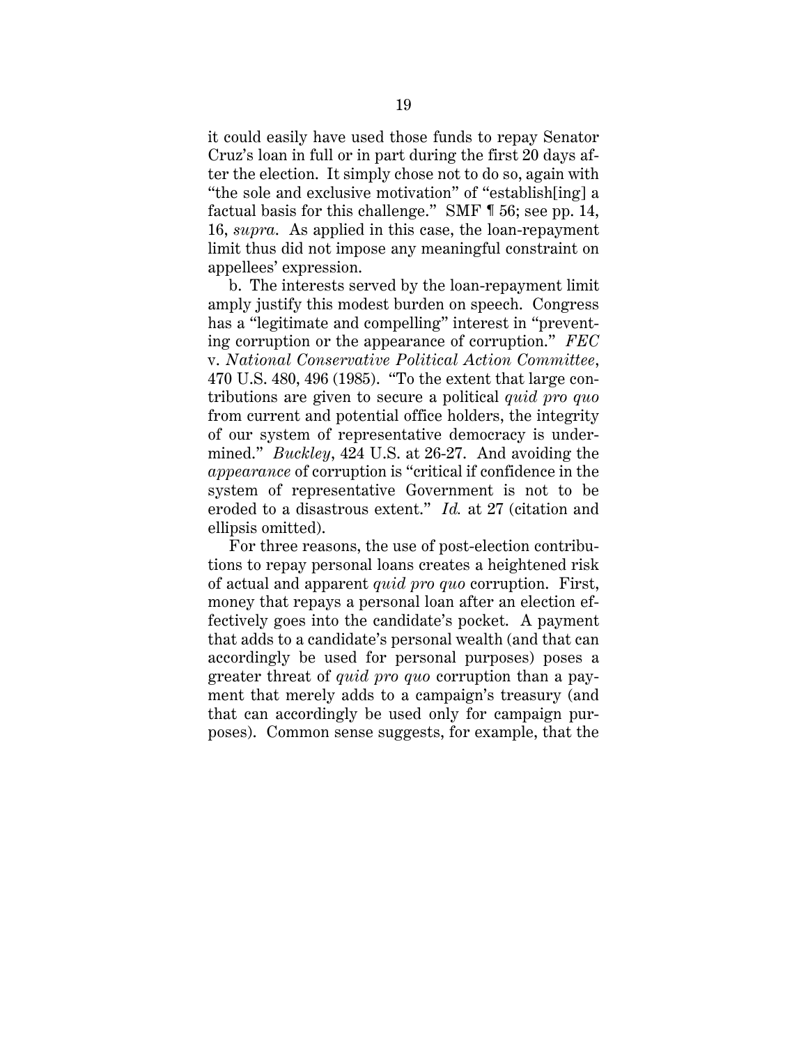it could easily have used those funds to repay Senator Cruz's loan in full or in part during the first 20 days after the election. It simply chose not to do so, again with "the sole and exclusive motivation" of "establish[ing] a factual basis for this challenge." SMF ¶ 56; see pp. 14, 16, *supra*. As applied in this case, the loan-repayment limit thus did not impose any meaningful constraint on appellees' expression.

b. The interests served by the loan-repayment limit amply justify this modest burden on speech. Congress has a "legitimate and compelling" interest in "preventing corruption or the appearance of corruption." *FEC* v. *National Conservative Political Action Committee*, 470 U.S. 480, 496 (1985). "To the extent that large contributions are given to secure a political *quid pro quo* from current and potential office holders, the integrity of our system of representative democracy is undermined." *Buckley*, 424 U.S. at 26-27. And avoiding the *appearance* of corruption is "critical if confidence in the system of representative Government is not to be eroded to a disastrous extent." *Id.* at 27 (citation and ellipsis omitted).

For three reasons, the use of post-election contributions to repay personal loans creates a heightened risk of actual and apparent *quid pro quo* corruption. First, money that repays a personal loan after an election effectively goes into the candidate's pocket. A payment that adds to a candidate's personal wealth (and that can accordingly be used for personal purposes) poses a greater threat of *quid pro quo* corruption than a payment that merely adds to a campaign's treasury (and that can accordingly be used only for campaign purposes). Common sense suggests, for example, that the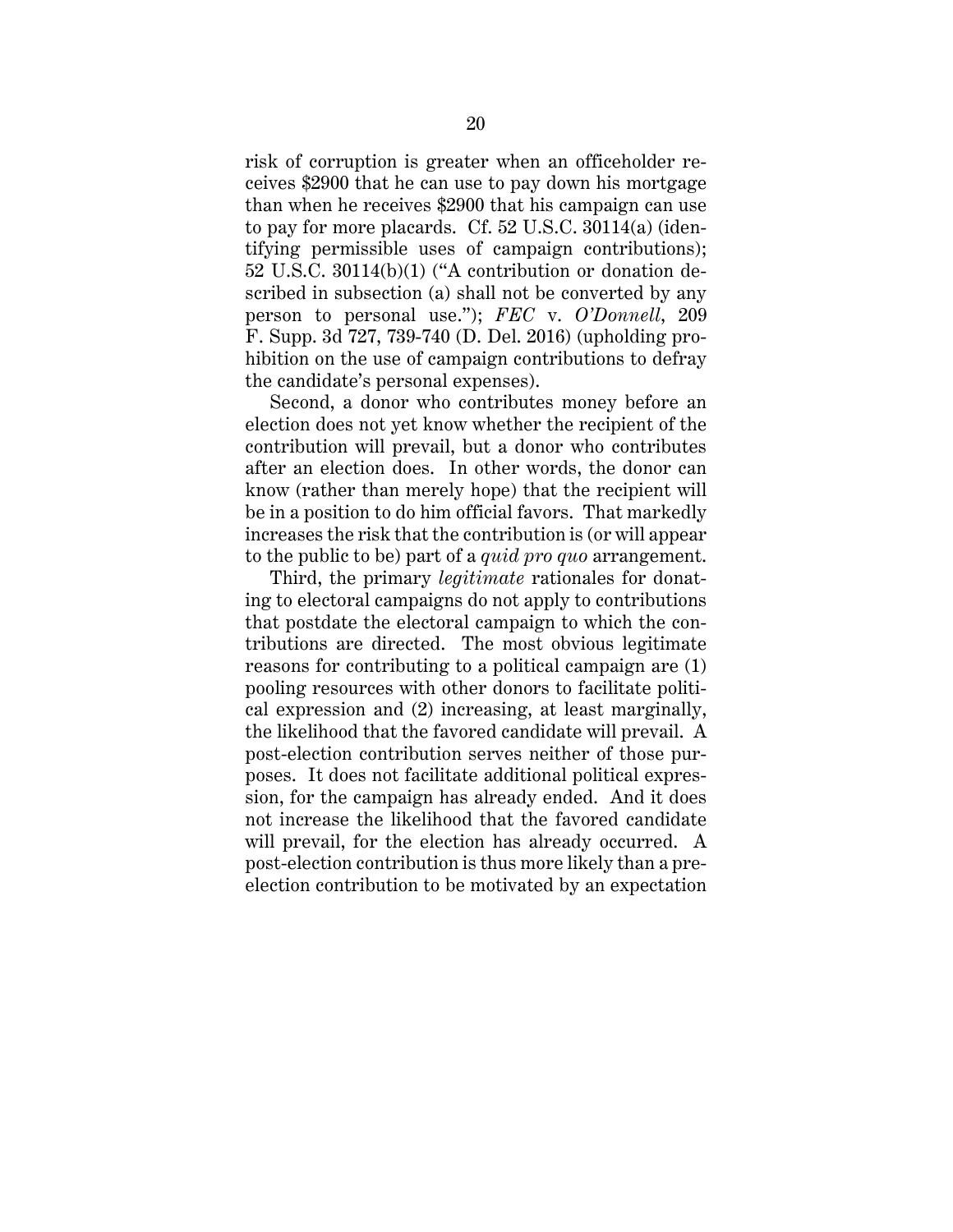risk of corruption is greater when an officeholder receives $2900 that he can use to pay down his mortgage than when he receives $2900 that his campaign can use to pay for more placards. Cf. 52 U.S.C. 30114(a) (identifying permissible uses of campaign contributions); 52 U.S.C. 30114(b)(1) ("A contribution or donation described in subsection (a) shall not be converted by any person to personal use."); *FEC* v. *O'Donnell*, 209 F. Supp. 3d 727, 739-740 (D. Del. 2016) (upholding prohibition on the use of campaign contributions to defray the candidate's personal expenses).

Second, a donor who contributes money before an election does not yet know whether the recipient of the contribution will prevail, but a donor who contributes after an election does. In other words, the donor can know (rather than merely hope) that the recipient will be in a position to do him official favors. That markedly increases the risk that the contribution is (or will appear to the public to be) part of a *quid pro quo* arrangement.

Third, the primary *legitimate* rationales for donating to electoral campaigns do not apply to contributions that postdate the electoral campaign to which the contributions are directed. The most obvious legitimate reasons for contributing to a political campaign are (1) pooling resources with other donors to facilitate political expression and (2) increasing, at least marginally, the likelihood that the favored candidate will prevail. A post-election contribution serves neither of those purposes. It does not facilitate additional political expression, for the campaign has already ended. And it does not increase the likelihood that the favored candidate will prevail, for the election has already occurred. A post-election contribution is thus more likely than a pre-election contribution to be motivated by an expectation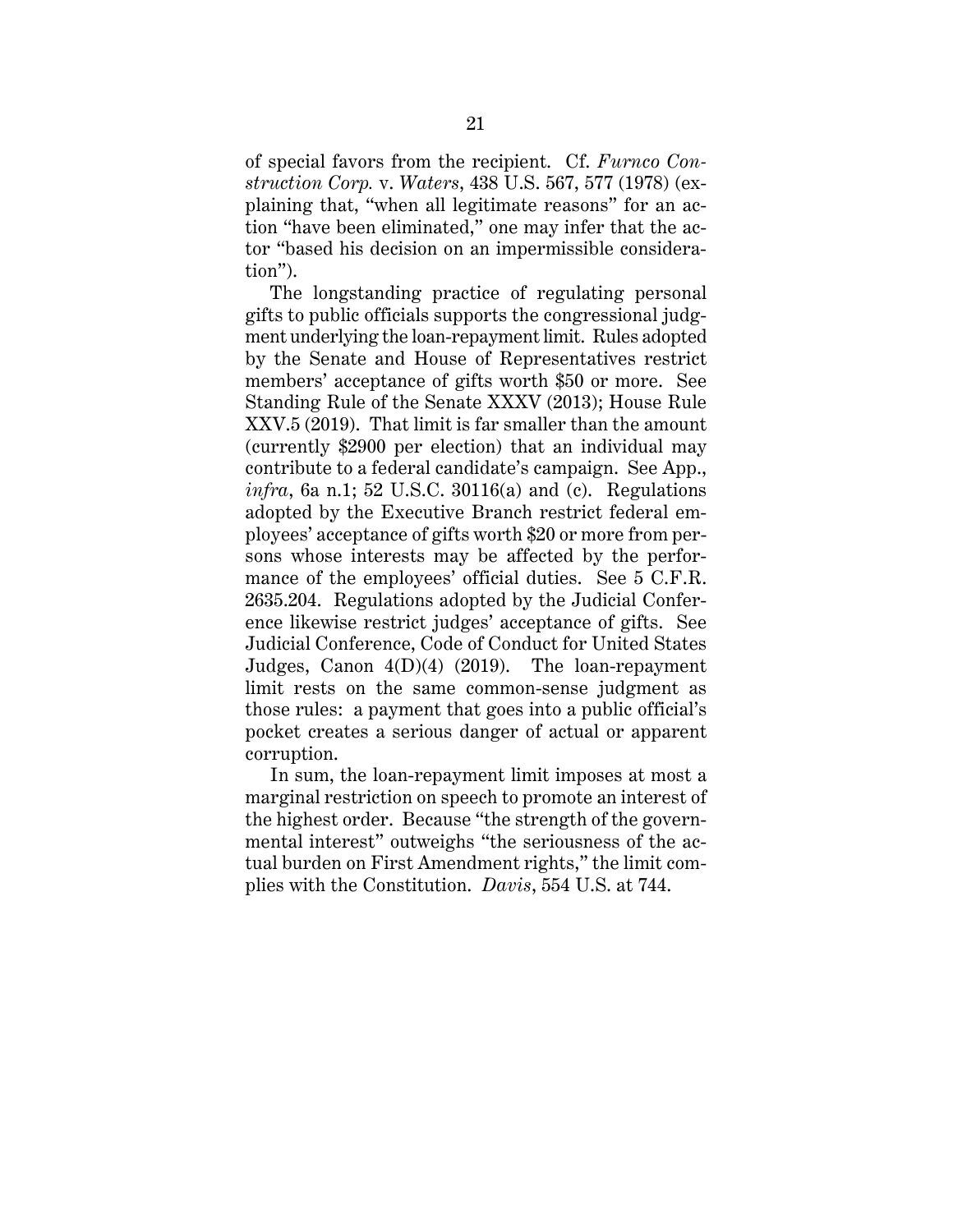of special favors from the recipient. Cf. *Furnco Construction Corp.* v. *Waters*, 438 U.S. 567, 577 (1978) (explaining that, "when all legitimate reasons" for an action "have been eliminated," one may infer that the actor "based his decision on an impermissible consideration").

The longstanding practice of regulating personal gifts to public officials supports the congressional judgment underlying the loan-repayment limit. Rules adopted by the Senate and House of Representatives restrict members' acceptance of gifts worth $50 or more. See Standing Rule of the Senate XXXV (2013); House Rule XXV.5 (2019). That limit is far smaller than the amount (currently $2900 per election) that an individual may contribute to a federal candidate's campaign. See App., *infra*, 6a n.1; 52 U.S.C. 30116(a) and (c). Regulations adopted by the Executive Branch restrict federal employees' acceptance of gifts worth $20 or more from persons whose interests may be affected by the performance of the employees' official duties. See 5 C.F.R. 2635.204. Regulations adopted by the Judicial Conference likewise restrict judges' acceptance of gifts. See Judicial Conference, Code of Conduct for United States Judges, Canon 4(D)(4) (2019). The loan-repayment limit rests on the same common-sense judgment as those rules: a payment that goes into a public official's pocket creates a serious danger of actual or apparent corruption.

In sum, the loan-repayment limit imposes at most a marginal restriction on speech to promote an interest of the highest order. Because "the strength of the governmental interest" outweighs "the seriousness of the actual burden on First Amendment rights," the limit complies with the Constitution. *Davis*, 554 U.S. at 744.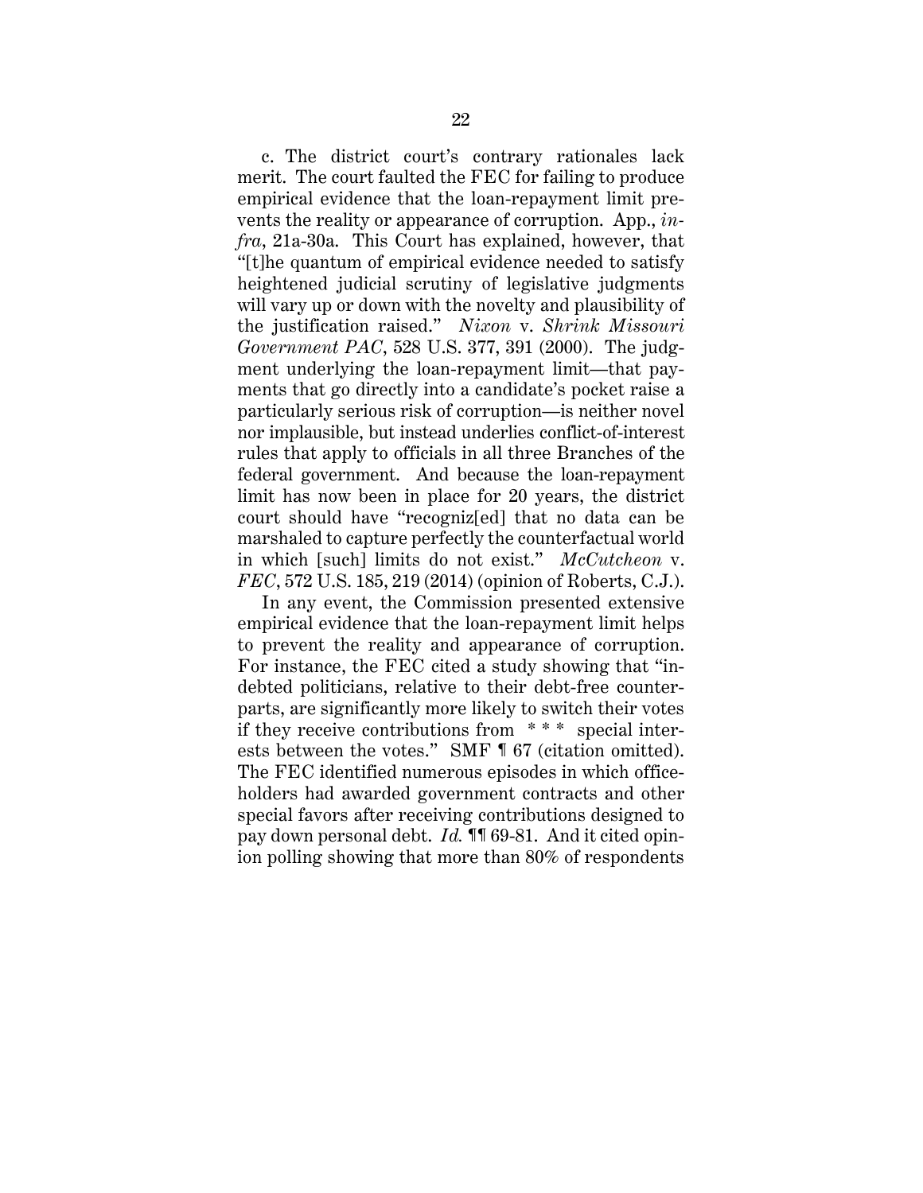c. The district court's contrary rationales lack merit. The court faulted the FEC for failing to produce empirical evidence that the loan-repayment limit prevents the reality or appearance of corruption. App., *infra*, 21a-30a. This Court has explained, however, that "[t]he quantum of empirical evidence needed to satisfy heightened judicial scrutiny of legislative judgments will vary up or down with the novelty and plausibility of the justification raised." *Nixon* v. *Shrink Missouri Government PAC*, 528 U.S. 377, 391 (2000). The judgment underlying the loan-repayment limit—that payments that go directly into a candidate's pocket raise a particularly serious risk of corruption—is neither novel nor implausible, but instead underlies conflict-of-interest rules that apply to officials in all three Branches of the federal government. And because the loan-repayment limit has now been in place for 20 years, the district court should have "recogniz[ed] that no data can be marshaled to capture perfectly the counterfactual world in which [such] limits do not exist." *McCutcheon* v. *FEC*, 572 U.S. 185, 219 (2014) (opinion of Roberts, C.J.).

In any event, the Commission presented extensive empirical evidence that the loan-repayment limit helps to prevent the reality and appearance of corruption. For instance, the FEC cited a study showing that "indebted politicians, relative to their debt-free counterparts, are significantly more likely to switch their votes if they receive contributions from * * * special interests between the votes." SMF ¶ 67 (citation omitted). The FEC identified numerous episodes in which officeholders had awarded government contracts and other special favors after receiving contributions designed to pay down personal debt. *Id.* ¶¶ 69-81. And it cited opinion polling showing that more than 80% of respondents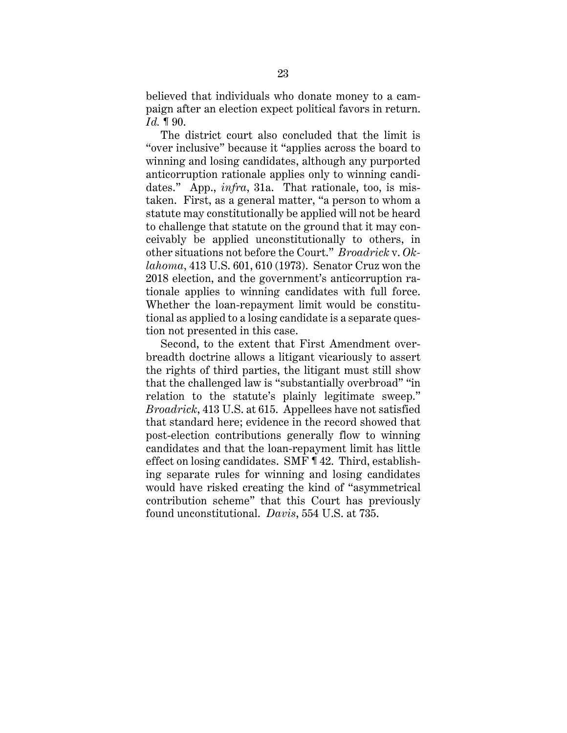believed that individuals who donate money to a campaign after an election expect political favors in return. *Id.* ¶ 90.

The district court also concluded that the limit is "over inclusive" because it "applies across the board to winning and losing candidates, although any purported anticorruption rationale applies only to winning candidates." App., *infra*, 31a. That rationale, too, is mistaken. First, as a general matter, "a person to whom a statute may constitutionally be applied will not be heard to challenge that statute on the ground that it may conceivably be applied unconstitutionally to others, in other situations not before the Court." *Broadrick* v. *Oklahoma*, 413 U.S. 601, 610 (1973). Senator Cruz won the 2018 election, and the government's anticorruption rationale applies to winning candidates with full force. Whether the loan-repayment limit would be constitutional as applied to a losing candidate is a separate question not presented in this case.

Second, to the extent that First Amendment overbreadth doctrine allows a litigant vicariously to assert the rights of third parties, the litigant must still show that the challenged law is "substantially overbroad" "in relation to the statute's plainly legitimate sweep." *Broadrick*, 413 U.S. at 615. Appellees have not satisfied that standard here; evidence in the record showed that post-election contributions generally flow to winning candidates and that the loan-repayment limit has little effect on losing candidates. SMF ¶ 42. Third, establishing separate rules for winning and losing candidates would have risked creating the kind of "asymmetrical contribution scheme" that this Court has previously found unconstitutional. *Davis*, 554 U.S. at 735.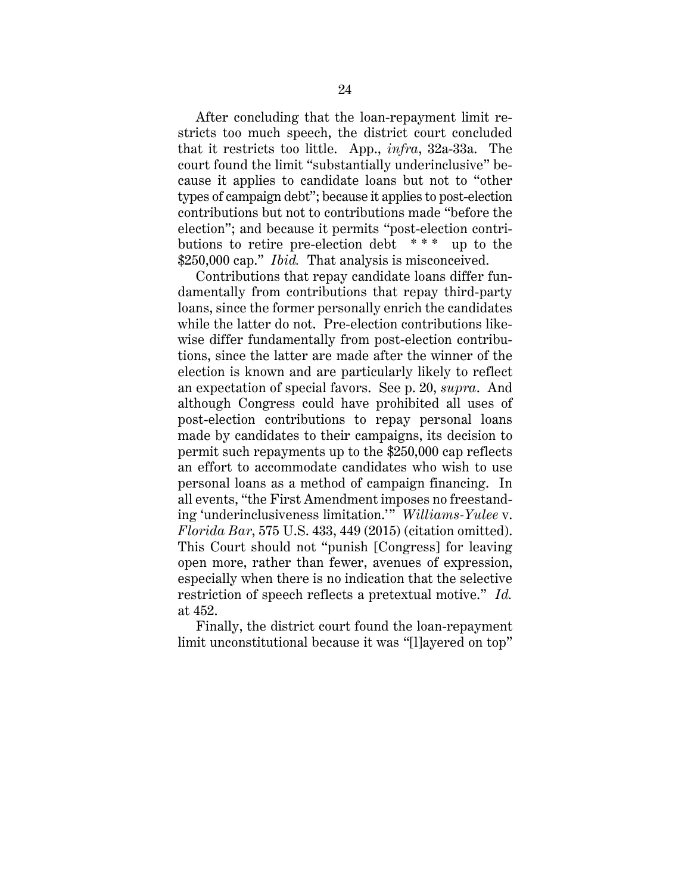After concluding that the loan-repayment limit restricts too much speech, the district court concluded that it restricts too little. App., *infra*, 32a-33a. The court found the limit "substantially underinclusive" because it applies to candidate loans but not to "other types of campaign debt"; because it applies to post-election contributions but not to contributions made "before the election"; and because it permits "post-election contributions to retire pre-election debt * * * up to the $250,000 cap." *Ibid.* That analysis is misconceived.

Contributions that repay candidate loans differ fundamentally from contributions that repay third-party loans, since the former personally enrich the candidates while the latter do not. Pre-election contributions likewise differ fundamentally from post-election contributions, since the latter are made after the winner of the election is known and are particularly likely to reflect an expectation of special favors. See p. 20, *supra*. And although Congress could have prohibited all uses of post-election contributions to repay personal loans made by candidates to their campaigns, its decision to permit such repayments up to the $250,000 cap reflects an effort to accommodate candidates who wish to use personal loans as a method of campaign financing. In all events, "the First Amendment imposes no freestanding 'underinclusiveness limitation.'" *Williams-Yulee* v. *Florida Bar*, 575 U.S. 433, 449 (2015) (citation omitted). This Court should not "punish [Congress] for leaving open more, rather than fewer, avenues of expression, especially when there is no indication that the selective restriction of speech reflects a pretextual motive." *Id.* at 452.

Finally, the district court found the loan-repayment limit unconstitutional because it was "[l]ayered on top"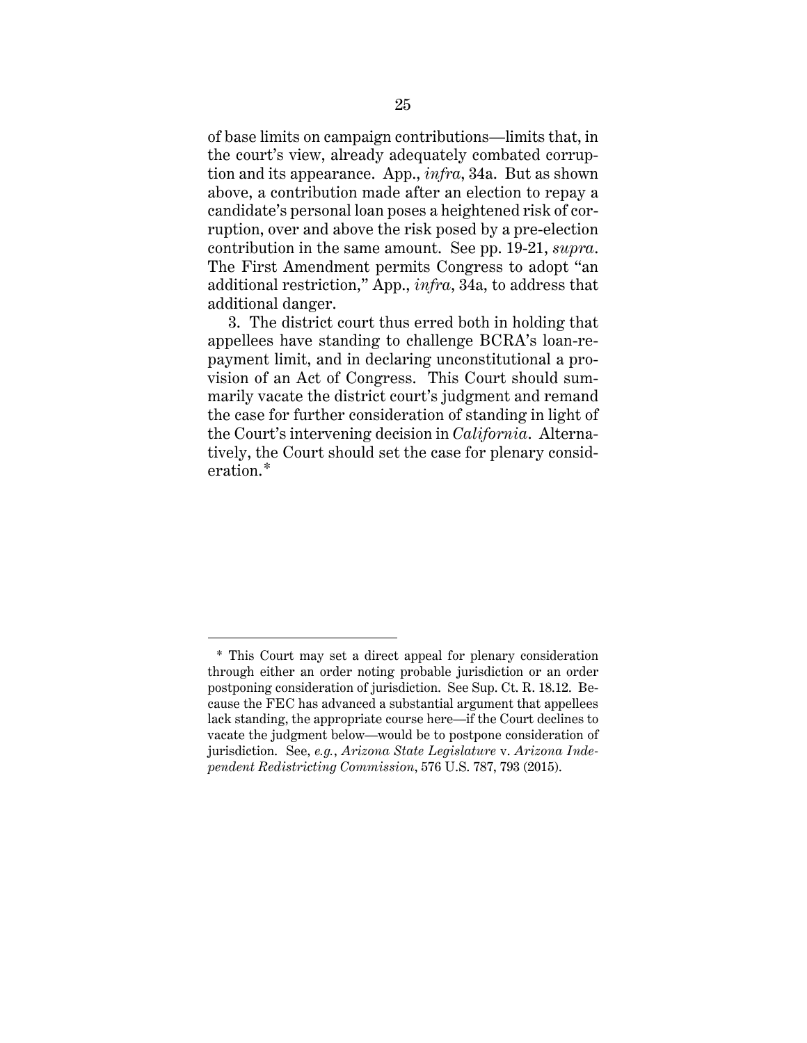of base limits on campaign contributions—limits that, in the court's view, already adequately combated corruption and its appearance. App., *infra*, 34a. But as shown above, a contribution made after an election to repay a candidate's personal loan poses a heightened risk of corruption, over and above the risk posed by a pre-election contribution in the same amount. See pp. 19-21, *supra*. The First Amendment permits Congress to adopt "an additional restriction," App., *infra*, 34a, to address that additional danger.

3. The district court thus erred both in holding that appellees have standing to challenge BCRA's loan-repayment limit, and in declaring unconstitutional a provision of an Act of Congress. This Court should summarily vacate the district court's judgment and remand the case for further consideration of standing in light of the Court's intervening decision in *California*. Alternatively, the Court should set the case for plenary consideration.*

---

* This Court may set a direct appeal for plenary consideration through either an order noting probable jurisdiction or an order postponing consideration of jurisdiction. See Sup. Ct. R. 18.12. Because the FEC has advanced a substantial argument that appellees lack standing, the appropriate course here—if the Court declines to vacate the judgment below—would be to postpone consideration of jurisdiction. See, *e.g.*, *Arizona State Legislature* v. *Arizona Independent Redistricting Commission*, 576 U.S. 787, 793 (2015).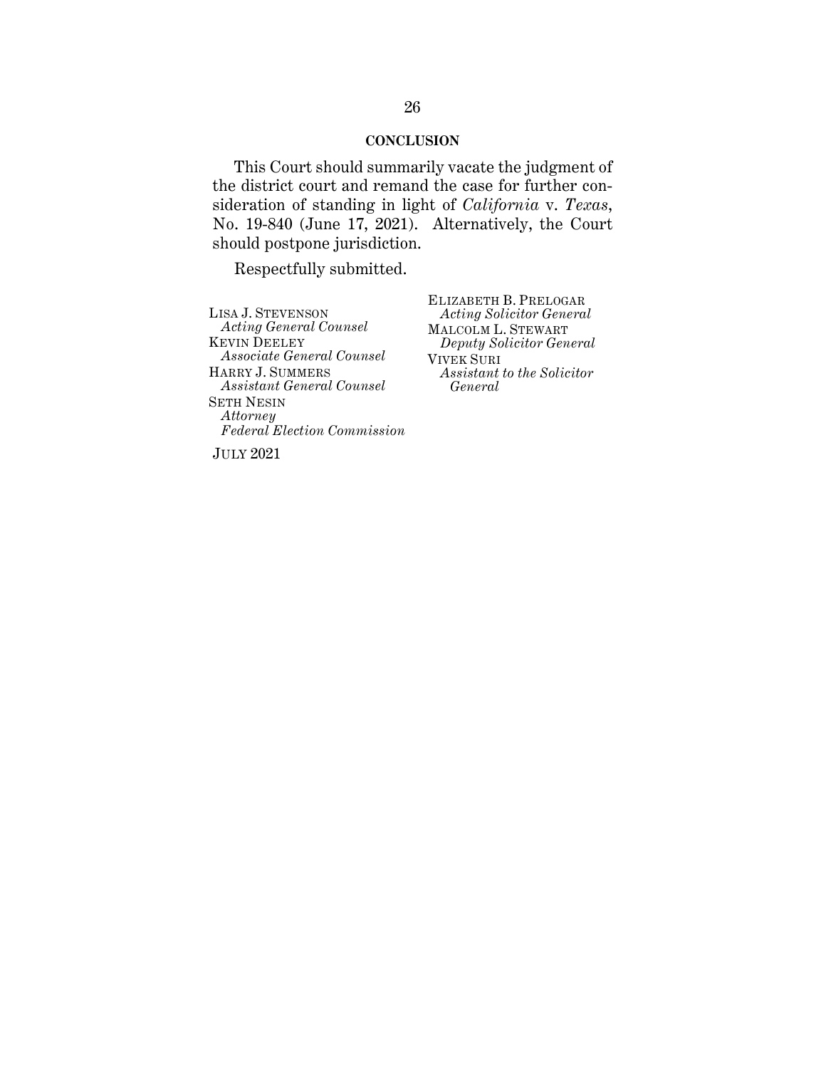## CONCLUSION

This Court should summarily vacate the judgment of the district court and remand the case for further consideration of standing in light of *California* v. *Texas*, No. 19-840 (June 17, 2021). Alternatively, the Court should postpone jurisdiction.

Respectfully submitted.

ELIZABETH B. PRELOGAR
*Acting Solicitor General*
MALCOLM L. STEWART
*Deputy Solicitor General*
VIVEK SURI
*Assistant to the Solicitor General*

LISA J. STEVENSON
*Acting General Counsel*
KEVIN DEELEY
*Associate General Counsel*
HARRY J. SUMMERS
*Assistant General Counsel*
SETH NESIN
*Attorney*
*Federal Election Commission*

JULY 2021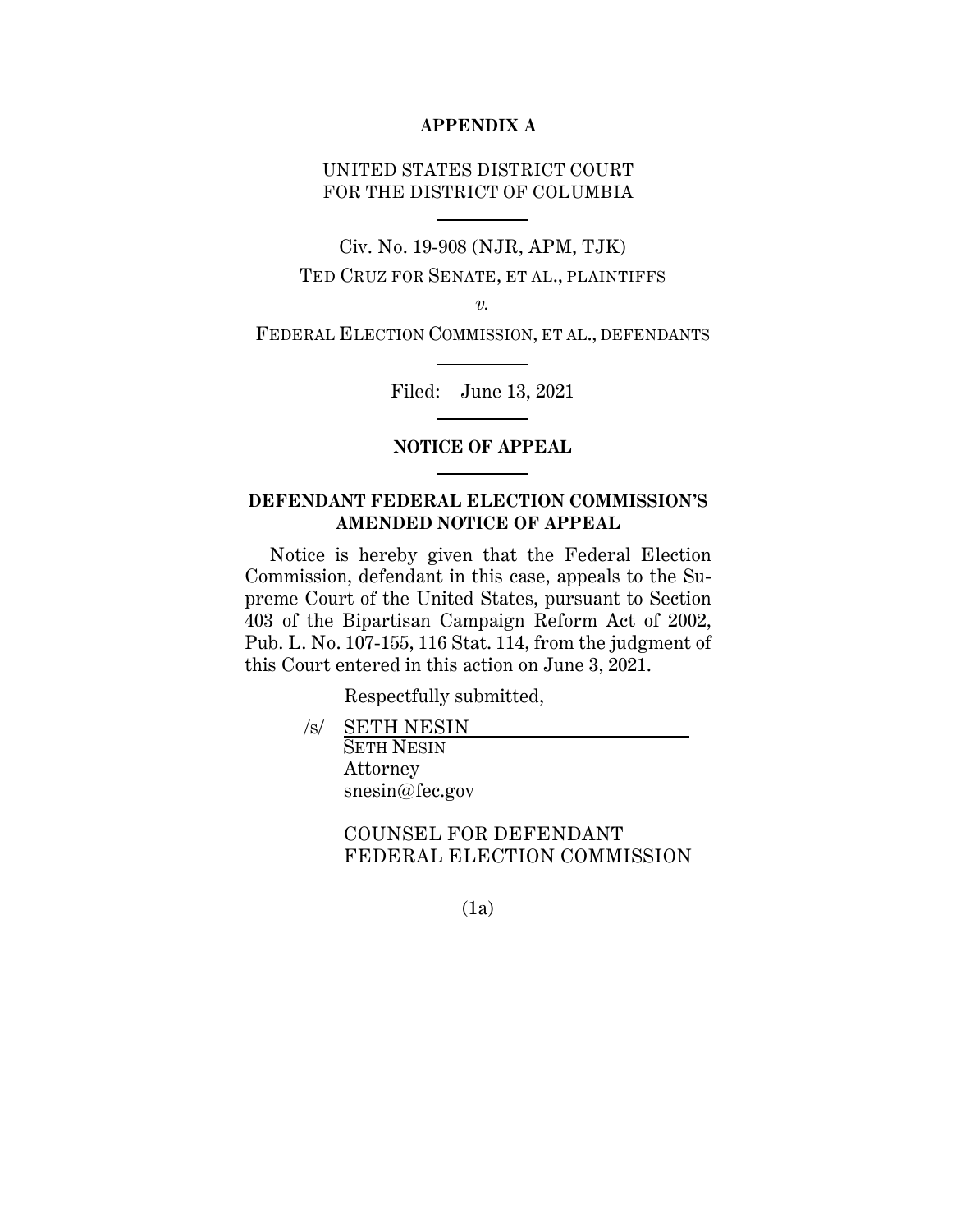**APPENDIX A**

UNITED STATES DISTRICT COURT
FOR THE DISTRICT OF COLUMBIA

---

Civ. No. 19-908 (NJR, APM, TJK)

TED CRUZ FOR SENATE, ET AL., PLAINTIFFS

*v.*

FEDERAL ELECTION COMMISSION, ET AL., DEFENDANTS

---

Filed: June 13, 2021

---

**NOTICE OF APPEAL**

---

**DEFENDANT FEDERAL ELECTION COMMISSION'S AMENDED NOTICE OF APPEAL**

Notice is hereby given that the Federal Election Commission, defendant in this case, appeals to the Supreme Court of the United States, pursuant to Section 403 of the Bipartisan Campaign Reform Act of 2002, Pub. L. No. 107-155, 116 Stat. 114, from the judgment of this Court entered in this action on June 3, 2021.

Respectfully submitted,

/s/ SETH NESIN
SETH NESIN
Attorney
snesin@fec.gov

COUNSEL FOR DEFENDANT
FEDERAL ELECTION COMMISSION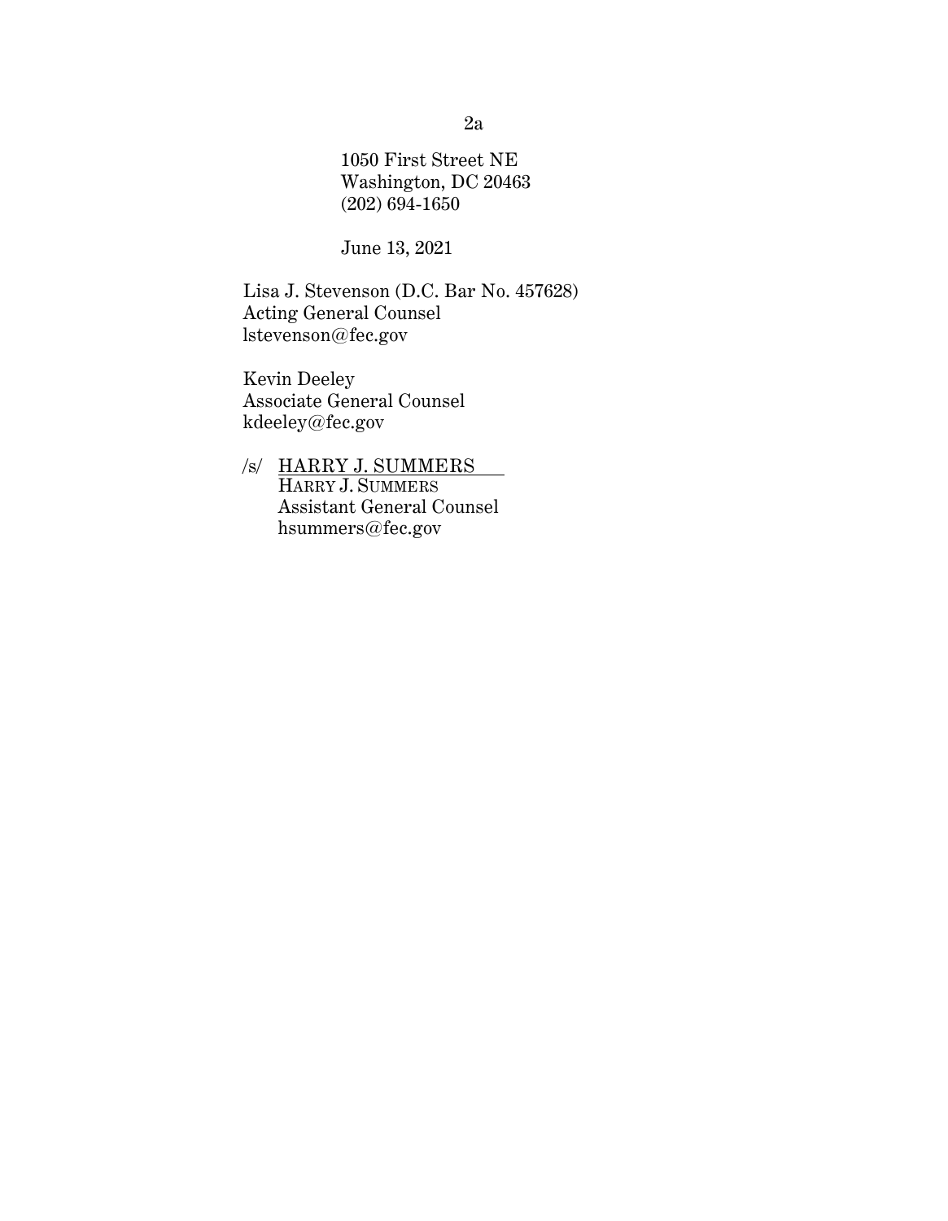1050 First Street NE
Washington, DC 20463
(202) 694-1650

June 13, 2021

Lisa J. Stevenson (D.C. Bar No. 457628)
Acting General Counsel
lstevenson@fec.gov

Kevin Deeley
Associate General Counsel
kdeeley@fec.gov

/s/ HARRY J. SUMMERS
HARRY J. SUMMERS
Assistant General Counsel
hsummers@fec.gov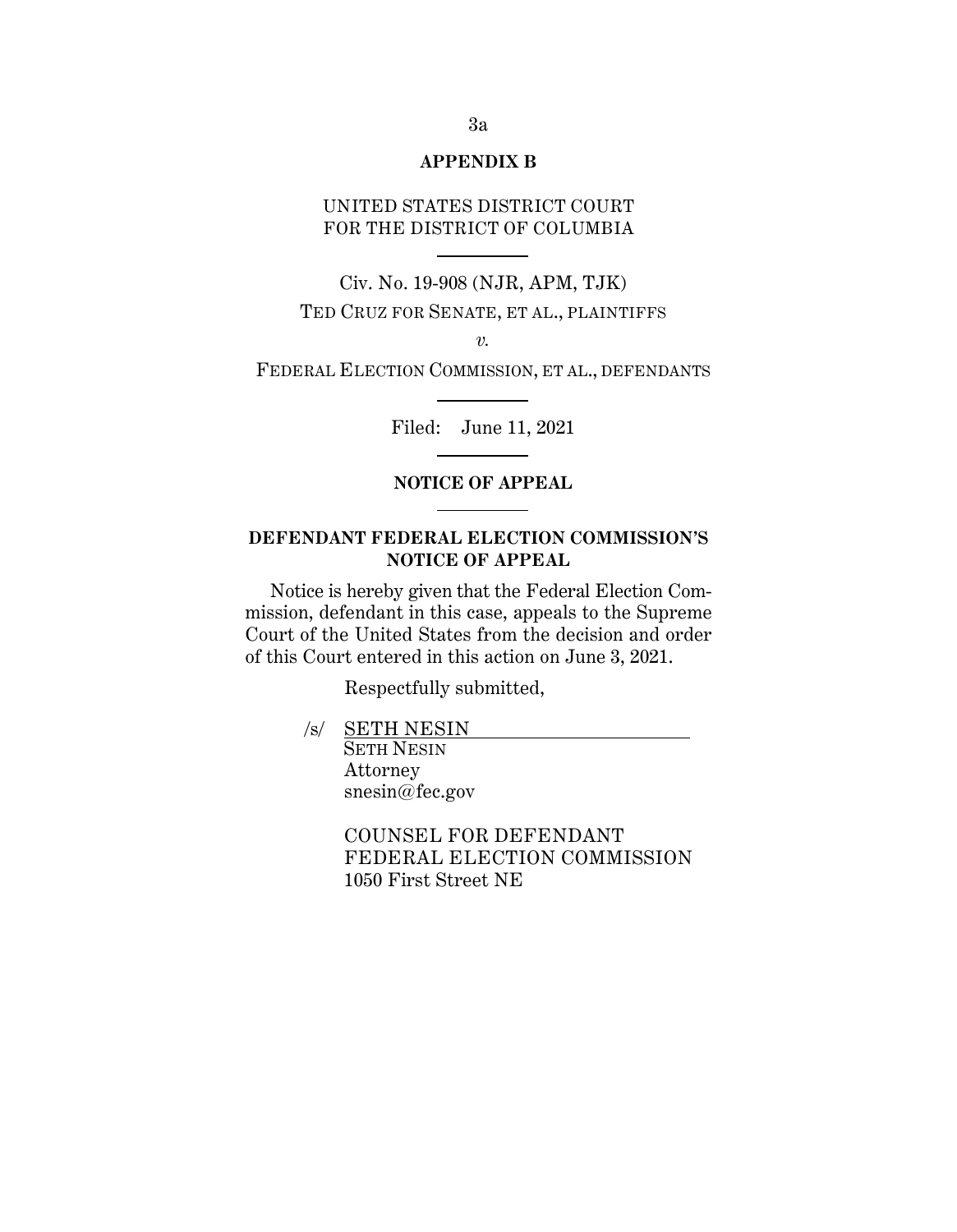## APPENDIX B

UNITED STATES DISTRICT COURT
FOR THE DISTRICT OF COLUMBIA

---

Civ. No. 19-908 (NJR, APM, TJK)

TED CRUZ FOR SENATE, ET AL., PLAINTIFFS

*v.*

FEDERAL ELECTION COMMISSION, ET AL., DEFENDANTS

---

Filed: June 11, 2021

---

### NOTICE OF APPEAL

---

### DEFENDANT FEDERAL ELECTION COMMISSION'S NOTICE OF APPEAL

Notice is hereby given that the Federal Election Commission, defendant in this case, appeals to the Supreme Court of the United States from the decision and order of this Court entered in this action on June 3, 2021.

Respectfully submitted,

/s/ SETH NESIN
SETH NESIN
Attorney
snesin@fec.gov

COUNSEL FOR DEFENDANT
FEDERAL ELECTION COMMISSION
1050 First Street NE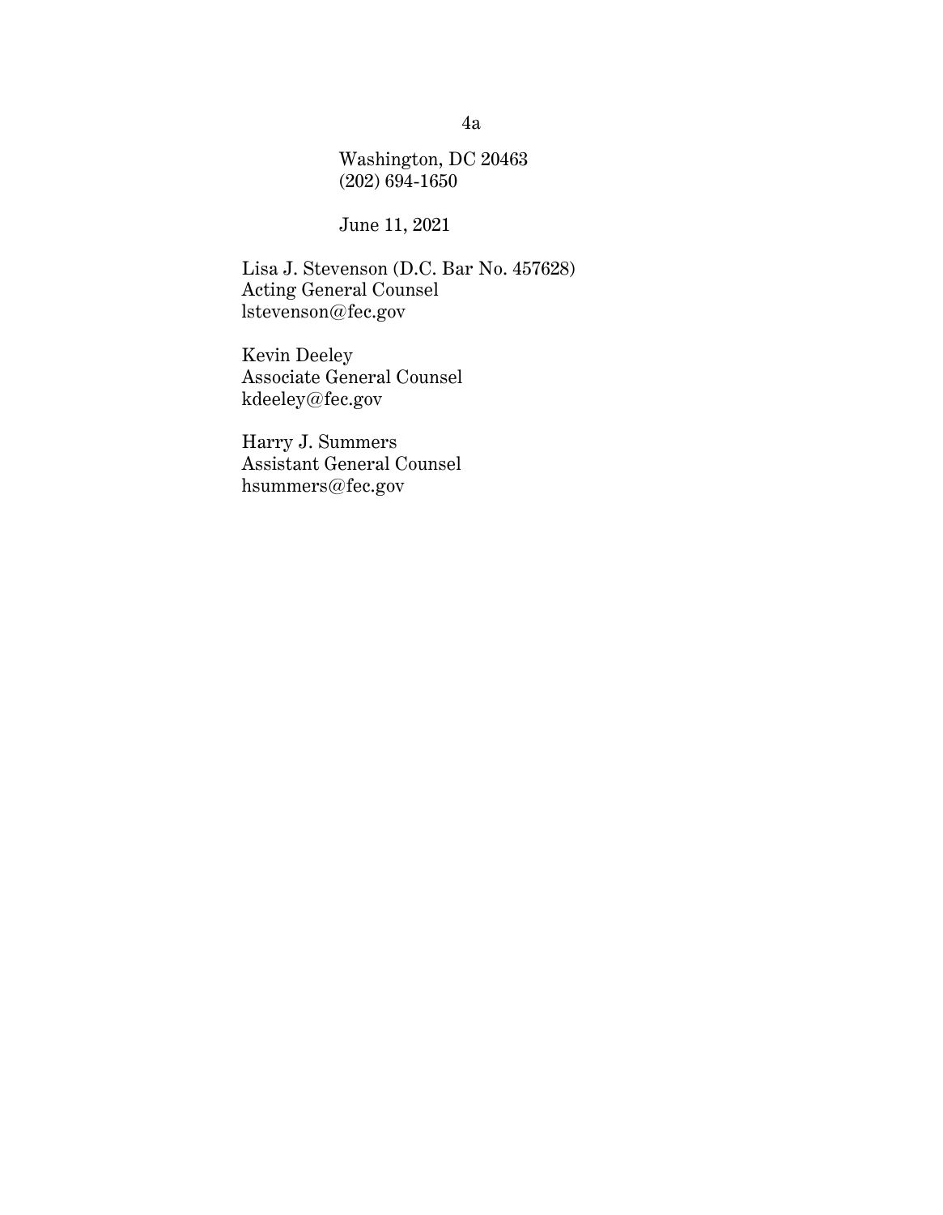Washington, DC 20463
(202) 694-1650

June 11, 2021

Lisa J. Stevenson (D.C. Bar No. 457628)
Acting General Counsel
lstevenson@fec.gov

Kevin Deeley
Associate General Counsel
kdeeley@fec.gov

Harry J. Summers
Assistant General Counsel
hsummers@fec.gov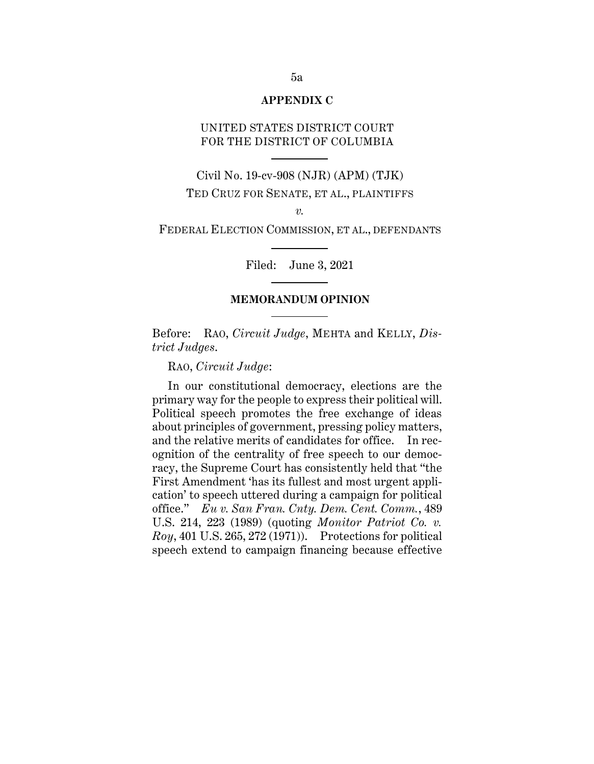**APPENDIX C**

UNITED STATES DISTRICT COURT
FOR THE DISTRICT OF COLUMBIA

---

Civil No. 19-cv-908 (NJR) (APM) (TJK)

TED CRUZ FOR SENATE, ET AL., PLAINTIFFS

*v.*

FEDERAL ELECTION COMMISSION, ET AL., DEFENDANTS

---

Filed: June 3, 2021

---

**MEMORANDUM OPINION**

---

Before: RAO, *Circuit Judge*, MEHTA and KELLY, *District Judges*.

RAO, *Circuit Judge*:

In our constitutional democracy, elections are the primary way for the people to express their political will. Political speech promotes the free exchange of ideas about principles of government, pressing policy matters, and the relative merits of candidates for office. In recognition of the centrality of free speech to our democracy, the Supreme Court has consistently held that "the First Amendment 'has its fullest and most urgent application' to speech uttered during a campaign for political office." *Eu v. San Fran. Cnty. Dem. Cent. Comm.*, 489 U.S. 214, 223 (1989) (quoting *Monitor Patriot Co. v. Roy*, 401 U.S. 265, 272 (1971)). Protections for political speech extend to campaign financing because effective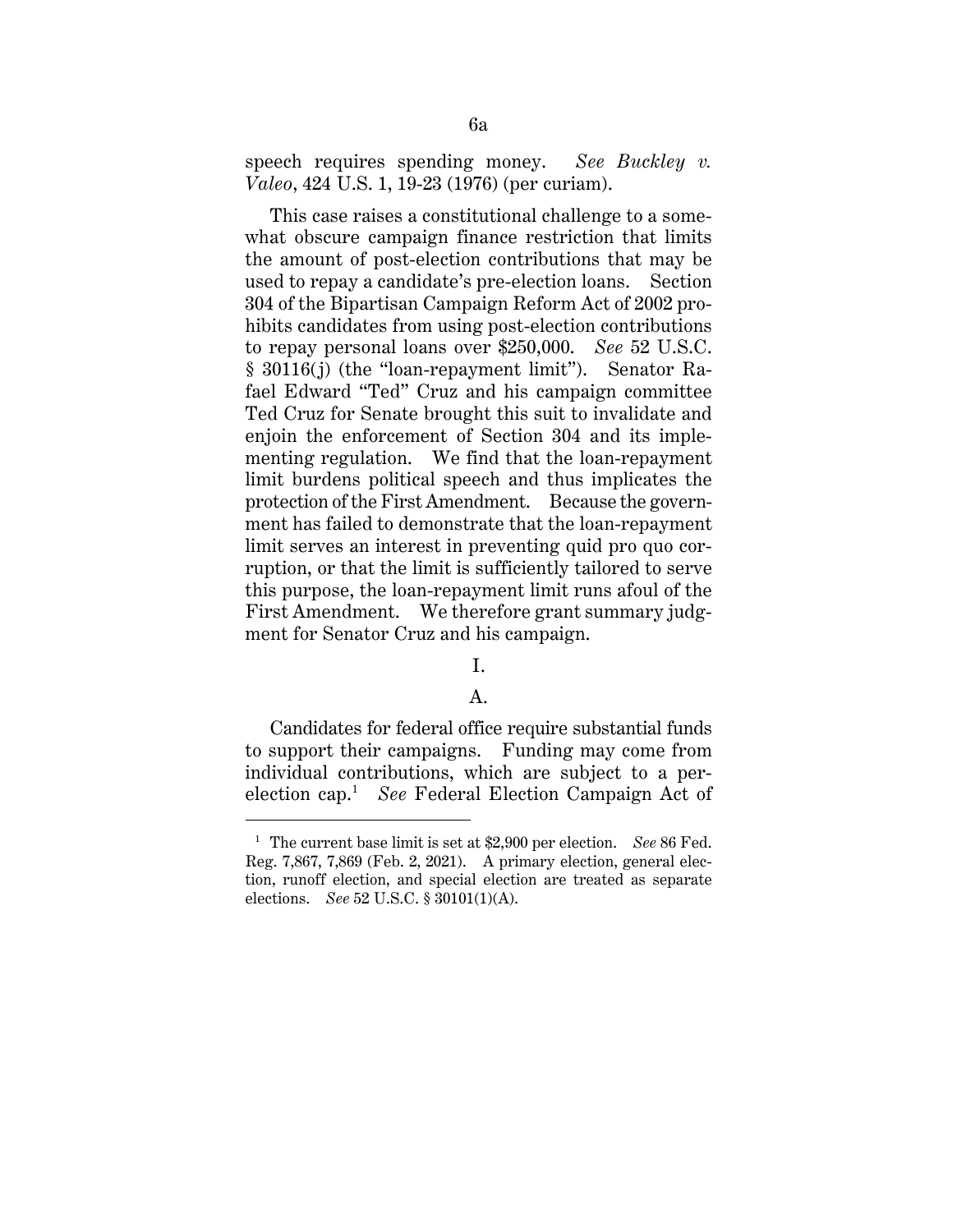speech requires spending money. *See Buckley v. Valeo*, 424 U.S. 1, 19-23 (1976) (per curiam).

This case raises a constitutional challenge to a somewhat obscure campaign finance restriction that limits the amount of post-election contributions that may be used to repay a candidate's pre-election loans. Section 304 of the Bipartisan Campaign Reform Act of 2002 prohibits candidates from using post-election contributions to repay personal loans over $250,000. *See* 52 U.S.C. § 30116(j) (the "loan-repayment limit"). Senator Rafael Edward "Ted" Cruz and his campaign committee Ted Cruz for Senate brought this suit to invalidate and enjoin the enforcement of Section 304 and its implementing regulation. We find that the loan-repayment limit burdens political speech and thus implicates the protection of the First Amendment. Because the government has failed to demonstrate that the loan-repayment limit serves an interest in preventing quid pro quo corruption, or that the limit is sufficiently tailored to serve this purpose, the loan-repayment limit runs afoul of the First Amendment. We therefore grant summary judgment for Senator Cruz and his campaign.

## I.

### A.

Candidates for federal office require substantial funds to support their campaigns. Funding may come from individual contributions, which are subject to a per-election cap.[1] *See* Federal Election Campaign Act of

---

[1] The current base limit is set at $2,900 per election. *See* 86 Fed. Reg. 7,867, 7,869 (Feb. 2, 2021). A primary election, general election, runoff election, and special election are treated as separate elections. *See* 52 U.S.C. § 30101(1)(A).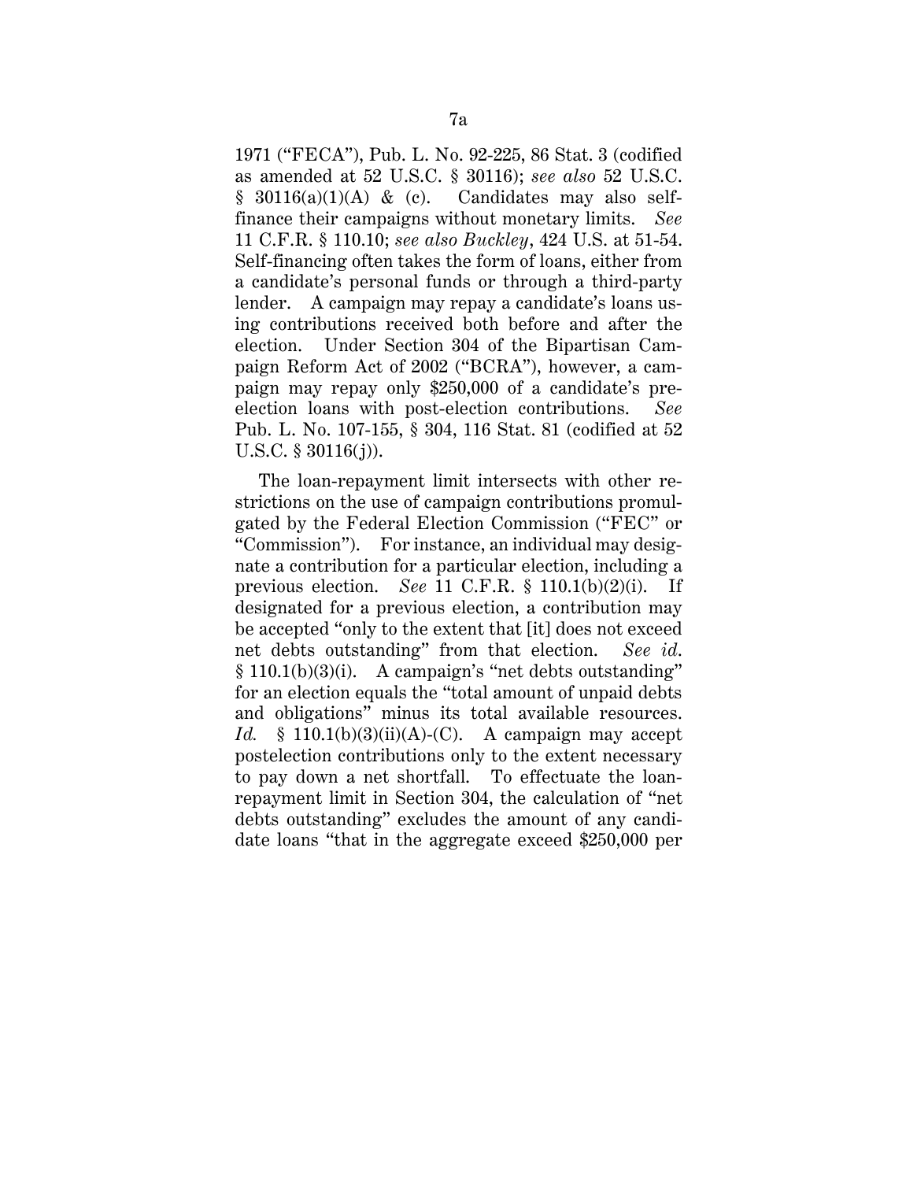1971 ("FECA"), Pub. L. No. 92-225, 86 Stat. 3 (codified as amended at 52 U.S.C. § 30116); *see also* 52 U.S.C. § 30116(a)(1)(A) & (c). Candidates may also self-finance their campaigns without monetary limits. *See* 11 C.F.R. § 110.10; *see also Buckley*, 424 U.S. at 51-54. Self-financing often takes the form of loans, either from a candidate's personal funds or through a third-party lender. A campaign may repay a candidate's loans using contributions received both before and after the election. Under Section 304 of the Bipartisan Campaign Reform Act of 2002 ("BCRA"), however, a campaign may repay only $250,000 of a candidate's pre-election loans with post-election contributions. *See* Pub. L. No. 107-155, § 304, 116 Stat. 81 (codified at 52 U.S.C. § 30116(j)).

The loan-repayment limit intersects with other restrictions on the use of campaign contributions promulgated by the Federal Election Commission ("FEC" or "Commission"). For instance, an individual may designate a contribution for a particular election, including a previous election. *See* 11 C.F.R. § 110.1(b)(2)(i). If designated for a previous election, a contribution may be accepted "only to the extent that [it] does not exceed net debts outstanding" from that election. *See id.* § 110.1(b)(3)(i). A campaign's "net debts outstanding" for an election equals the "total amount of unpaid debts and obligations" minus its total available resources. *Id.* § 110.1(b)(3)(ii)(A)-(C). A campaign may accept postelection contributions only to the extent necessary to pay down a net shortfall. To effectuate the loan-repayment limit in Section 304, the calculation of "net debts outstanding" excludes the amount of any candidate loans "that in the aggregate exceed $250,000 per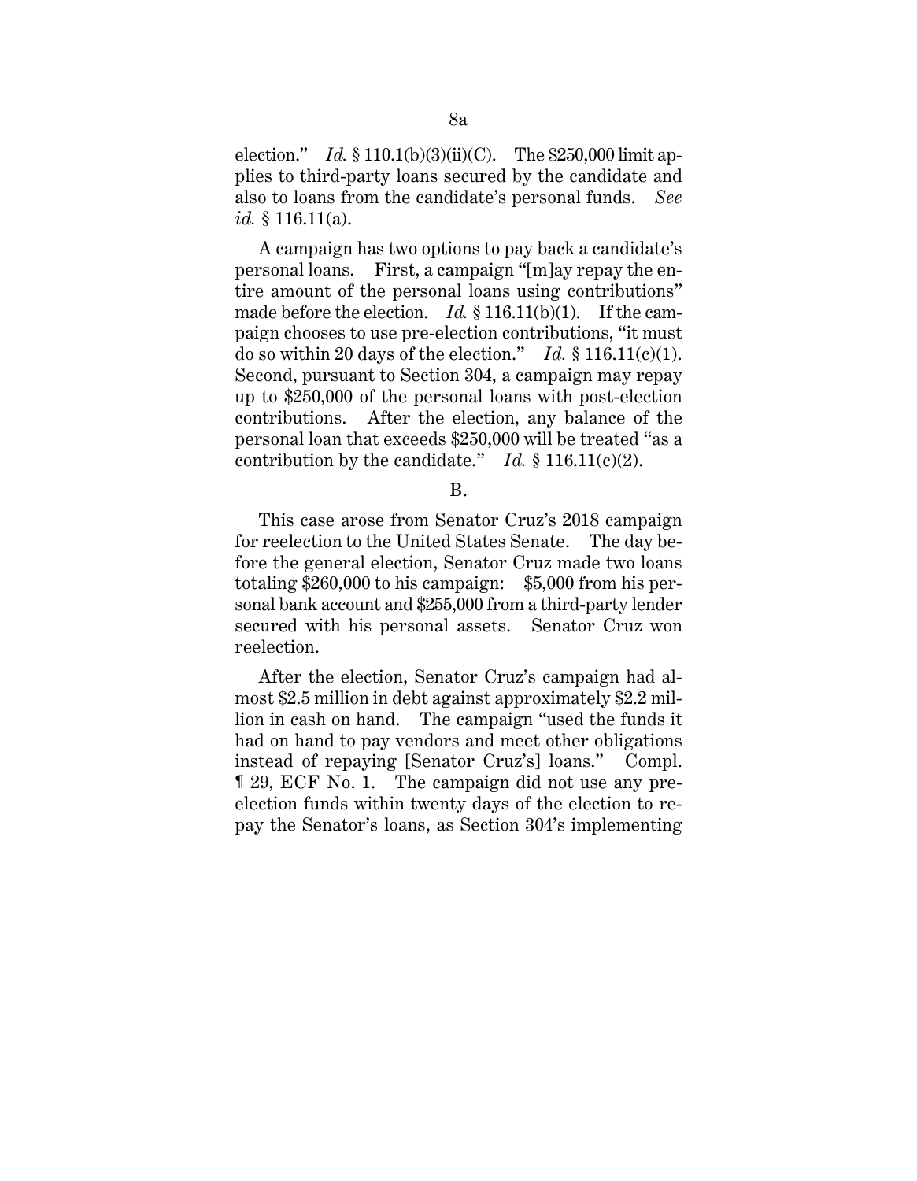election." *Id.* § 110.1(b)(3)(ii)(C). The $250,000 limit applies to third-party loans secured by the candidate and also to loans from the candidate's personal funds. *See id.* § 116.11(a).

A campaign has two options to pay back a candidate's personal loans. First, a campaign "[m]ay repay the entire amount of the personal loans using contributions" made before the election. *Id.* § 116.11(b)(1). If the campaign chooses to use pre-election contributions, "it must do so within 20 days of the election." *Id.* § 116.11(c)(1). Second, pursuant to Section 304, a campaign may repay up to $250,000 of the personal loans with post-election contributions. After the election, any balance of the personal loan that exceeds $250,000 will be treated "as a contribution by the candidate." *Id.* § 116.11(c)(2).

B.

This case arose from Senator Cruz's 2018 campaign for reelection to the United States Senate. The day before the general election, Senator Cruz made two loans totaling $260,000 to his campaign: $5,000 from his personal bank account and $255,000 from a third-party lender secured with his personal assets. Senator Cruz won reelection.

After the election, Senator Cruz's campaign had almost $2.5 million in debt against approximately $2.2 million in cash on hand. The campaign "used the funds it had on hand to pay vendors and meet other obligations instead of repaying [Senator Cruz's] loans." Compl. ¶ 29, ECF No. 1. The campaign did not use any pre-election funds within twenty days of the election to repay the Senator's loans, as Section 304's implementing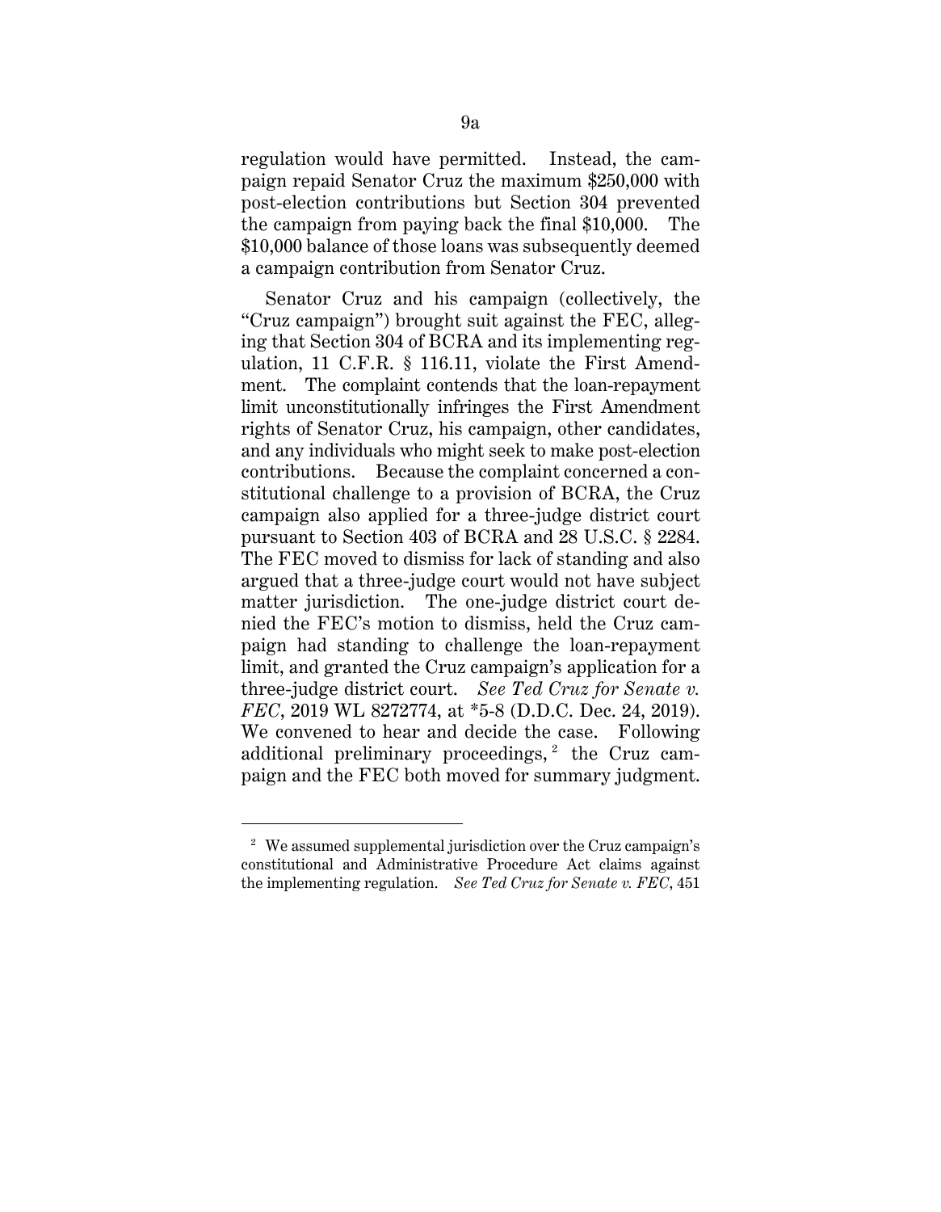regulation would have permitted. Instead, the campaign repaid Senator Cruz the maximum $250,000 with post-election contributions but Section 304 prevented the campaign from paying back the final $10,000. The $10,000 balance of those loans was subsequently deemed a campaign contribution from Senator Cruz.

Senator Cruz and his campaign (collectively, the "Cruz campaign") brought suit against the FEC, alleging that Section 304 of BCRA and its implementing regulation, 11 C.F.R. § 116.11, violate the First Amendment. The complaint contends that the loan-repayment limit unconstitutionally infringes the First Amendment rights of Senator Cruz, his campaign, other candidates, and any individuals who might seek to make post-election contributions. Because the complaint concerned a constitutional challenge to a provision of BCRA, the Cruz campaign also applied for a three-judge district court pursuant to Section 403 of BCRA and 28 U.S.C. § 2284. The FEC moved to dismiss for lack of standing and also argued that a three-judge court would not have subject matter jurisdiction. The one-judge district court denied the FEC's motion to dismiss, held the Cruz campaign had standing to challenge the loan-repayment limit, and granted the Cruz campaign's application for a three-judge district court. *See Ted Cruz for Senate v. FEC*, 2019 WL 8272774, at *5-8 (D.D.C. Dec. 24, 2019). We convened to hear and decide the case. Following additional preliminary proceedings,[2] the Cruz campaign and the FEC both moved for summary judgment.

[2] We assumed supplemental jurisdiction over the Cruz campaign's constitutional and Administrative Procedure Act claims against the implementing regulation. *See Ted Cruz for Senate v. FEC*, 451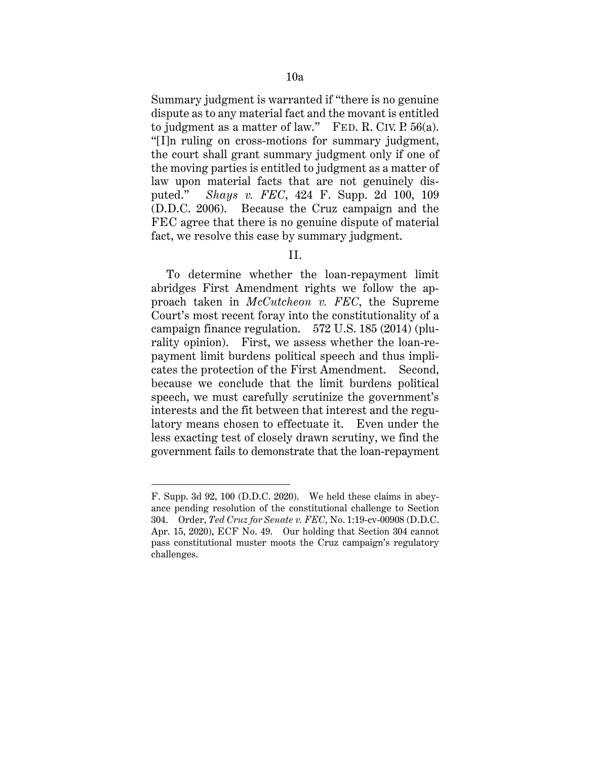Summary judgment is warranted if "there is no genuine dispute as to any material fact and the movant is entitled to judgment as a matter of law." FED. R. CIV. P. 56(a). "[I]n ruling on cross-motions for summary judgment, the court shall grant summary judgment only if one of the moving parties is entitled to judgment as a matter of law upon material facts that are not genuinely disputed." *Shays v. FEC*, 424 F. Supp. 2d 100, 109 (D.D.C. 2006). Because the Cruz campaign and the FEC agree that there is no genuine dispute of material fact, we resolve this case by summary judgment.

## II.

To determine whether the loan-repayment limit abridges First Amendment rights we follow the approach taken in *McCutcheon v. FEC*, the Supreme Court's most recent foray into the constitutionality of a campaign finance regulation. 572 U.S. 185 (2014) (plurality opinion). First, we assess whether the loan-repayment limit burdens political speech and thus implicates the protection of the First Amendment. Second, because we conclude that the limit burdens political speech, we must carefully scrutinize the government's interests and the fit between that interest and the regulatory means chosen to effectuate it. Even under the less exacting test of closely drawn scrutiny, we find the government fails to demonstrate that the loan-repayment

---

F. Supp. 3d 92, 100 (D.D.C. 2020). We held these claims in abeyance pending resolution of the constitutional challenge to Section 304. Order, *Ted Cruz for Senate v. FEC*, No. 1:19-cv-00908 (D.D.C. Apr. 15, 2020), ECF No. 49. Our holding that Section 304 cannot pass constitutional muster moots the Cruz campaign's regulatory challenges.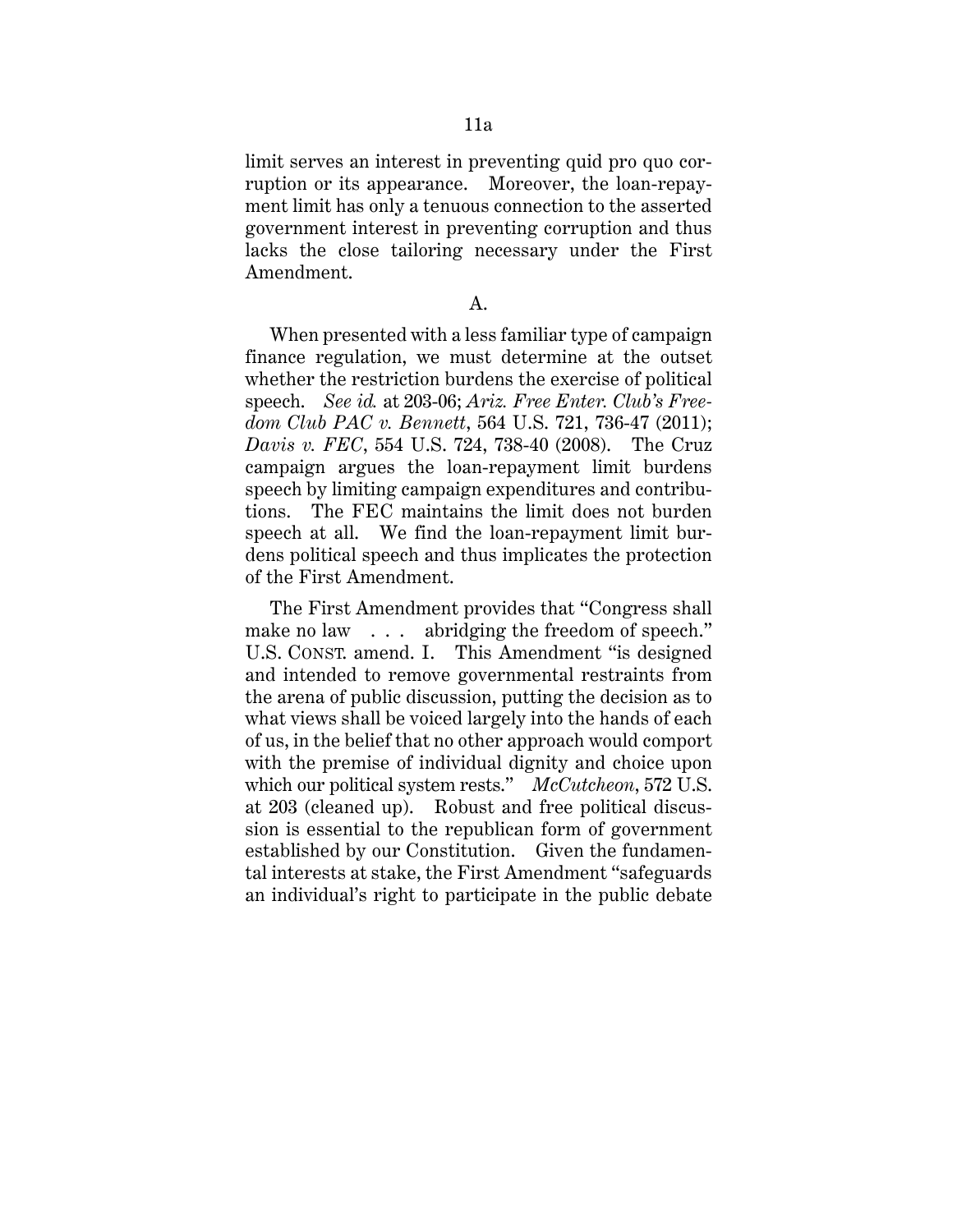limit serves an interest in preventing quid pro quo corruption or its appearance. Moreover, the loan-repayment limit has only a tenuous connection to the asserted government interest in preventing corruption and thus lacks the close tailoring necessary under the First Amendment.

A.

When presented with a less familiar type of campaign finance regulation, we must determine at the outset whether the restriction burdens the exercise of political speech. *See id.* at 203-06; *Ariz. Free Enter. Club's Freedom Club PAC v. Bennett*, 564 U.S. 721, 736-47 (2011); *Davis v. FEC*, 554 U.S. 724, 738-40 (2008). The Cruz campaign argues the loan-repayment limit burdens speech by limiting campaign expenditures and contributions. The FEC maintains the limit does not burden speech at all. We find the loan-repayment limit burdens political speech and thus implicates the protection of the First Amendment.

The First Amendment provides that "Congress shall make no law . . . abridging the freedom of speech." U.S. CONST. amend. I. This Amendment "is designed and intended to remove governmental restraints from the arena of public discussion, putting the decision as to what views shall be voiced largely into the hands of each of us, in the belief that no other approach would comport with the premise of individual dignity and choice upon which our political system rests." *McCutcheon*, 572 U.S. at 203 (cleaned up). Robust and free political discussion is essential to the republican form of government established by our Constitution. Given the fundamental interests at stake, the First Amendment "safeguards an individual's right to participate in the public debate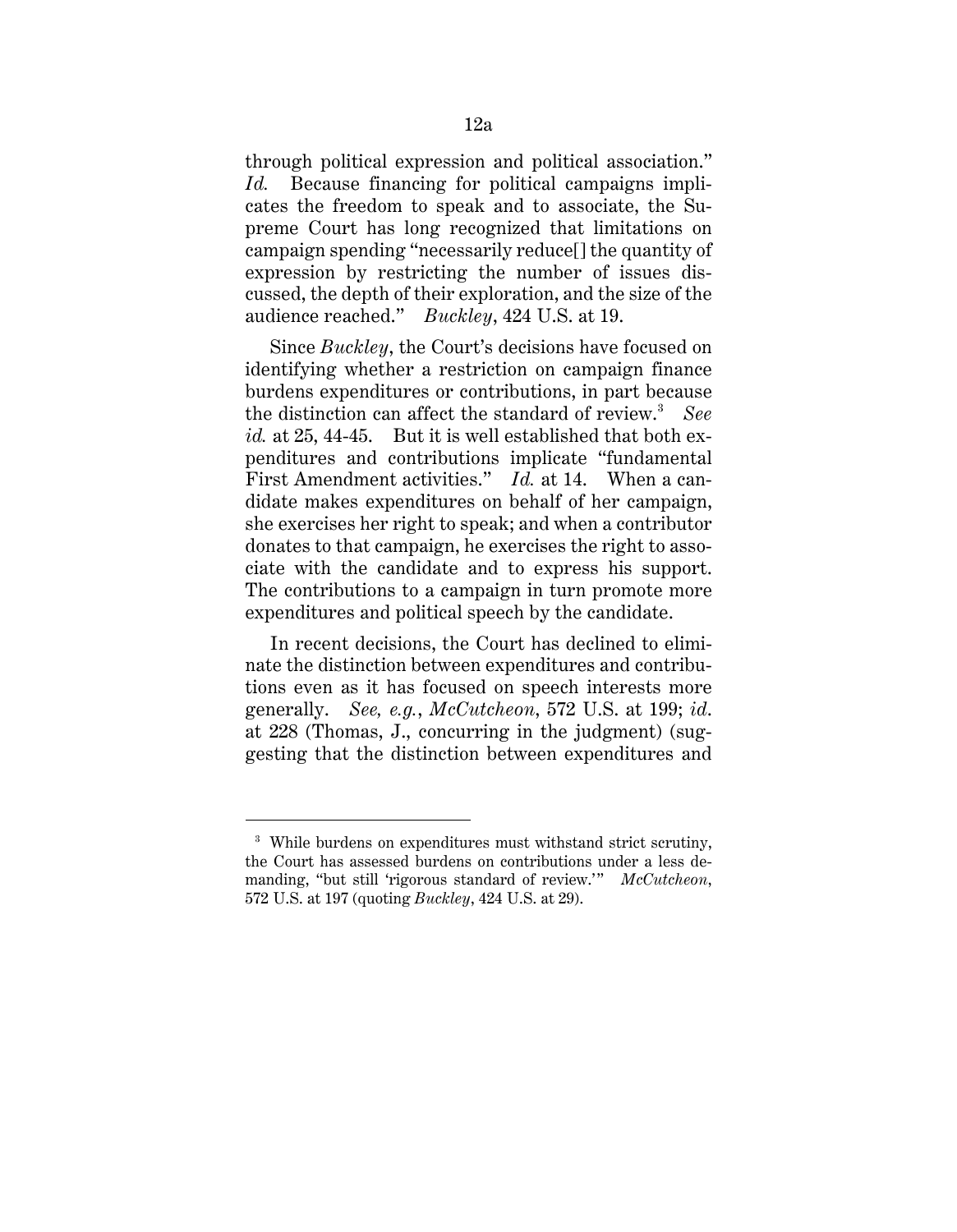through political expression and political association." *Id.* Because financing for political campaigns implicates the freedom to speak and to associate, the Supreme Court has long recognized that limitations on campaign spending "necessarily reduce[] the quantity of expression by restricting the number of issues discussed, the depth of their exploration, and the size of the audience reached." *Buckley*, 424 U.S. at 19.

Since *Buckley*, the Court's decisions have focused on identifying whether a restriction on campaign finance burdens expenditures or contributions, in part because the distinction can affect the standard of review.[3] *See id.* at 25, 44-45. But it is well established that both expenditures and contributions implicate "fundamental First Amendment activities." *Id.* at 14. When a candidate makes expenditures on behalf of her campaign, she exercises her right to speak; and when a contributor donates to that campaign, he exercises the right to associate with the candidate and to express his support. The contributions to a campaign in turn promote more expenditures and political speech by the candidate.

In recent decisions, the Court has declined to eliminate the distinction between expenditures and contributions even as it has focused on speech interests more generally. *See, e.g.*, *McCutcheon*, 572 U.S. at 199; *id.* at 228 (Thomas, J., concurring in the judgment) (suggesting that the distinction between expenditures and

---

[3] While burdens on expenditures must withstand strict scrutiny, the Court has assessed burdens on contributions under a less demanding, "but still 'rigorous standard of review.'" *McCutcheon*, 572 U.S. at 197 (quoting *Buckley*, 424 U.S. at 29).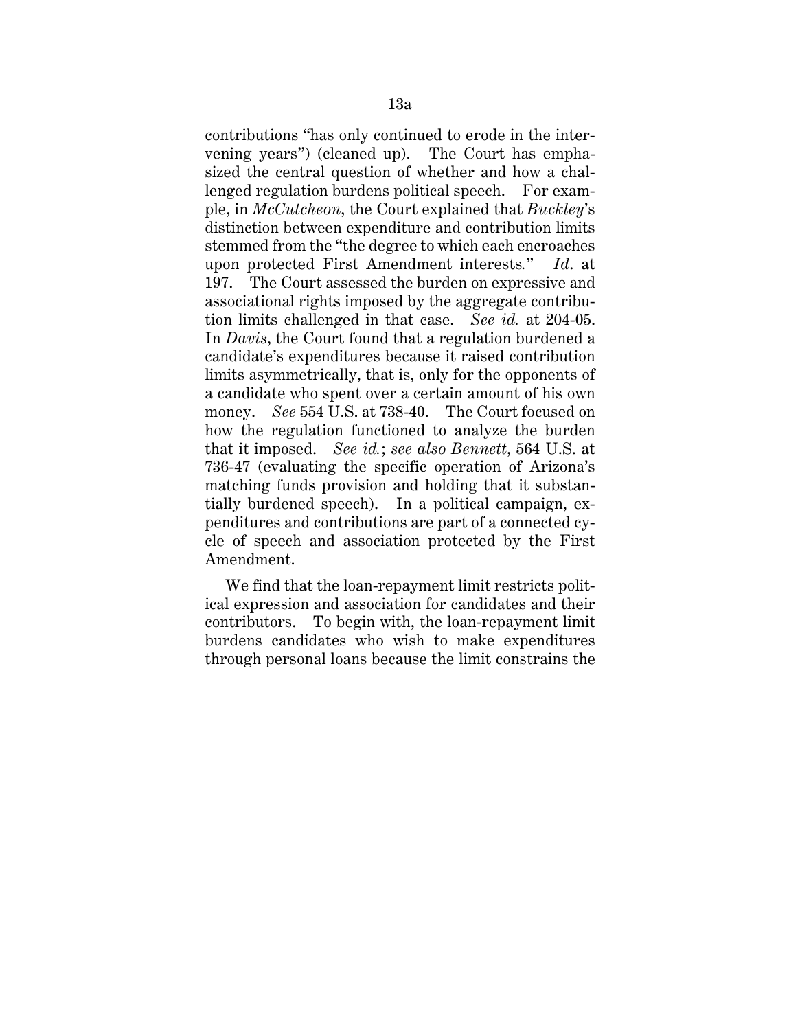contributions "has only continued to erode in the intervening years") (cleaned up). The Court has emphasized the central question of whether and how a challenged regulation burdens political speech. For example, in *McCutcheon*, the Court explained that *Buckley*'s distinction between expenditure and contribution limits stemmed from the "the degree to which each encroaches upon protected First Amendment interests." *Id*. at 197. The Court assessed the burden on expressive and associational rights imposed by the aggregate contribution limits challenged in that case. *See id.* at 204-05. In *Davis*, the Court found that a regulation burdened a candidate's expenditures because it raised contribution limits asymmetrically, that is, only for the opponents of a candidate who spent over a certain amount of his own money. *See* 554 U.S. at 738-40. The Court focused on how the regulation functioned to analyze the burden that it imposed. *See id.*; *see also Bennett*, 564 U.S. at 736-47 (evaluating the specific operation of Arizona's matching funds provision and holding that it substantially burdened speech). In a political campaign, expenditures and contributions are part of a connected cycle of speech and association protected by the First Amendment.

We find that the loan-repayment limit restricts political expression and association for candidates and their contributors. To begin with, the loan-repayment limit burdens candidates who wish to make expenditures through personal loans because the limit constrains the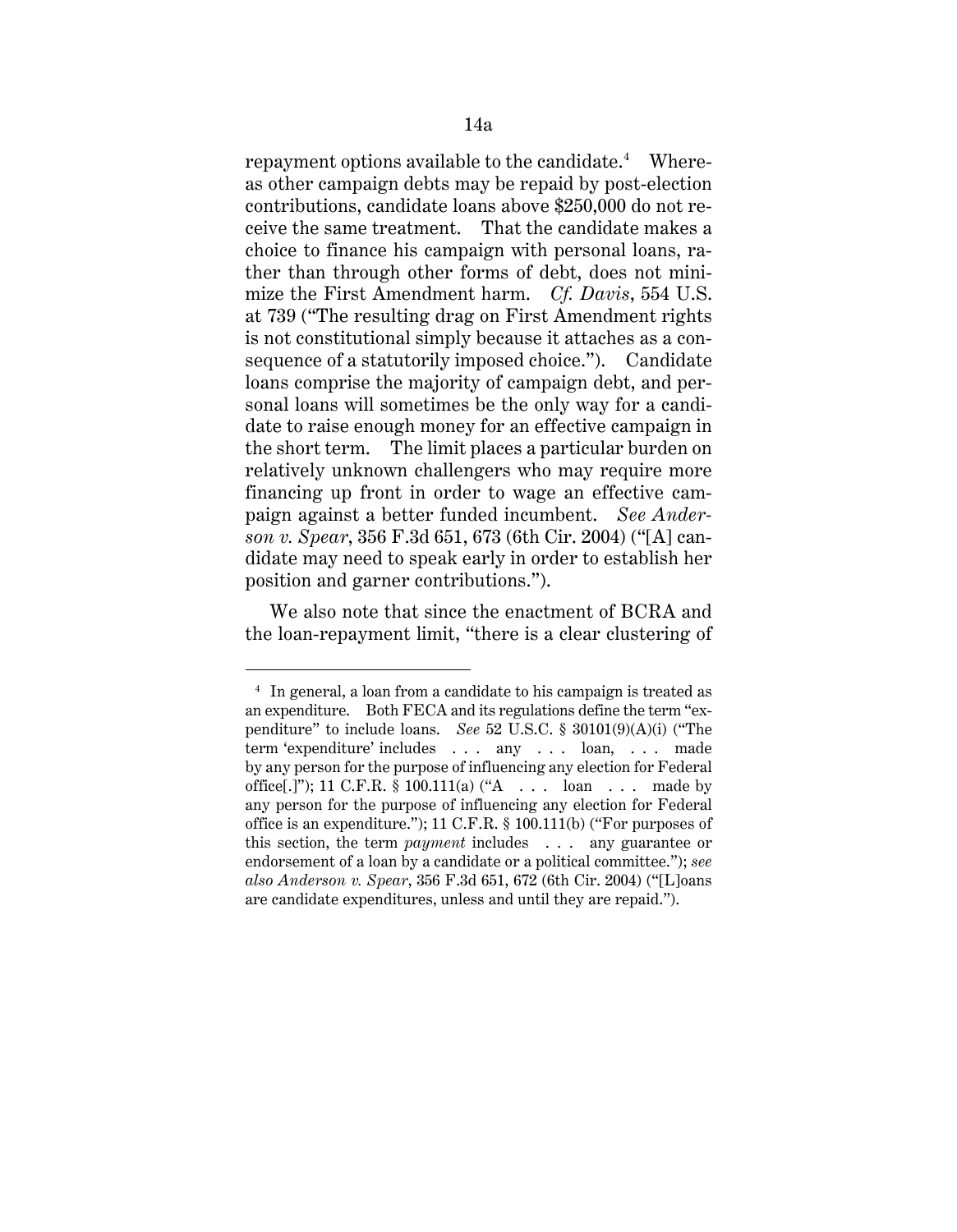repayment options available to the candidate.[4] Whereas other campaign debts may be repaid by post-election contributions, candidate loans above $250,000 do not receive the same treatment. That the candidate makes a choice to finance his campaign with personal loans, rather than through other forms of debt, does not minimize the First Amendment harm. *Cf. Davis*, 554 U.S. at 739 ("The resulting drag on First Amendment rights is not constitutional simply because it attaches as a consequence of a statutorily imposed choice."). Candidate loans comprise the majority of campaign debt, and personal loans will sometimes be the only way for a candidate to raise enough money for an effective campaign in the short term. The limit places a particular burden on relatively unknown challengers who may require more financing up front in order to wage an effective campaign against a better funded incumbent. *See Anderson v. Spear*, 356 F.3d 651, 673 (6th Cir. 2004) ("[A] candidate may need to speak early in order to establish her position and garner contributions.").

We also note that since the enactment of BCRA and the loan-repayment limit, "there is a clear clustering of

---

[4] In general, a loan from a candidate to his campaign is treated as an expenditure. Both FECA and its regulations define the term "expenditure" to include loans. *See* 52 U.S.C. § 30101(9)(A)(i) ("The term 'expenditure' includes . . . any . . . loan, . . . made by any person for the purpose of influencing any election for Federal office[.]"); 11 C.F.R. § 100.111(a) ("A . . . loan . . . made by any person for the purpose of influencing any election for Federal office is an expenditure."); 11 C.F.R. § 100.111(b) ("For purposes of this section, the term *payment* includes . . . any guarantee or endorsement of a loan by a candidate or a political committee."); *see also Anderson v. Spear*, 356 F.3d 651, 672 (6th Cir. 2004) ("[L]oans are candidate expenditures, unless and until they are repaid.").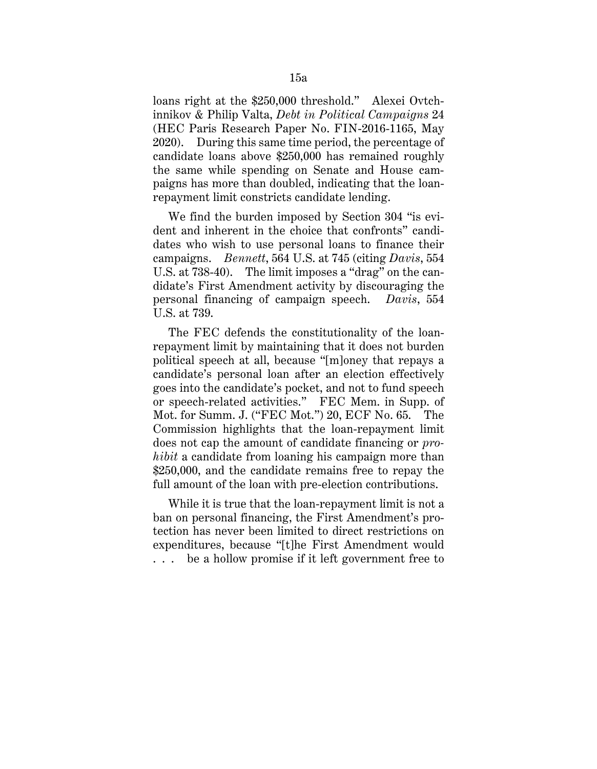loans right at the $250,000 threshold." Alexei Ovtchinnikov & Philip Valta, *Debt in Political Campaigns* 24 (HEC Paris Research Paper No. FIN-2016-1165, May 2020). During this same time period, the percentage of candidate loans above $250,000 has remained roughly the same while spending on Senate and House campaigns has more than doubled, indicating that the loan-repayment limit constricts candidate lending.

We find the burden imposed by Section 304 "is evident and inherent in the choice that confronts" candidates who wish to use personal loans to finance their campaigns. *Bennett*, 564 U.S. at 745 (citing *Davis*, 554 U.S. at 738-40). The limit imposes a "drag" on the candidate's First Amendment activity by discouraging the personal financing of campaign speech. *Davis*, 554 U.S. at 739.

The FEC defends the constitutionality of the loan-repayment limit by maintaining that it does not burden political speech at all, because "[m]oney that repays a candidate's personal loan after an election effectively goes into the candidate's pocket, and not to fund speech or speech-related activities." FEC Mem. in Supp. of Mot. for Summ. J. ("FEC Mot.") 20, ECF No. 65. The Commission highlights that the loan-repayment limit does not cap the amount of candidate financing or *prohibit* a candidate from loaning his campaign more than $250,000, and the candidate remains free to repay the full amount of the loan with pre-election contributions.

While it is true that the loan-repayment limit is not a ban on personal financing, the First Amendment's protection has never been limited to direct restrictions on expenditures, because "[t]he First Amendment would . . . be a hollow promise if it left government free to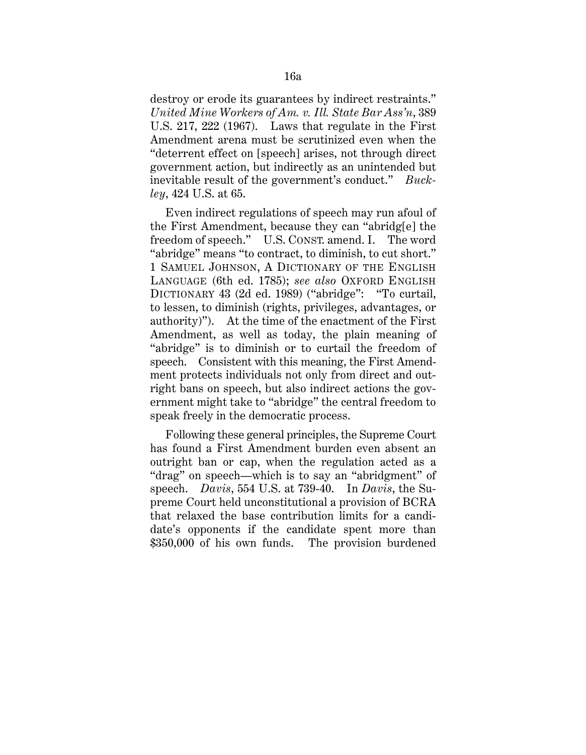destroy or erode its guarantees by indirect restraints." *United Mine Workers of Am. v. Ill. State Bar Ass'n*, 389 U.S. 217, 222 (1967). Laws that regulate in the First Amendment arena must be scrutinized even when the "deterrent effect on [speech] arises, not through direct government action, but indirectly as an unintended but inevitable result of the government's conduct." *Buckley*, 424 U.S. at 65.

Even indirect regulations of speech may run afoul of the First Amendment, because they can "abridg[e] the freedom of speech." U.S. CONST. amend. I. The word "abridge" means "to contract, to diminish, to cut short." 1 SAMUEL JOHNSON, A DICTIONARY OF THE ENGLISH LANGUAGE (6th ed. 1785); *see also* OXFORD ENGLISH DICTIONARY 43 (2d ed. 1989) ("abridge": "To curtail, to lessen, to diminish (rights, privileges, advantages, or authority)"). At the time of the enactment of the First Amendment, as well as today, the plain meaning of "abridge" is to diminish or to curtail the freedom of speech. Consistent with this meaning, the First Amendment protects individuals not only from direct and outright bans on speech, but also indirect actions the government might take to "abridge" the central freedom to speak freely in the democratic process.

Following these general principles, the Supreme Court has found a First Amendment burden even absent an outright ban or cap, when the regulation acted as a "drag" on speech—which is to say an "abridgment" of speech. *Davis*, 554 U.S. at 739-40. In *Davis*, the Supreme Court held unconstitutional a provision of BCRA that relaxed the base contribution limits for a candidate's opponents if the candidate spent more than $350,000 of his own funds. The provision burdened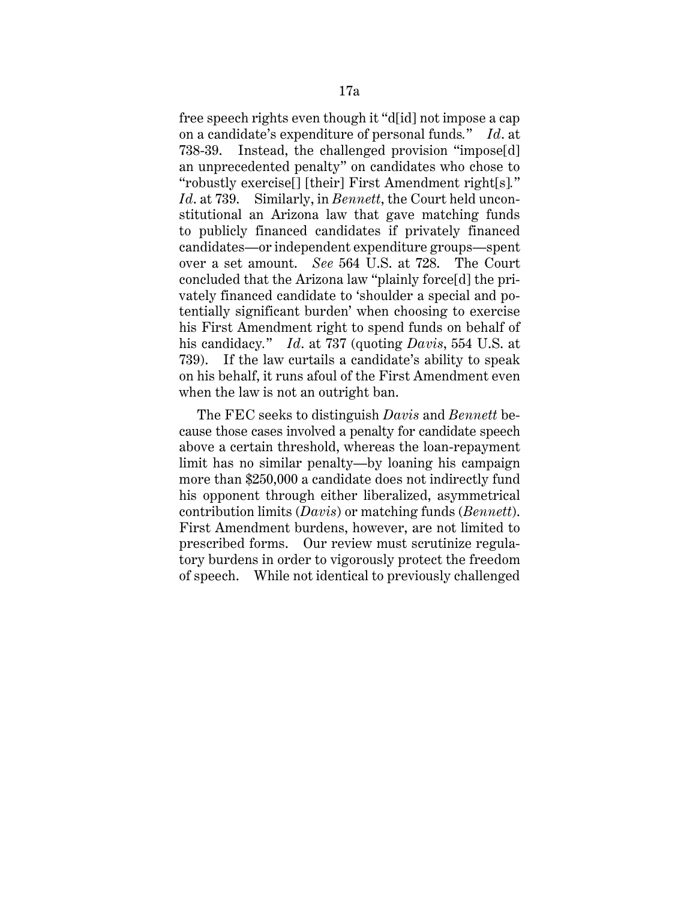free speech rights even though it "d[id] not impose a cap on a candidate's expenditure of personal funds." *Id*. at 738-39. Instead, the challenged provision "impose[d] an unprecedented penalty" on candidates who chose to "robustly exercise[] [their] First Amendment right[s]." *Id*. at 739. Similarly, in *Bennett*, the Court held unconstitutional an Arizona law that gave matching funds to publicly financed candidates if privately financed candidates—or independent expenditure groups—spent over a set amount. *See* 564 U.S. at 728. The Court concluded that the Arizona law "plainly force[d] the privately financed candidate to 'shoulder a special and potentially significant burden' when choosing to exercise his First Amendment right to spend funds on behalf of his candidacy." *Id*. at 737 (quoting *Davis*, 554 U.S. at 739). If the law curtails a candidate's ability to speak on his behalf, it runs afoul of the First Amendment even when the law is not an outright ban.

The FEC seeks to distinguish *Davis* and *Bennett* because those cases involved a penalty for candidate speech above a certain threshold, whereas the loan-repayment limit has no similar penalty—by loaning his campaign more than $250,000 a candidate does not indirectly fund his opponent through either liberalized, asymmetrical contribution limits (*Davis*) or matching funds (*Bennett*). First Amendment burdens, however, are not limited to prescribed forms. Our review must scrutinize regulatory burdens in order to vigorously protect the freedom of speech. While not identical to previously challenged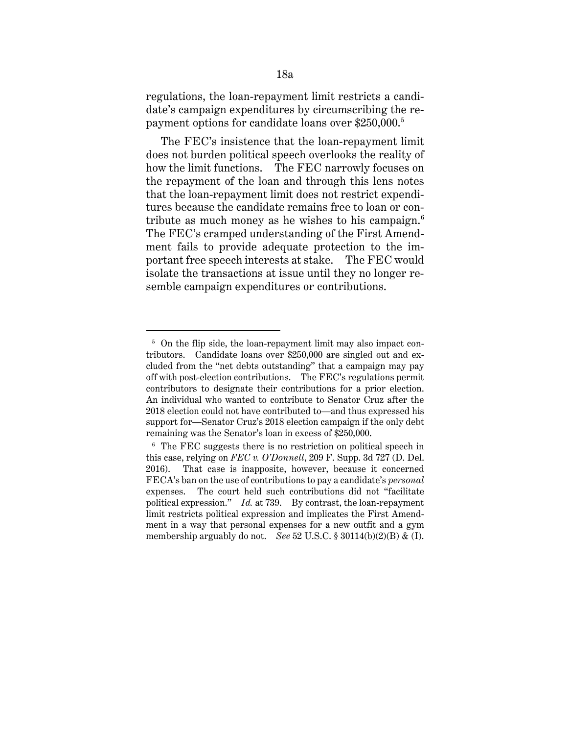regulations, the loan-repayment limit restricts a candidate's campaign expenditures by circumscribing the repayment options for candidate loans over $250,000.[5]

The FEC's insistence that the loan-repayment limit does not burden political speech overlooks the reality of how the limit functions. The FEC narrowly focuses on the repayment of the loan and through this lens notes that the loan-repayment limit does not restrict expenditures because the candidate remains free to loan or contribute as much money as he wishes to his campaign.[6] The FEC's cramped understanding of the First Amendment fails to provide adequate protection to the important free speech interests at stake. The FEC would isolate the transactions at issue until they no longer resemble campaign expenditures or contributions.

---

[5] On the flip side, the loan-repayment limit may also impact contributors. Candidate loans over $250,000 are singled out and excluded from the "net debts outstanding" that a campaign may pay off with post-election contributions. The FEC's regulations permit contributors to designate their contributions for a prior election. An individual who wanted to contribute to Senator Cruz after the 2018 election could not have contributed to—and thus expressed his support for—Senator Cruz's 2018 election campaign if the only debt remaining was the Senator's loan in excess of $250,000.

[6] The FEC suggests there is no restriction on political speech in this case, relying on *FEC v. O'Donnell*, 209 F. Supp. 3d 727 (D. Del. 2016). That case is inapposite, however, because it concerned FECA's ban on the use of contributions to pay a candidate's *personal* expenses. The court held such contributions did not "facilitate political expression." *Id.* at 739. By contrast, the loan-repayment limit restricts political expression and implicates the First Amendment in a way that personal expenses for a new outfit and a gym membership arguably do not. *See* 52 U.S.C. § 30114(b)(2)(B) & (I).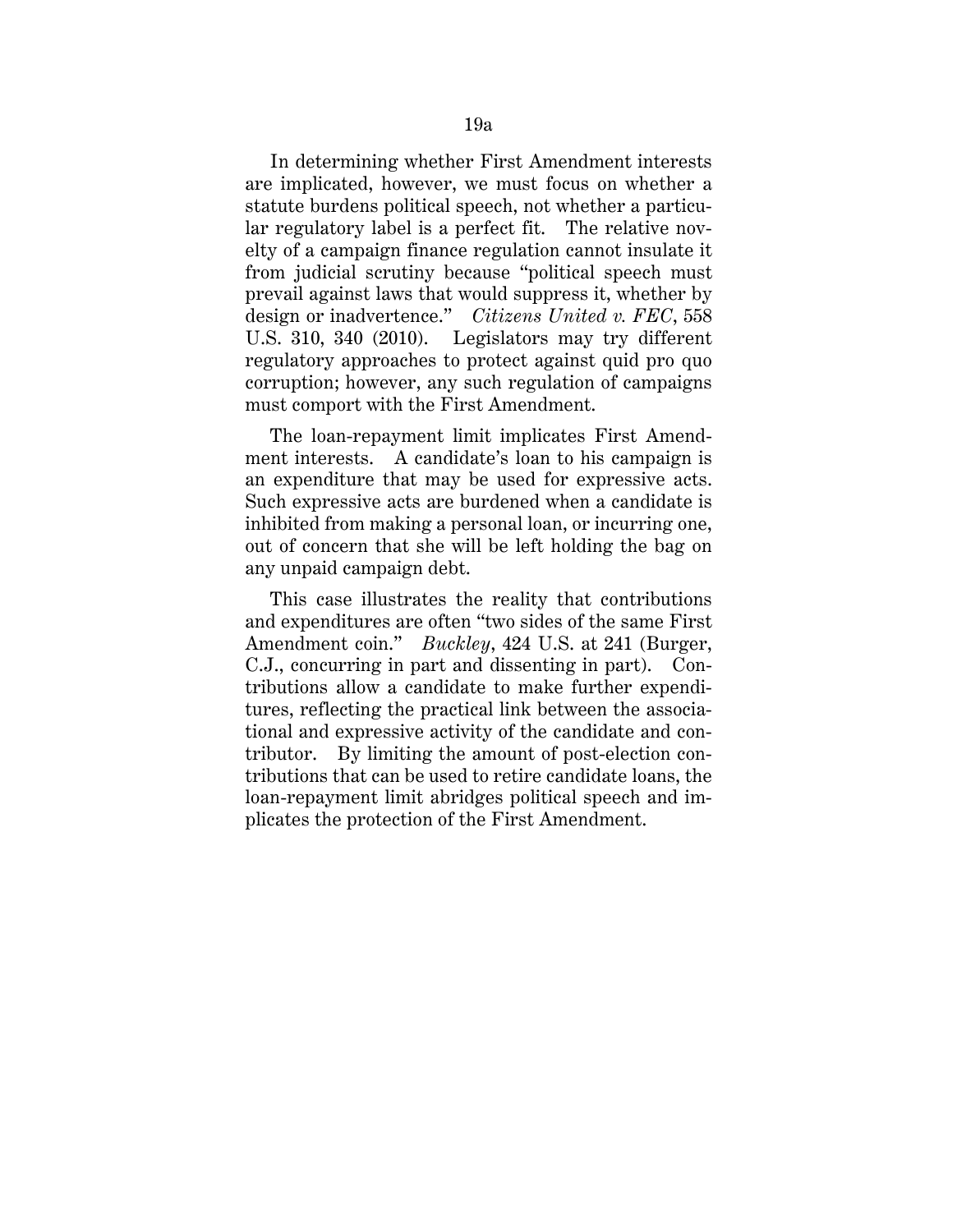In determining whether First Amendment interests are implicated, however, we must focus on whether a statute burdens political speech, not whether a particular regulatory label is a perfect fit. The relative novelty of a campaign finance regulation cannot insulate it from judicial scrutiny because "political speech must prevail against laws that would suppress it, whether by design or inadvertence." *Citizens United v. FEC*, 558 U.S. 310, 340 (2010). Legislators may try different regulatory approaches to protect against quid pro quo corruption; however, any such regulation of campaigns must comport with the First Amendment.

The loan-repayment limit implicates First Amendment interests. A candidate's loan to his campaign is an expenditure that may be used for expressive acts. Such expressive acts are burdened when a candidate is inhibited from making a personal loan, or incurring one, out of concern that she will be left holding the bag on any unpaid campaign debt.

This case illustrates the reality that contributions and expenditures are often "two sides of the same First Amendment coin." *Buckley*, 424 U.S. at 241 (Burger, C.J., concurring in part and dissenting in part). Contributions allow a candidate to make further expenditures, reflecting the practical link between the associational and expressive activity of the candidate and contributor. By limiting the amount of post-election contributions that can be used to retire candidate loans, the loan-repayment limit abridges political speech and implicates the protection of the First Amendment.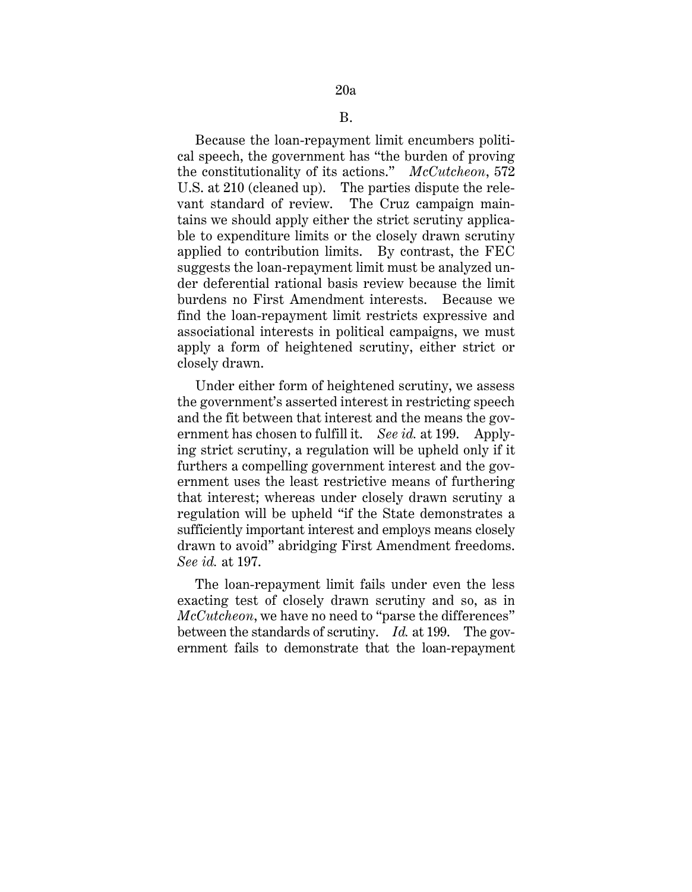## B.

Because the loan-repayment limit encumbers political speech, the government has "the burden of proving the constitutionality of its actions." *McCutcheon*, 572 U.S. at 210 (cleaned up). The parties dispute the relevant standard of review. The Cruz campaign maintains we should apply either the strict scrutiny applicable to expenditure limits or the closely drawn scrutiny applied to contribution limits. By contrast, the FEC suggests the loan-repayment limit must be analyzed under deferential rational basis review because the limit burdens no First Amendment interests. Because we find the loan-repayment limit restricts expressive and associational interests in political campaigns, we must apply a form of heightened scrutiny, either strict or closely drawn.

Under either form of heightened scrutiny, we assess the government's asserted interest in restricting speech and the fit between that interest and the means the government has chosen to fulfill it. *See id.* at 199. Applying strict scrutiny, a regulation will be upheld only if it furthers a compelling government interest and the government uses the least restrictive means of furthering that interest; whereas under closely drawn scrutiny a regulation will be upheld "if the State demonstrates a sufficiently important interest and employs means closely drawn to avoid" abridging First Amendment freedoms. *See id.* at 197.

The loan-repayment limit fails under even the less exacting test of closely drawn scrutiny and so, as in *McCutcheon*, we have no need to "parse the differences" between the standards of scrutiny. *Id.* at 199. The government fails to demonstrate that the loan-repayment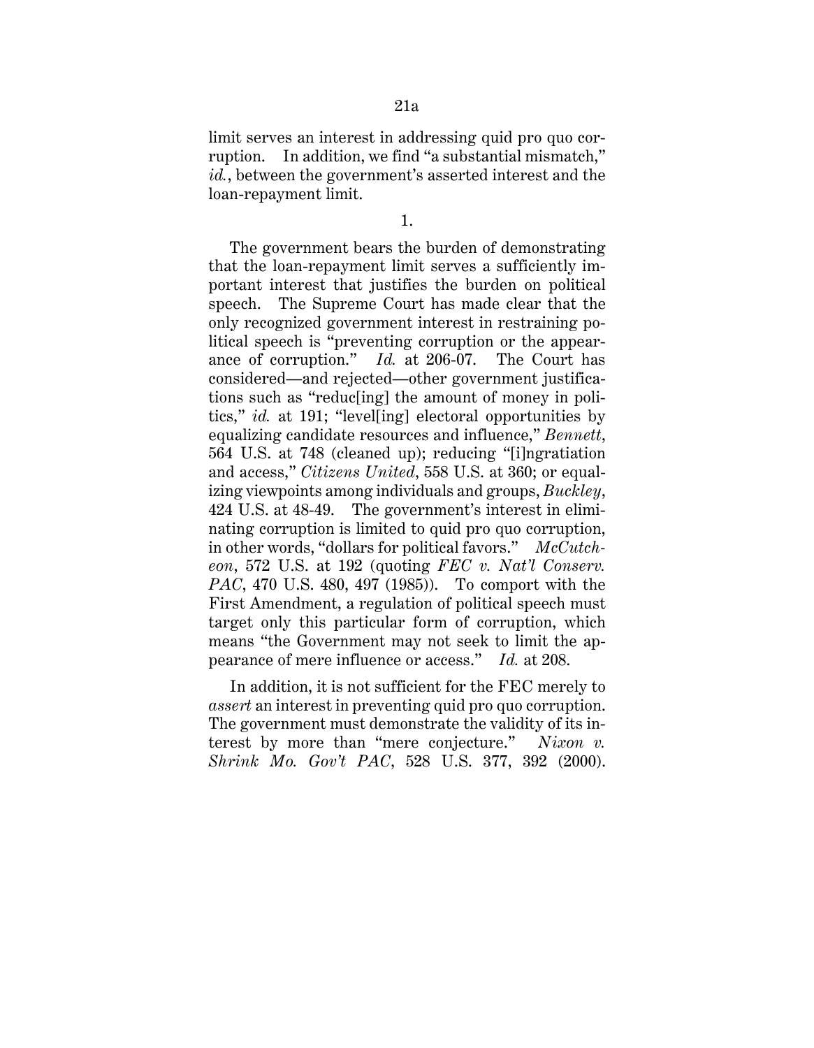limit serves an interest in addressing quid pro quo corruption. In addition, we find "a substantial mismatch," *id.*, between the government's asserted interest and the loan-repayment limit.

1.

The government bears the burden of demonstrating that the loan-repayment limit serves a sufficiently important interest that justifies the burden on political speech. The Supreme Court has made clear that the only recognized government interest in restraining political speech is "preventing corruption or the appearance of corruption." *Id.* at 206-07. The Court has considered—and rejected—other government justifications such as "reduc[ing] the amount of money in politics," *id.* at 191; "level[ing] electoral opportunities by equalizing candidate resources and influence," *Bennett*, 564 U.S. at 748 (cleaned up); reducing "[i]ngratiation and access," *Citizens United*, 558 U.S. at 360; or equalizing viewpoints among individuals and groups, *Buckley*, 424 U.S. at 48-49. The government's interest in eliminating corruption is limited to quid pro quo corruption, in other words, "dollars for political favors." *McCutcheon*, 572 U.S. at 192 (quoting *FEC v. Nat'l Conserv. PAC*, 470 U.S. 480, 497 (1985)). To comport with the First Amendment, a regulation of political speech must target only this particular form of corruption, which means "the Government may not seek to limit the appearance of mere influence or access." *Id.* at 208.

In addition, it is not sufficient for the FEC merely to *assert* an interest in preventing quid pro quo corruption. The government must demonstrate the validity of its interest by more than "mere conjecture." *Nixon v. Shrink Mo. Gov't PAC*, 528 U.S. 377, 392 (2000).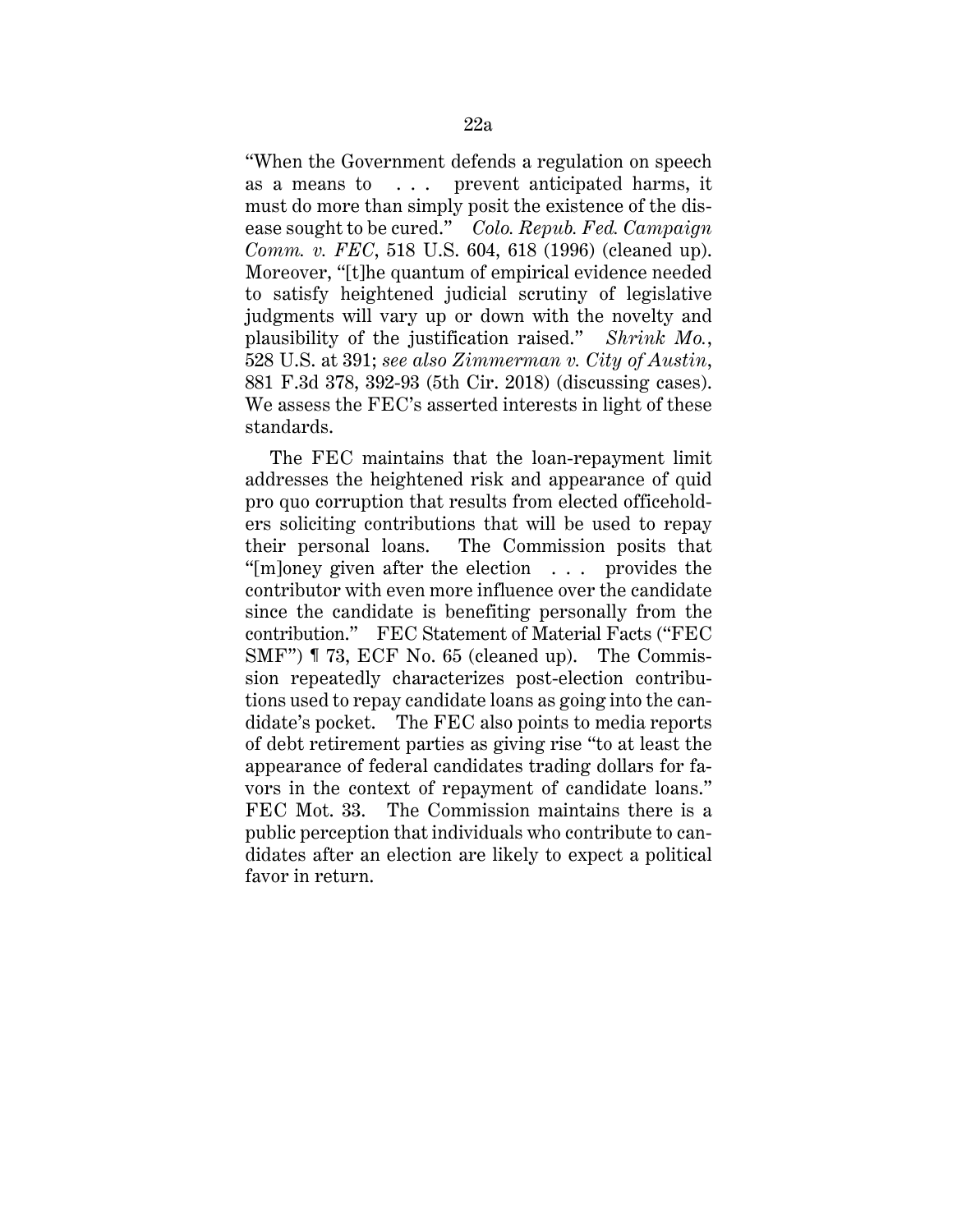"When the Government defends a regulation on speech as a means to . . . prevent anticipated harms, it must do more than simply posit the existence of the disease sought to be cured." *Colo. Repub. Fed. Campaign Comm. v. FEC*, 518 U.S. 604, 618 (1996) (cleaned up). Moreover, "[t]he quantum of empirical evidence needed to satisfy heightened judicial scrutiny of legislative judgments will vary up or down with the novelty and plausibility of the justification raised." *Shrink Mo.*, 528 U.S. at 391; *see also Zimmerman v. City of Austin*, 881 F.3d 378, 392-93 (5th Cir. 2018) (discussing cases). We assess the FEC's asserted interests in light of these standards.

The FEC maintains that the loan-repayment limit addresses the heightened risk and appearance of quid pro quo corruption that results from elected officeholders soliciting contributions that will be used to repay their personal loans. The Commission posits that "[m]oney given after the election . . . provides the contributor with even more influence over the candidate since the candidate is benefiting personally from the contribution." FEC Statement of Material Facts ("FEC SMF") ¶ 73, ECF No. 65 (cleaned up). The Commission repeatedly characterizes post-election contributions used to repay candidate loans as going into the candidate's pocket. The FEC also points to media reports of debt retirement parties as giving rise "to at least the appearance of federal candidates trading dollars for favors in the context of repayment of candidate loans." FEC Mot. 33. The Commission maintains there is a public perception that individuals who contribute to candidates after an election are likely to expect a political favor in return.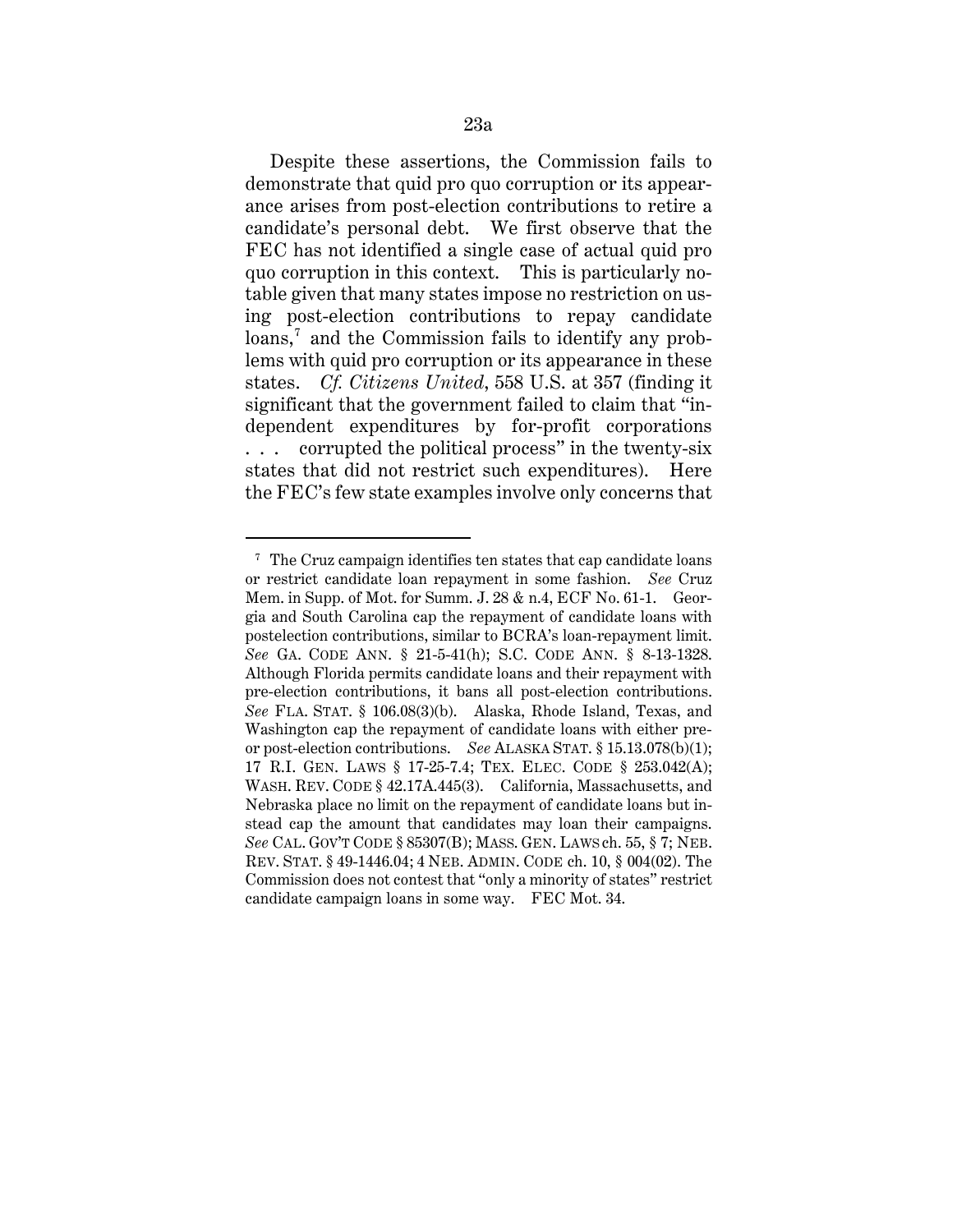Despite these assertions, the Commission fails to demonstrate that quid pro quo corruption or its appearance arises from post-election contributions to retire a candidate's personal debt. We first observe that the FEC has not identified a single case of actual quid pro quo corruption in this context. This is particularly notable given that many states impose no restriction on using post-election contributions to repay candidate loans,[7] and the Commission fails to identify any problems with quid pro corruption or its appearance in these states. *Cf. Citizens United*, 558 U.S. at 357 (finding it significant that the government failed to claim that "independent expenditures by for-profit corporations . . . corrupted the political process" in the twenty-six states that did not restrict such expenditures). Here the FEC's few state examples involve only concerns that

---

[7] The Cruz campaign identifies ten states that cap candidate loans or restrict candidate loan repayment in some fashion. *See* Cruz Mem. in Supp. of Mot. for Summ. J. 28 & n.4, ECF No. 61-1. Georgia and South Carolina cap the repayment of candidate loans with postelection contributions, similar to BCRA's loan-repayment limit. *See* GA. CODE ANN. § 21-5-41(h); S.C. CODE ANN. § 8-13-1328. Although Florida permits candidate loans and their repayment with pre-election contributions, it bans all post-election contributions. *See* FLA. STAT. § 106.08(3)(b). Alaska, Rhode Island, Texas, and Washington cap the repayment of candidate loans with either pre- or post-election contributions. *See* ALASKA STAT. § 15.13.078(b)(1); 17 R.I. GEN. LAWS § 17-25-7.4; TEX. ELEC. CODE § 253.042(A); WASH. REV. CODE § 42.17A.445(3). California, Massachusetts, and Nebraska place no limit on the repayment of candidate loans but instead cap the amount that candidates may loan their campaigns. *See* CAL. GOV'T CODE § 85307(B); MASS. GEN. LAWS ch. 55, § 7; NEB. REV. STAT. § 49-1446.04; 4 NEB. ADMIN. CODE ch. 10, § 004(02). The Commission does not contest that "only a minority of states" restrict candidate campaign loans in some way. FEC Mot. 34.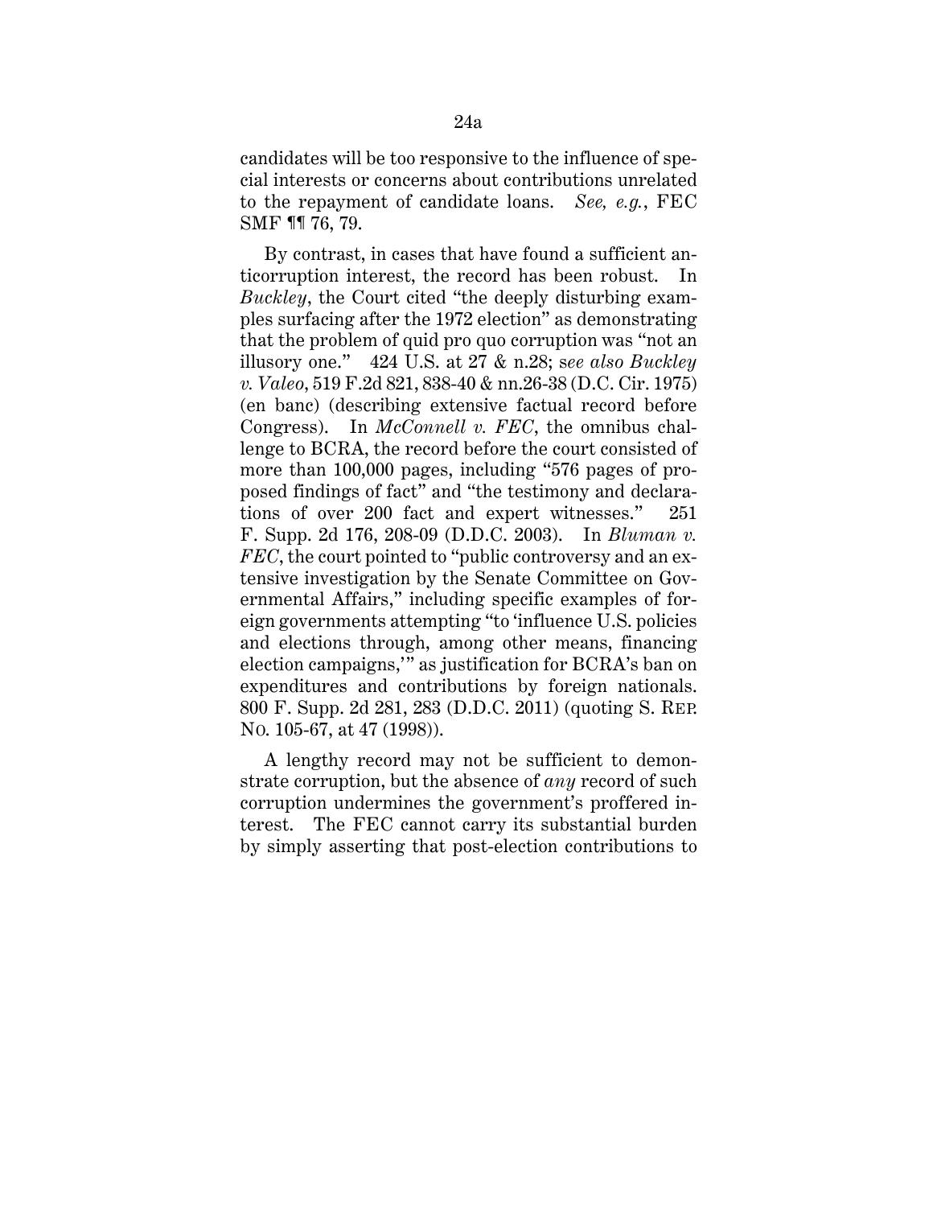candidates will be too responsive to the influence of special interests or concerns about contributions unrelated to the repayment of candidate loans. *See, e.g.*, FEC SMF ¶¶ 76, 79.

By contrast, in cases that have found a sufficient anticorruption interest, the record has been robust. In *Buckley*, the Court cited "the deeply disturbing examples surfacing after the 1972 election" as demonstrating that the problem of quid pro quo corruption was "not an illusory one." 424 U.S. at 27 & n.28; *see also Buckley v. Valeo*, 519 F.2d 821, 838-40 & nn.26-38 (D.C. Cir. 1975) (en banc) (describing extensive factual record before Congress). In *McConnell v. FEC*, the omnibus challenge to BCRA, the record before the court consisted of more than 100,000 pages, including "576 pages of proposed findings of fact" and "the testimony and declarations of over 200 fact and expert witnesses." 251 F. Supp. 2d 176, 208-09 (D.D.C. 2003). In *Bluman v. FEC*, the court pointed to "public controversy and an extensive investigation by the Senate Committee on Governmental Affairs," including specific examples of foreign governments attempting "to 'influence U.S. policies and elections through, among other means, financing election campaigns,'" as justification for BCRA's ban on expenditures and contributions by foreign nationals. 800 F. Supp. 2d 281, 283 (D.D.C. 2011) (quoting S. REP. NO. 105-67, at 47 (1998)).

A lengthy record may not be sufficient to demonstrate corruption, but the absence of *any* record of such corruption undermines the government's proffered interest. The FEC cannot carry its substantial burden by simply asserting that post-election contributions to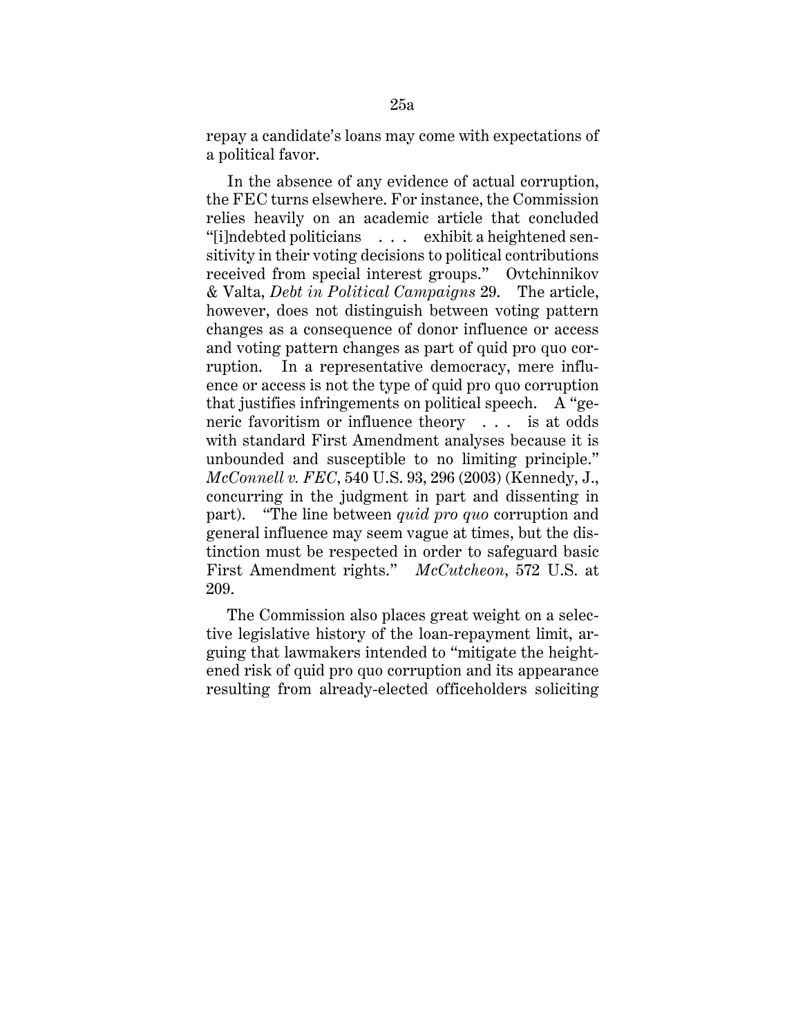repay a candidate's loans may come with expectations of a political favor.

In the absence of any evidence of actual corruption, the FEC turns elsewhere. For instance, the Commission relies heavily on an academic article that concluded "[i]ndebted politicians . . . exhibit a heightened sensitivity in their voting decisions to political contributions received from special interest groups." Ovtchinnikov & Valta, *Debt in Political Campaigns* 29. The article, however, does not distinguish between voting pattern changes as a consequence of donor influence or access and voting pattern changes as part of quid pro quo corruption. In a representative democracy, mere influence or access is not the type of quid pro quo corruption that justifies infringements on political speech. A "generic favoritism or influence theory . . . is at odds with standard First Amendment analyses because it is unbounded and susceptible to no limiting principle." *McConnell v. FEC*, 540 U.S. 93, 296 (2003) (Kennedy, J., concurring in the judgment in part and dissenting in part). "The line between *quid pro quo* corruption and general influence may seem vague at times, but the distinction must be respected in order to safeguard basic First Amendment rights." *McCutcheon*, 572 U.S. at 209.

The Commission also places great weight on a selective legislative history of the loan-repayment limit, arguing that lawmakers intended to "mitigate the heightened risk of quid pro quo corruption and its appearance resulting from already-elected officeholders soliciting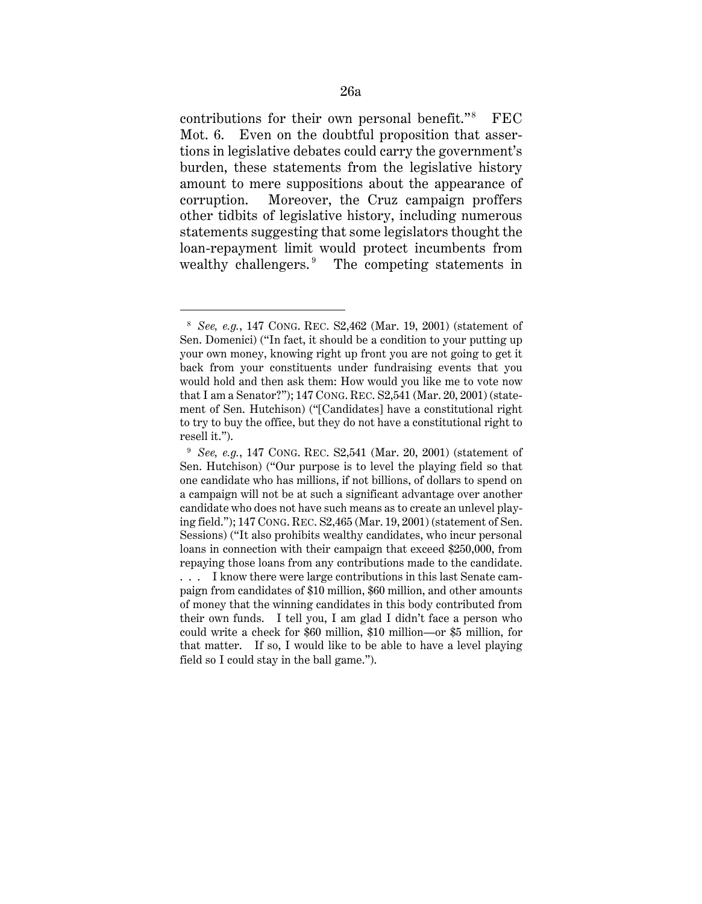contributions for their own personal benefit."[8] FEC Mot. 6. Even on the doubtful proposition that assertions in legislative debates could carry the government's burden, these statements from the legislative history amount to mere suppositions about the appearance of corruption. Moreover, the Cruz campaign proffers other tidbits of legislative history, including numerous statements suggesting that some legislators thought the loan-repayment limit would protect incumbents from wealthy challengers.[9] The competing statements in

---

[8] *See, e.g.*, 147 CONG. REC. S2,462 (Mar. 19, 2001) (statement of Sen. Domenici) ("In fact, it should be a condition to your putting up your own money, knowing right up front you are not going to get it back from your constituents under fundraising events that you would hold and then ask them: How would you like me to vote now that I am a Senator?"); 147 CONG. REC. S2,541 (Mar. 20, 2001) (statement of Sen. Hutchison) ("[Candidates] have a constitutional right to try to buy the office, but they do not have a constitutional right to resell it.").

[9] *See, e.g.*, 147 CONG. REC. S2,541 (Mar. 20, 2001) (statement of Sen. Hutchison) ("Our purpose is to level the playing field so that one candidate who has millions, if not billions, of dollars to spend on a campaign will not be at such a significant advantage over another candidate who does not have such means as to create an unlevel playing field."); 147 CONG. REC. S2,465 (Mar. 19, 2001) (statement of Sen. Sessions) ("It also prohibits wealthy candidates, who incur personal loans in connection with their campaign that exceed $250,000, from repaying those loans from any contributions made to the candidate. . . . I know there were large contributions in this last Senate campaign from candidates of $10 million, $60 million, and other amounts of money that the winning candidates in this body contributed from their own funds. I tell you, I am glad I didn't face a person who could write a check for $60 million, $10 million—or $5 million, for that matter. If so, I would like to be able to have a level playing field so I could stay in the ball game.").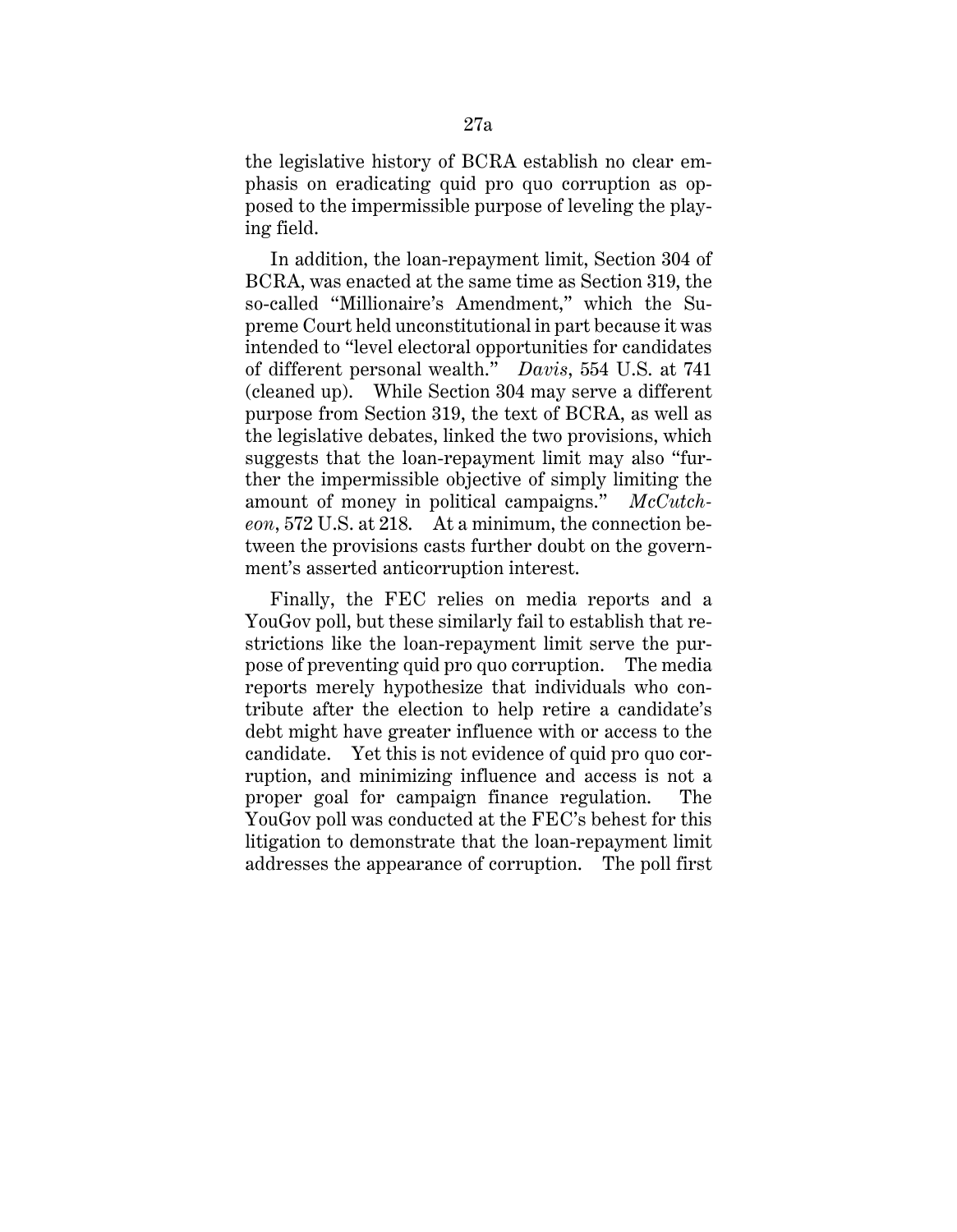the legislative history of BCRA establish no clear emphasis on eradicating quid pro quo corruption as opposed to the impermissible purpose of leveling the playing field.

In addition, the loan-repayment limit, Section 304 of BCRA, was enacted at the same time as Section 319, the so-called "Millionaire's Amendment," which the Supreme Court held unconstitutional in part because it was intended to "level electoral opportunities for candidates of different personal wealth." *Davis*, 554 U.S. at 741 (cleaned up). While Section 304 may serve a different purpose from Section 319, the text of BCRA, as well as the legislative debates, linked the two provisions, which suggests that the loan-repayment limit may also "further the impermissible objective of simply limiting the amount of money in political campaigns." *McCutcheon*, 572 U.S. at 218. At a minimum, the connection between the provisions casts further doubt on the government's asserted anticorruption interest.

Finally, the FEC relies on media reports and a YouGov poll, but these similarly fail to establish that restrictions like the loan-repayment limit serve the purpose of preventing quid pro quo corruption. The media reports merely hypothesize that individuals who contribute after the election to help retire a candidate's debt might have greater influence with or access to the candidate. Yet this is not evidence of quid pro quo corruption, and minimizing influence and access is not a proper goal for campaign finance regulation. The YouGov poll was conducted at the FEC's behest for this litigation to demonstrate that the loan-repayment limit addresses the appearance of corruption. The poll first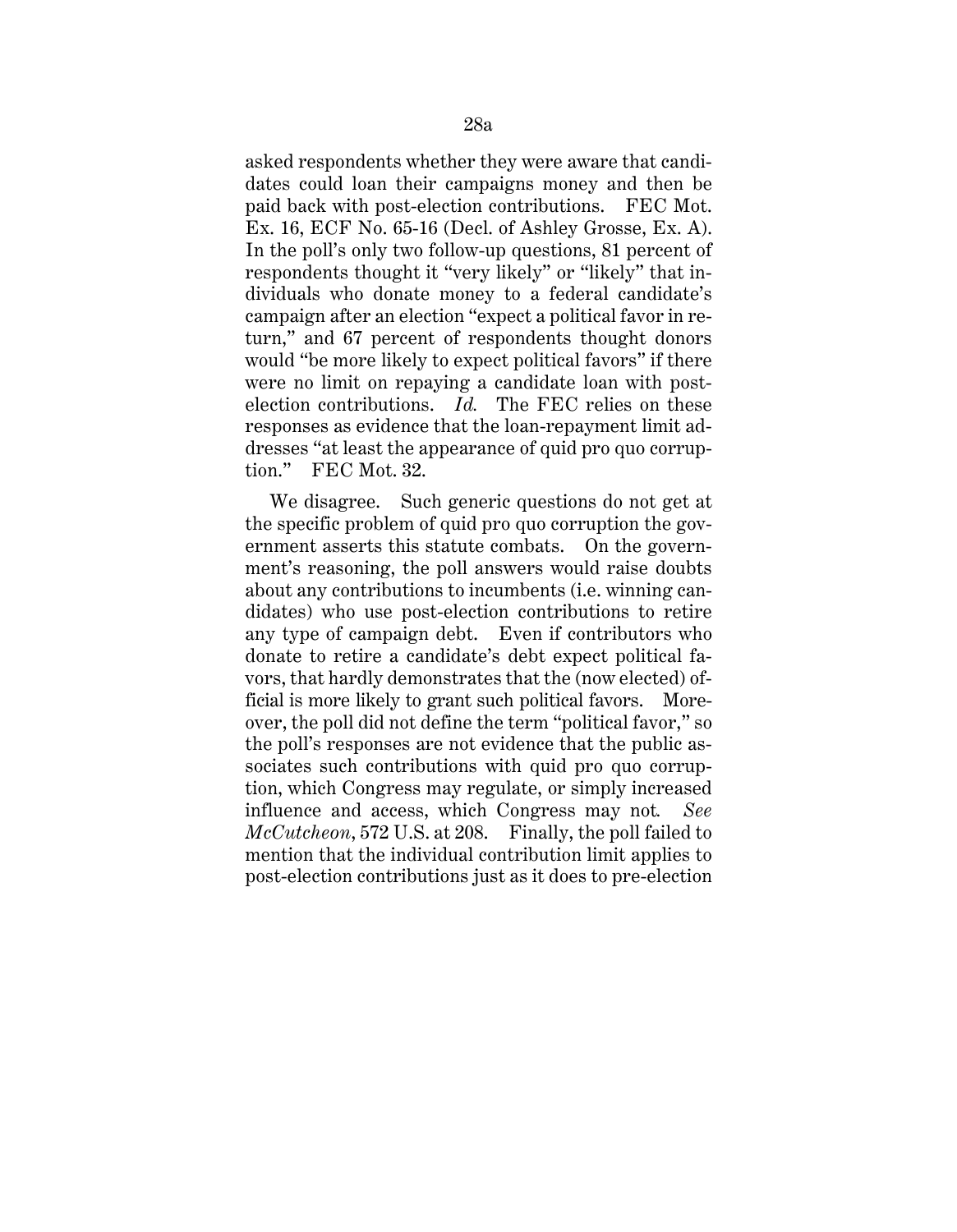asked respondents whether they were aware that candidates could loan their campaigns money and then be paid back with post-election contributions. FEC Mot. Ex. 16, ECF No. 65-16 (Decl. of Ashley Grosse, Ex. A). In the poll's only two follow-up questions, 81 percent of respondents thought it "very likely" or "likely" that individuals who donate money to a federal candidate's campaign after an election "expect a political favor in return," and 67 percent of respondents thought donors would "be more likely to expect political favors" if there were no limit on repaying a candidate loan with post-election contributions. *Id.* The FEC relies on these responses as evidence that the loan-repayment limit addresses "at least the appearance of quid pro quo corruption." FEC Mot. 32.

We disagree. Such generic questions do not get at the specific problem of quid pro quo corruption the government asserts this statute combats. On the government's reasoning, the poll answers would raise doubts about any contributions to incumbents (i.e. winning candidates) who use post-election contributions to retire any type of campaign debt. Even if contributors who donate to retire a candidate's debt expect political favors, that hardly demonstrates that the (now elected) official is more likely to grant such political favors. Moreover, the poll did not define the term "political favor," so the poll's responses are not evidence that the public associates such contributions with quid pro quo corruption, which Congress may regulate, or simply increased influence and access, which Congress may not. *See McCutcheon*, 572 U.S. at 208. Finally, the poll failed to mention that the individual contribution limit applies to post-election contributions just as it does to pre-election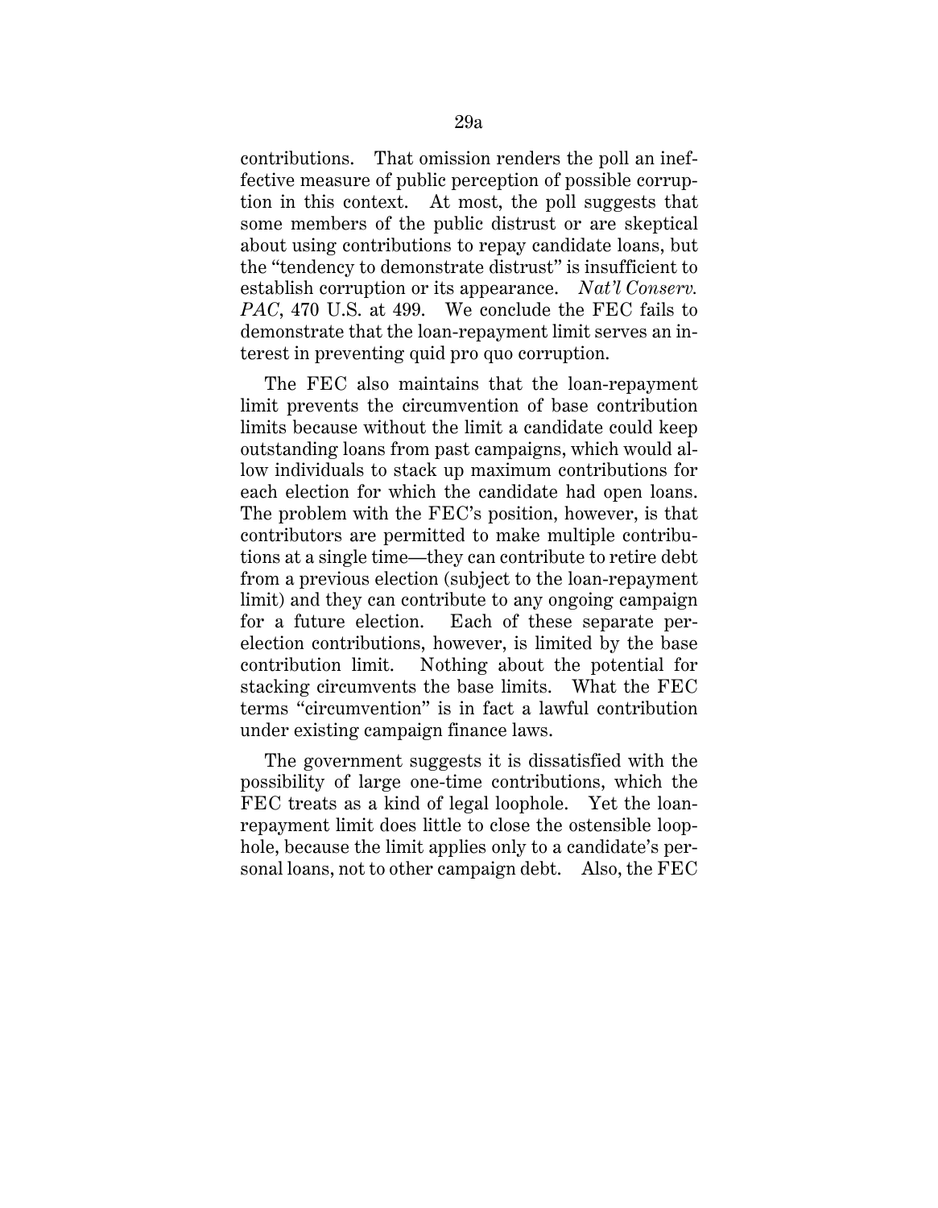contributions. That omission renders the poll an ineffective measure of public perception of possible corruption in this context. At most, the poll suggests that some members of the public distrust or are skeptical about using contributions to repay candidate loans, but the "tendency to demonstrate distrust" is insufficient to establish corruption or its appearance. *Nat'l Conserv. PAC*, 470 U.S. at 499. We conclude the FEC fails to demonstrate that the loan-repayment limit serves an interest in preventing quid pro quo corruption.

The FEC also maintains that the loan-repayment limit prevents the circumvention of base contribution limits because without the limit a candidate could keep outstanding loans from past campaigns, which would allow individuals to stack up maximum contributions for each election for which the candidate had open loans. The problem with the FEC's position, however, is that contributors are permitted to make multiple contributions at a single time—they can contribute to retire debt from a previous election (subject to the loan-repayment limit) and they can contribute to any ongoing campaign for a future election. Each of these separate per-election contributions, however, is limited by the base contribution limit. Nothing about the potential for stacking circumvents the base limits. What the FEC terms "circumvention" is in fact a lawful contribution under existing campaign finance laws.

The government suggests it is dissatisfied with the possibility of large one-time contributions, which the FEC treats as a kind of legal loophole. Yet the loan-repayment limit does little to close the ostensible loophole, because the limit applies only to a candidate's personal loans, not to other campaign debt. Also, the FEC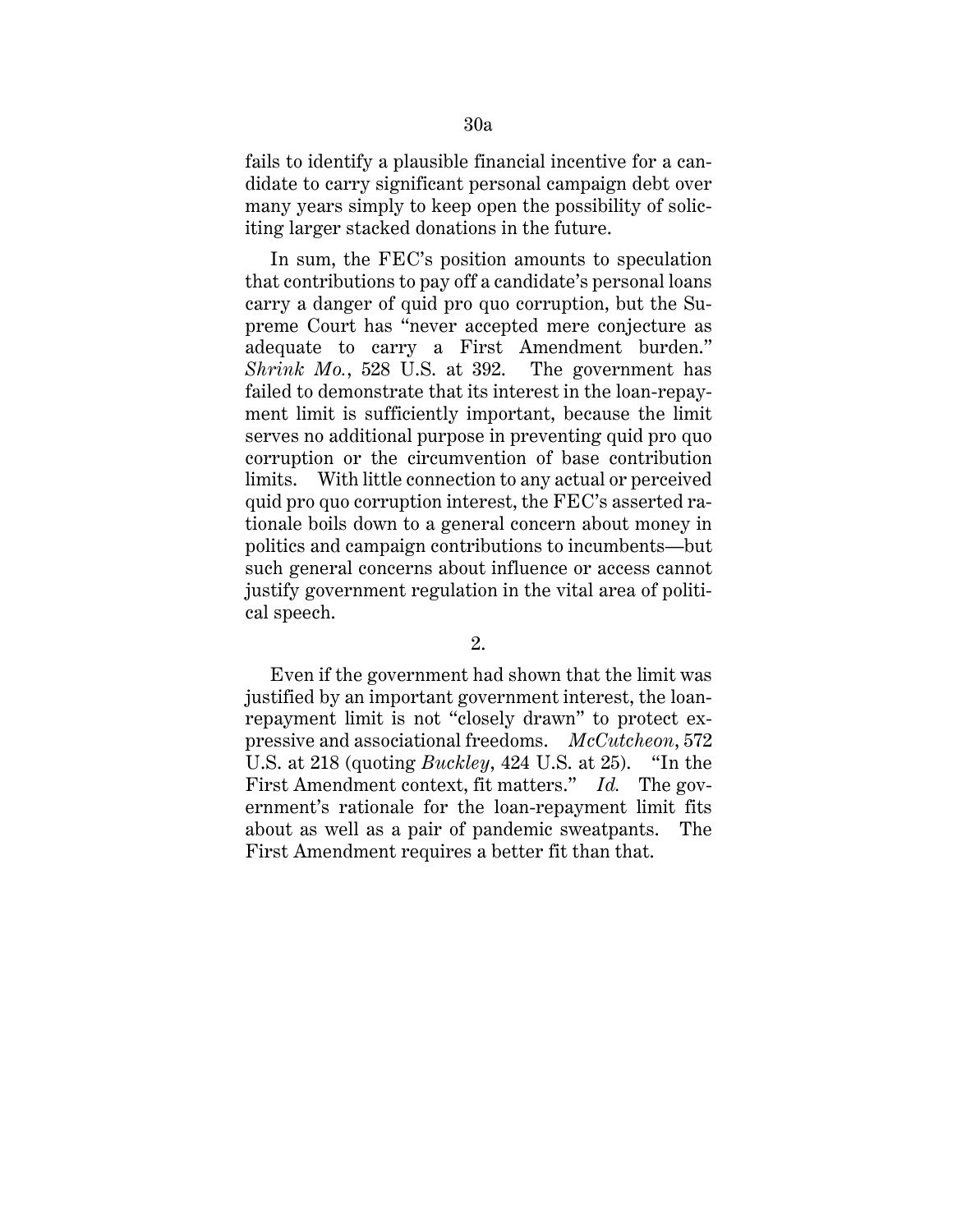fails to identify a plausible financial incentive for a candidate to carry significant personal campaign debt over many years simply to keep open the possibility of soliciting larger stacked donations in the future.

In sum, the FEC's position amounts to speculation that contributions to pay off a candidate's personal loans carry a danger of quid pro quo corruption, but the Supreme Court has "never accepted mere conjecture as adequate to carry a First Amendment burden." *Shrink Mo.*, 528 U.S. at 392. The government has failed to demonstrate that its interest in the loan-repayment limit is sufficiently important, because the limit serves no additional purpose in preventing quid pro quo corruption or the circumvention of base contribution limits. With little connection to any actual or perceived quid pro quo corruption interest, the FEC's asserted rationale boils down to a general concern about money in politics and campaign contributions to incumbents—but such general concerns about influence or access cannot justify government regulation in the vital area of political speech.

2.

Even if the government had shown that the limit was justified by an important government interest, the loan-repayment limit is not "closely drawn" to protect expressive and associational freedoms. *McCutcheon*, 572 U.S. at 218 (quoting *Buckley*, 424 U.S. at 25). "In the First Amendment context, fit matters." *Id.* The government's rationale for the loan-repayment limit fits about as well as a pair of pandemic sweatpants. The First Amendment requires a better fit than that.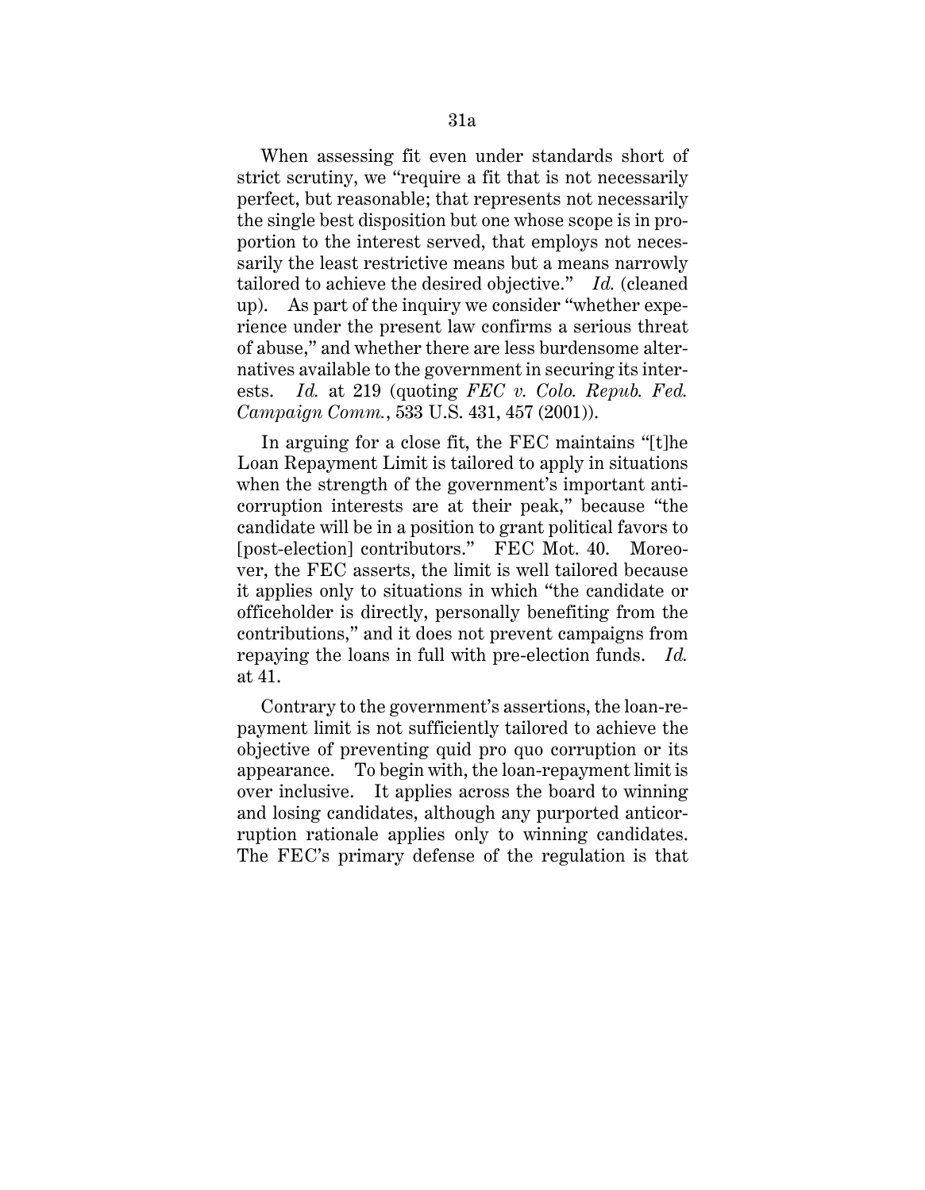When assessing fit even under standards short of strict scrutiny, we "require a fit that is not necessarily perfect, but reasonable; that represents not necessarily the single best disposition but one whose scope is in proportion to the interest served, that employs not necessarily the least restrictive means but a means narrowly tailored to achieve the desired objective." *Id.* (cleaned up). As part of the inquiry we consider "whether experience under the present law confirms a serious threat of abuse," and whether there are less burdensome alternatives available to the government in securing its interests. *Id.* at 219 (quoting *FEC v. Colo. Repub. Fed. Campaign Comm.*, 533 U.S. 431, 457 (2001)).

In arguing for a close fit, the FEC maintains "[t]he Loan Repayment Limit is tailored to apply in situations when the strength of the government's important anti-corruption interests are at their peak," because "the candidate will be in a position to grant political favors to [post-election] contributors." FEC Mot. 40. Moreover, the FEC asserts, the limit is well tailored because it applies only to situations in which "the candidate or officeholder is directly, personally benefiting from the contributions," and it does not prevent campaigns from repaying the loans in full with pre-election funds. *Id.* at 41.

Contrary to the government's assertions, the loan-repayment limit is not sufficiently tailored to achieve the objective of preventing quid pro quo corruption or its appearance. To begin with, the loan-repayment limit is over inclusive. It applies across the board to winning and losing candidates, although any purported anticorruption rationale applies only to winning candidates. The FEC's primary defense of the regulation is that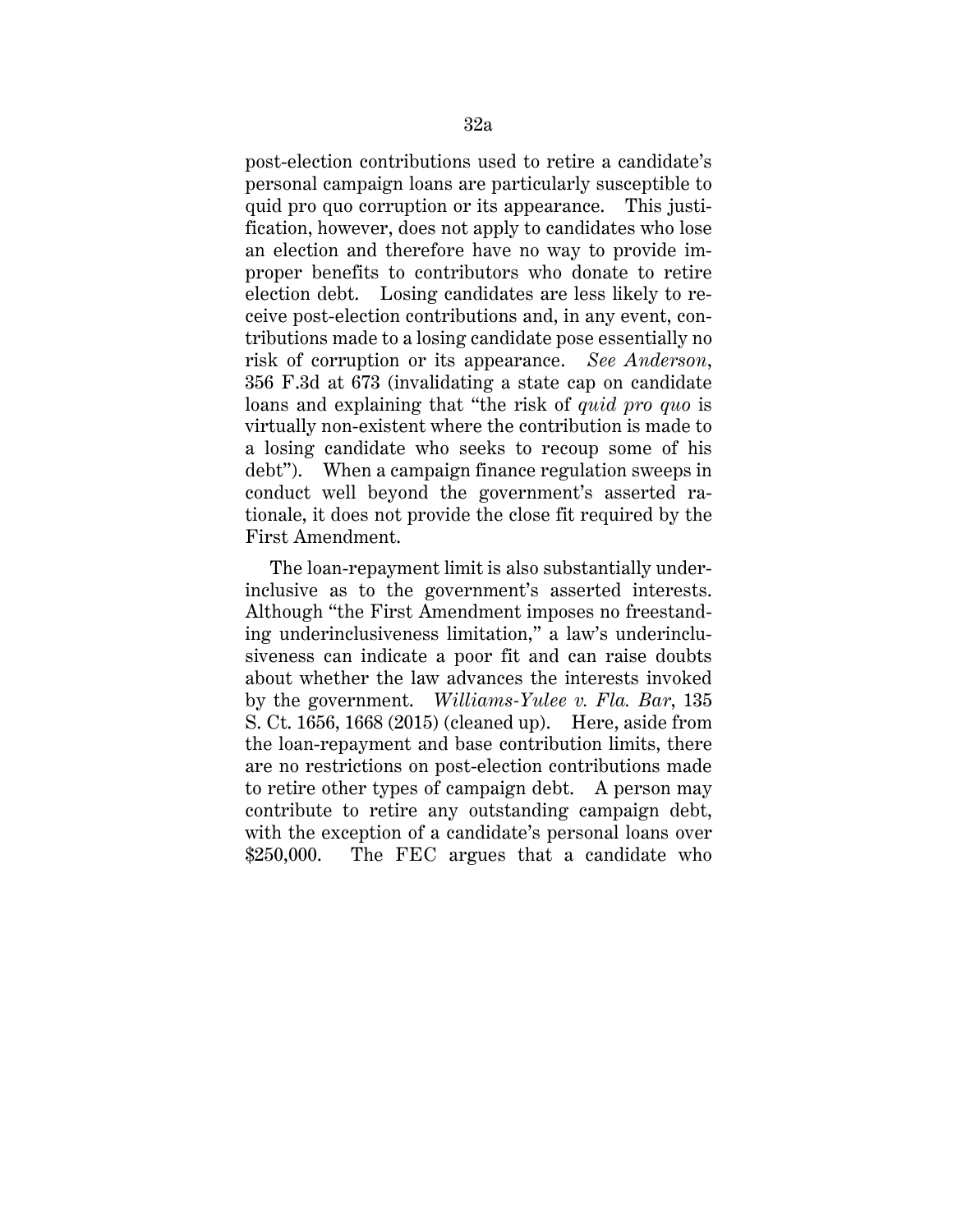post-election contributions used to retire a candidate's personal campaign loans are particularly susceptible to quid pro quo corruption or its appearance. This justification, however, does not apply to candidates who lose an election and therefore have no way to provide improper benefits to contributors who donate to retire election debt. Losing candidates are less likely to receive post-election contributions and, in any event, contributions made to a losing candidate pose essentially no risk of corruption or its appearance. *See Anderson*, 356 F.3d at 673 (invalidating a state cap on candidate loans and explaining that "the risk of *quid pro quo* is virtually non-existent where the contribution is made to a losing candidate who seeks to recoup some of his debt"). When a campaign finance regulation sweeps in conduct well beyond the government's asserted rationale, it does not provide the close fit required by the First Amendment.

The loan-repayment limit is also substantially underinclusive as to the government's asserted interests. Although "the First Amendment imposes no freestanding underinclusiveness limitation," a law's underinclusiveness can indicate a poor fit and can raise doubts about whether the law advances the interests invoked by the government. *Williams-Yulee v. Fla. Bar*, 135 S. Ct. 1656, 1668 (2015) (cleaned up). Here, aside from the loan-repayment and base contribution limits, there are no restrictions on post-election contributions made to retire other types of campaign debt. A person may contribute to retire any outstanding campaign debt, with the exception of a candidate's personal loans over $250,000. The FEC argues that a candidate who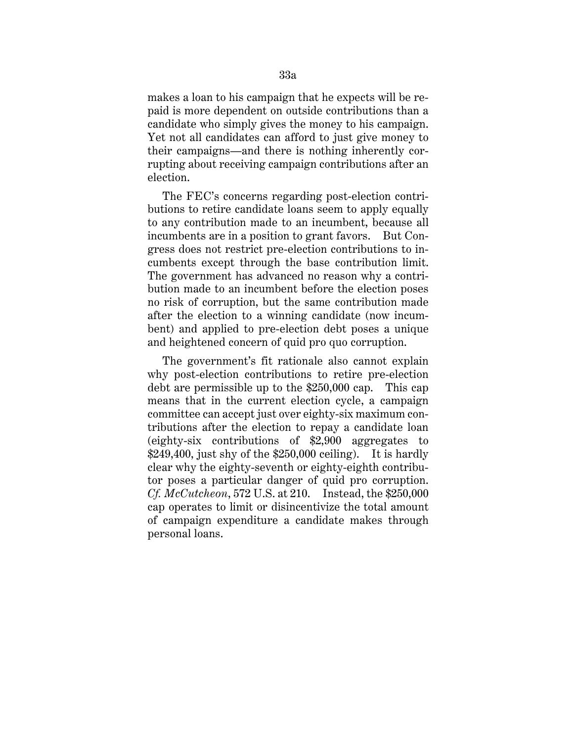makes a loan to his campaign that he expects will be repaid is more dependent on outside contributions than a candidate who simply gives the money to his campaign. Yet not all candidates can afford to just give money to their campaigns—and there is nothing inherently corrupting about receiving campaign contributions after an election.

The FEC's concerns regarding post-election contributions to retire candidate loans seem to apply equally to any contribution made to an incumbent, because all incumbents are in a position to grant favors. But Congress does not restrict pre-election contributions to incumbents except through the base contribution limit. The government has advanced no reason why a contribution made to an incumbent before the election poses no risk of corruption, but the same contribution made after the election to a winning candidate (now incumbent) and applied to pre-election debt poses a unique and heightened concern of quid pro quo corruption.

The government's fit rationale also cannot explain why post-election contributions to retire pre-election debt are permissible up to the $250,000 cap. This cap means that in the current election cycle, a campaign committee can accept just over eighty-six maximum contributions after the election to repay a candidate loan (eighty-six contributions of $2,900 aggregates to $249,400, just shy of the $250,000 ceiling). It is hardly clear why the eighty-seventh or eighty-eighth contributor poses a particular danger of quid pro corruption. *Cf. McCutcheon*, 572 U.S. at 210. Instead, the $250,000 cap operates to limit or disincentivize the total amount of campaign expenditure a candidate makes through personal loans.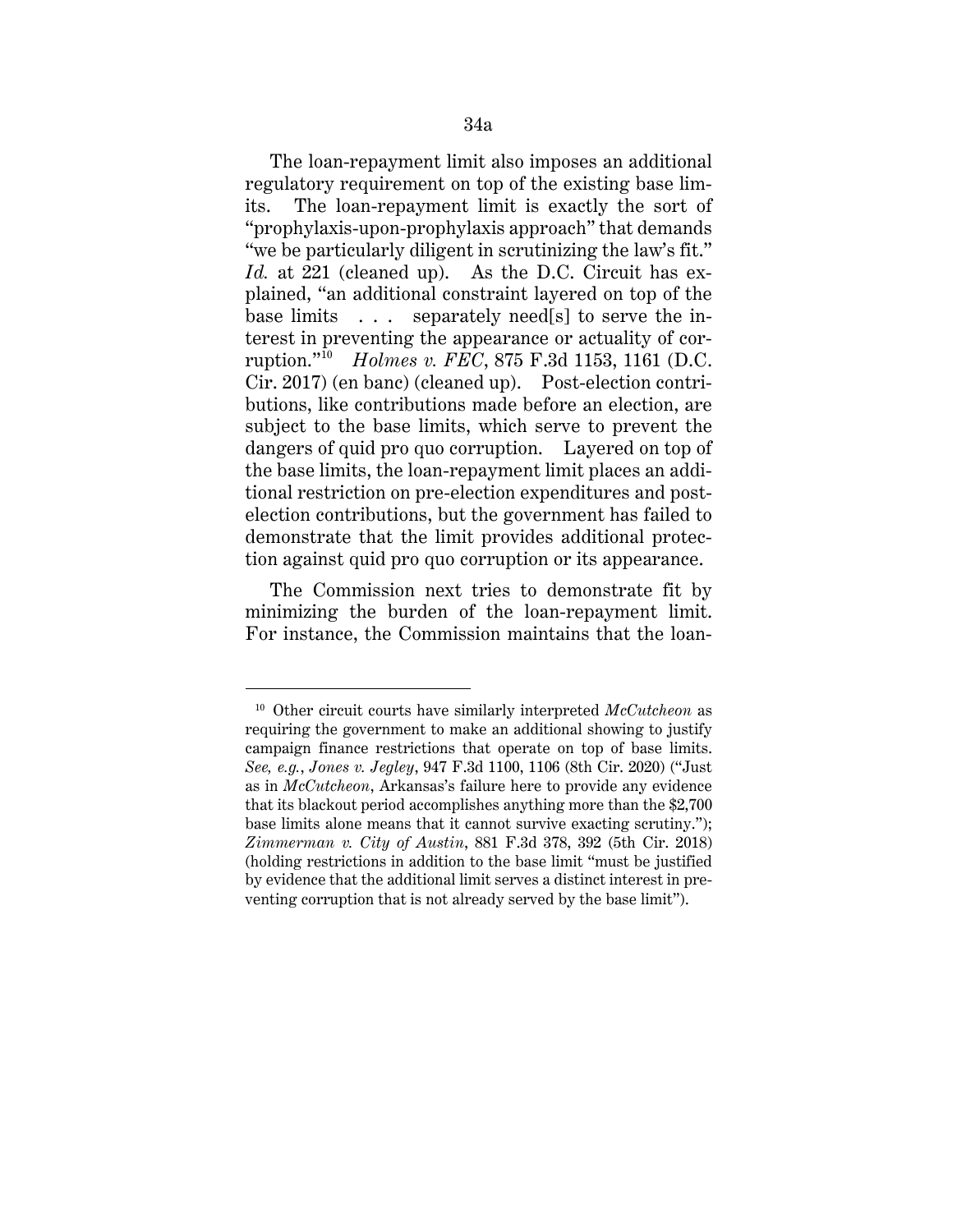The loan-repayment limit also imposes an additional regulatory requirement on top of the existing base limits. The loan-repayment limit is exactly the sort of "prophylaxis-upon-prophylaxis approach" that demands "we be particularly diligent in scrutinizing the law's fit." *Id.* at 221 (cleaned up). As the D.C. Circuit has explained, "an additional constraint layered on top of the base limits . . . separately need[s] to serve the interest in preventing the appearance or actuality of corruption."[10] *Holmes v. FEC*, 875 F.3d 1153, 1161 (D.C. Cir. 2017) (en banc) (cleaned up). Post-election contributions, like contributions made before an election, are subject to the base limits, which serve to prevent the dangers of quid pro quo corruption. Layered on top of the base limits, the loan-repayment limit places an additional restriction on pre-election expenditures and post-election contributions, but the government has failed to demonstrate that the limit provides additional protection against quid pro quo corruption or its appearance.

The Commission next tries to demonstrate fit by minimizing the burden of the loan-repayment limit. For instance, the Commission maintains that the loan-

---

[10] Other circuit courts have similarly interpreted *McCutcheon* as requiring the government to make an additional showing to justify campaign finance restrictions that operate on top of base limits. *See, e.g.*, *Jones v. Jegley*, 947 F.3d 1100, 1106 (8th Cir. 2020) ("Just as in *McCutcheon*, Arkansas's failure here to provide any evidence that its blackout period accomplishes anything more than the $2,700 base limits alone means that it cannot survive exacting scrutiny."); *Zimmerman v. City of Austin*, 881 F.3d 378, 392 (5th Cir. 2018) (holding restrictions in addition to the base limit "must be justified by evidence that the additional limit serves a distinct interest in preventing corruption that is not already served by the base limit").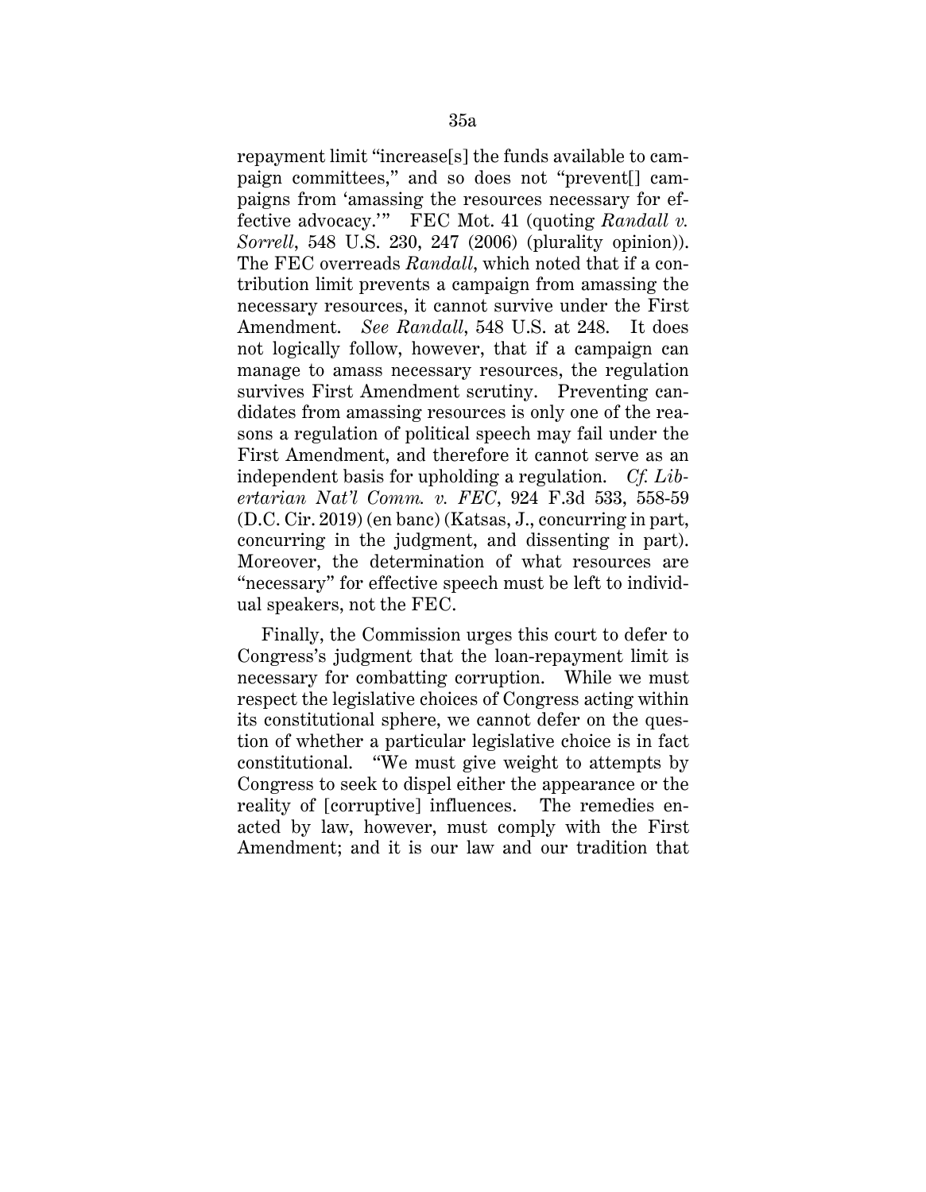repayment limit "increase[s] the funds available to campaign committees," and so does not "prevent[] campaigns from 'amassing the resources necessary for effective advocacy.'" FEC Mot. 41 (quoting *Randall v. Sorrell*, 548 U.S. 230, 247 (2006) (plurality opinion)). The FEC overreads *Randall*, which noted that if a contribution limit prevents a campaign from amassing the necessary resources, it cannot survive under the First Amendment. *See Randall*, 548 U.S. at 248. It does not logically follow, however, that if a campaign can manage to amass necessary resources, the regulation survives First Amendment scrutiny. Preventing candidates from amassing resources is only one of the reasons a regulation of political speech may fail under the First Amendment, and therefore it cannot serve as an independent basis for upholding a regulation. *Cf. Libertarian Nat'l Comm. v. FEC*, 924 F.3d 533, 558-59 (D.C. Cir. 2019) (en banc) (Katsas, J., concurring in part, concurring in the judgment, and dissenting in part). Moreover, the determination of what resources are "necessary" for effective speech must be left to individual speakers, not the FEC.

Finally, the Commission urges this court to defer to Congress's judgment that the loan-repayment limit is necessary for combatting corruption. While we must respect the legislative choices of Congress acting within its constitutional sphere, we cannot defer on the question of whether a particular legislative choice is in fact constitutional. "We must give weight to attempts by Congress to seek to dispel either the appearance or the reality of [corruptive] influences. The remedies enacted by law, however, must comply with the First Amendment; and it is our law and our tradition that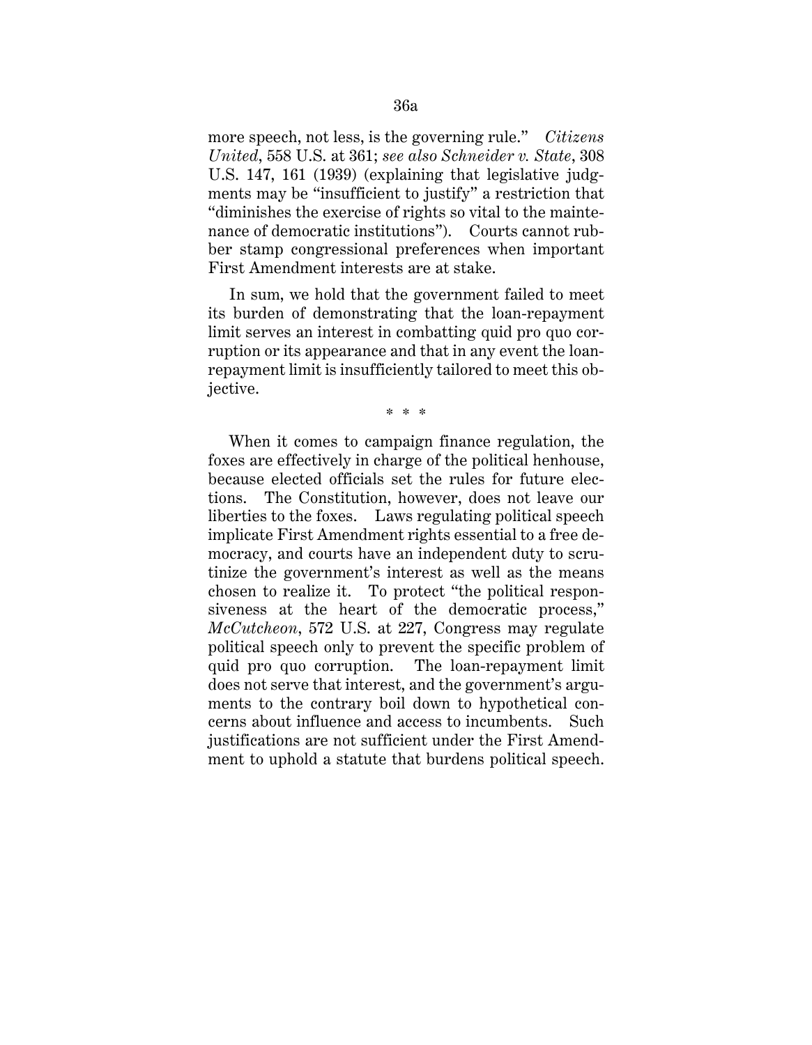more speech, not less, is the governing rule." *Citizens United*, 558 U.S. at 361; *see also Schneider v. State*, 308 U.S. 147, 161 (1939) (explaining that legislative judgments may be "insufficient to justify" a restriction that "diminishes the exercise of rights so vital to the maintenance of democratic institutions"). Courts cannot rubber stamp congressional preferences when important First Amendment interests are at stake.

In sum, we hold that the government failed to meet its burden of demonstrating that the loan-repayment limit serves an interest in combatting quid pro quo corruption or its appearance and that in any event the loan-repayment limit is insufficiently tailored to meet this objective.

\* \* \*

When it comes to campaign finance regulation, the foxes are effectively in charge of the political henhouse, because elected officials set the rules for future elections. The Constitution, however, does not leave our liberties to the foxes. Laws regulating political speech implicate First Amendment rights essential to a free democracy, and courts have an independent duty to scrutinize the government's interest as well as the means chosen to realize it. To protect "the political responsiveness at the heart of the democratic process," *McCutcheon*, 572 U.S. at 227, Congress may regulate political speech only to prevent the specific problem of quid pro quo corruption. The loan-repayment limit does not serve that interest, and the government's arguments to the contrary boil down to hypothetical concerns about influence and access to incumbents. Such justifications are not sufficient under the First Amendment to uphold a statute that burdens political speech.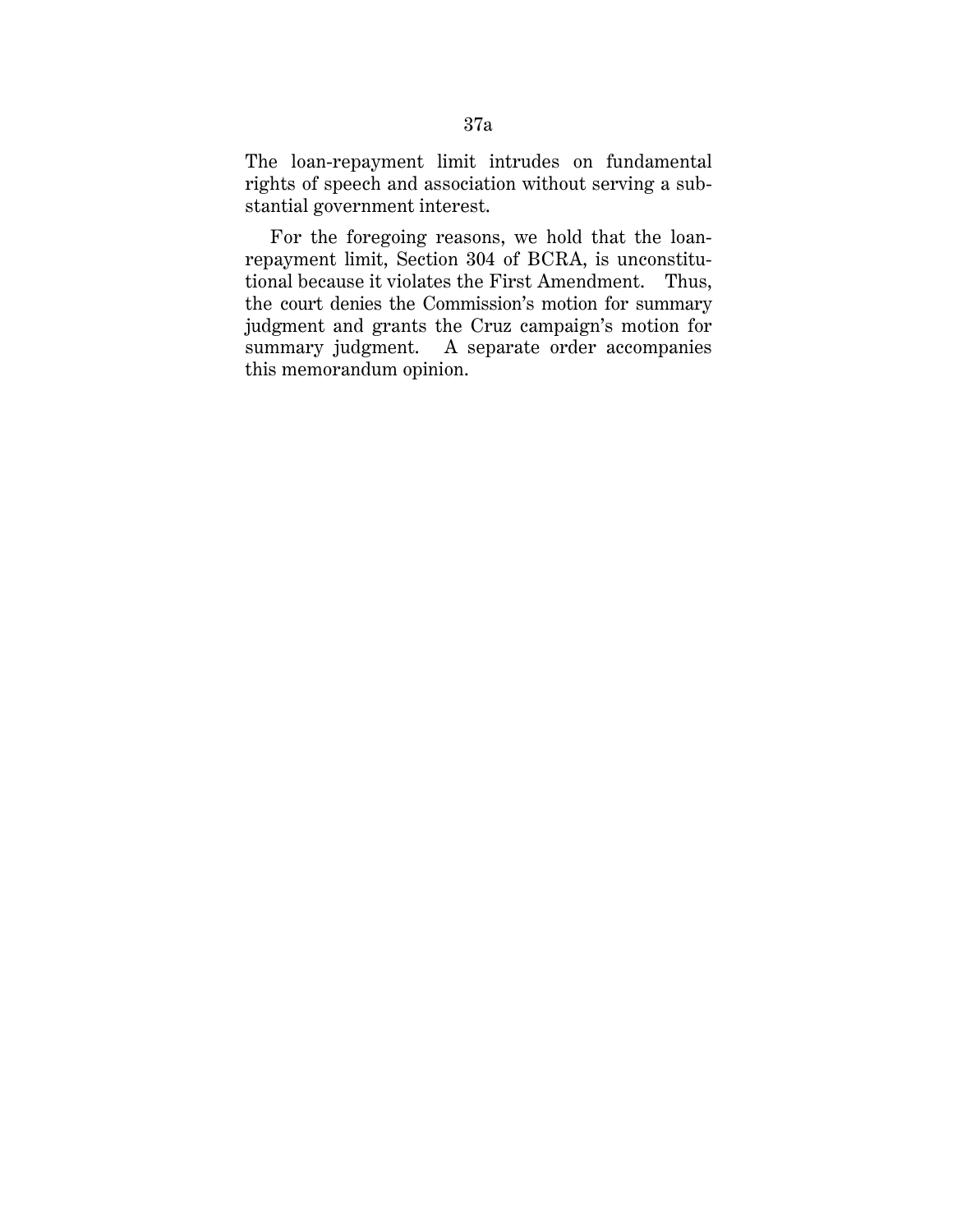The loan-repayment limit intrudes on fundamental rights of speech and association without serving a substantial government interest.

For the foregoing reasons, we hold that the loan-repayment limit, Section 304 of BCRA, is unconstitutional because it violates the First Amendment. Thus, the court denies the Commission's motion for summary judgment and grants the Cruz campaign's motion for summary judgment. A separate order accompanies this memorandum opinion.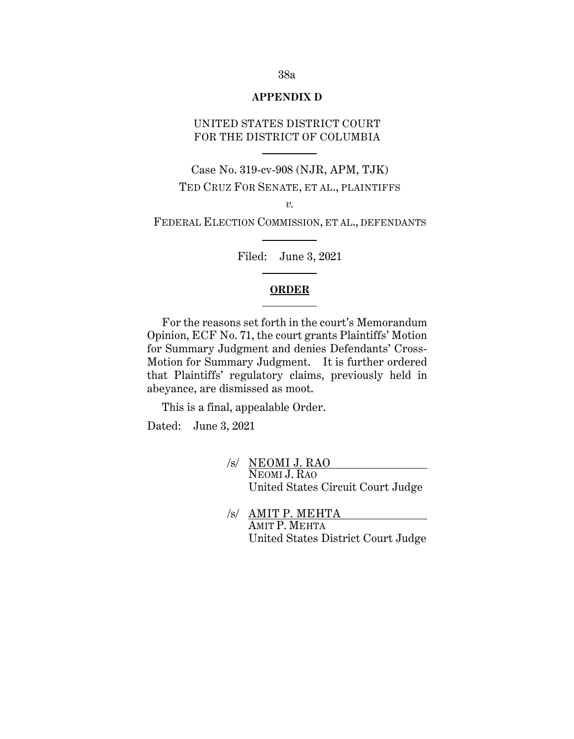**APPENDIX D**

UNITED STATES DISTRICT COURT
FOR THE DISTRICT OF COLUMBIA

---

Case No. 319-cv-908 (NJR, APM, TJK)

TED CRUZ FOR SENATE, ET AL., PLAINTIFFS

*v.*

FEDERAL ELECTION COMMISSION, ET AL., DEFENDANTS

---

Filed: June 3, 2021

---

**ORDER**

---

For the reasons set forth in the court's Memorandum Opinion, ECF No. 71, the court grants Plaintiffs' Motion for Summary Judgment and denies Defendants' Cross-Motion for Summary Judgment. It is further ordered that Plaintiffs' regulatory claims, previously held in abeyance, are dismissed as moot.

This is a final, appealable Order.

Dated: June 3, 2021

/s/ NEOMI J. RAO
NEOMI J. RAO
United States Circuit Court Judge

/s/ AMIT P. MEHTA
AMIT P. MEHTA
United States District Court Judge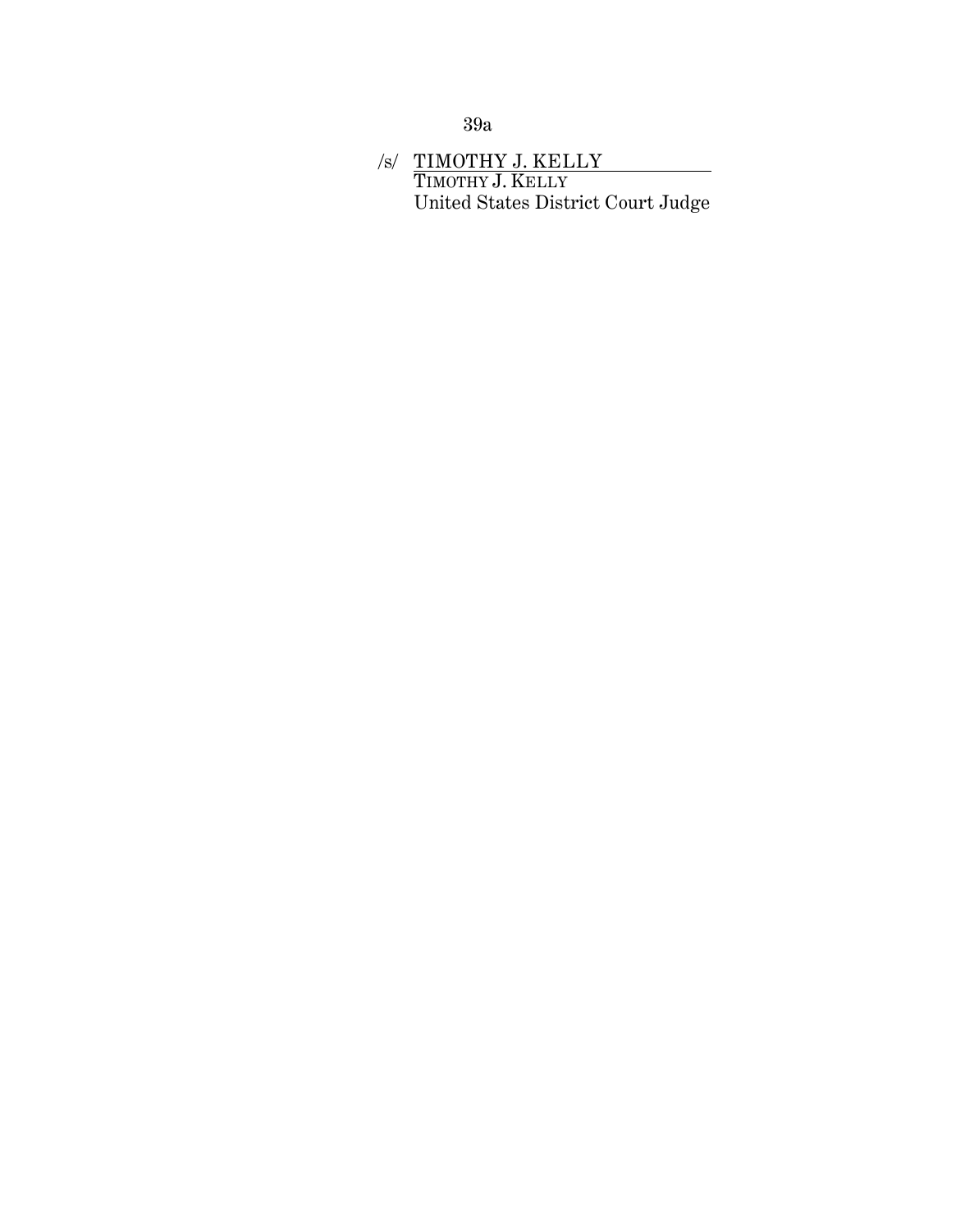/s/ TIMOTHY J. KELLY
TIMOTHY J. KELLY
United States District Court Judge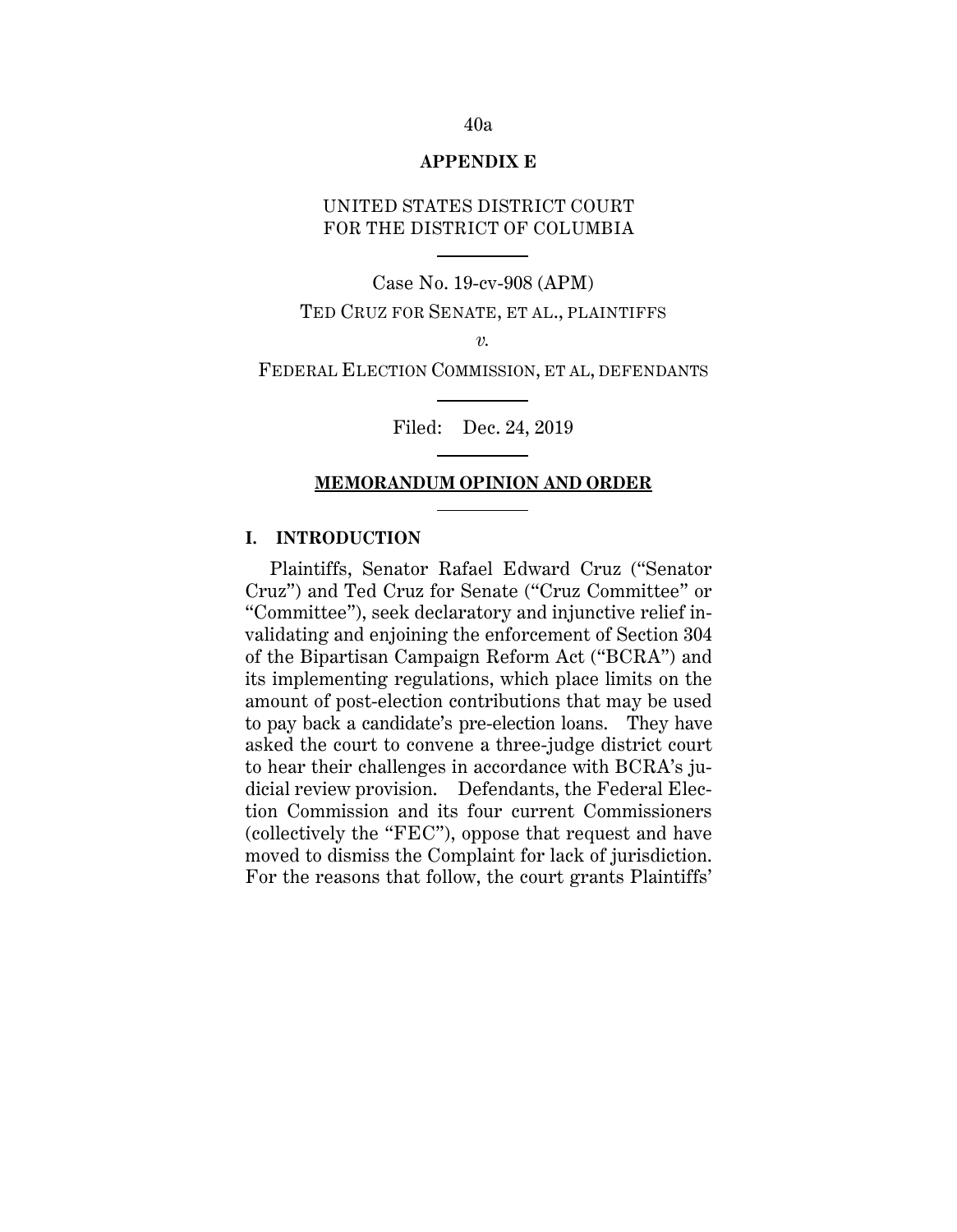**APPENDIX E**

UNITED STATES DISTRICT COURT
FOR THE DISTRICT OF COLUMBIA

---

Case No. 19-cv-908 (APM)

TED CRUZ FOR SENATE, ET AL., PLAINTIFFS

*v.*

FEDERAL ELECTION COMMISSION, ET AL, DEFENDANTS

---

Filed: Dec. 24, 2019

---

**MEMORANDUM OPINION AND ORDER**

---

## I. INTRODUCTION

Plaintiffs, Senator Rafael Edward Cruz ("Senator Cruz") and Ted Cruz for Senate ("Cruz Committee" or "Committee"), seek declaratory and injunctive relief invalidating and enjoining the enforcement of Section 304 of the Bipartisan Campaign Reform Act ("BCRA") and its implementing regulations, which place limits on the amount of post-election contributions that may be used to pay back a candidate's pre-election loans. They have asked the court to convene a three-judge district court to hear their challenges in accordance with BCRA's judicial review provision. Defendants, the Federal Election Commission and its four current Commissioners (collectively the "FEC"), oppose that request and have moved to dismiss the Complaint for lack of jurisdiction. For the reasons that follow, the court grants Plaintiffs'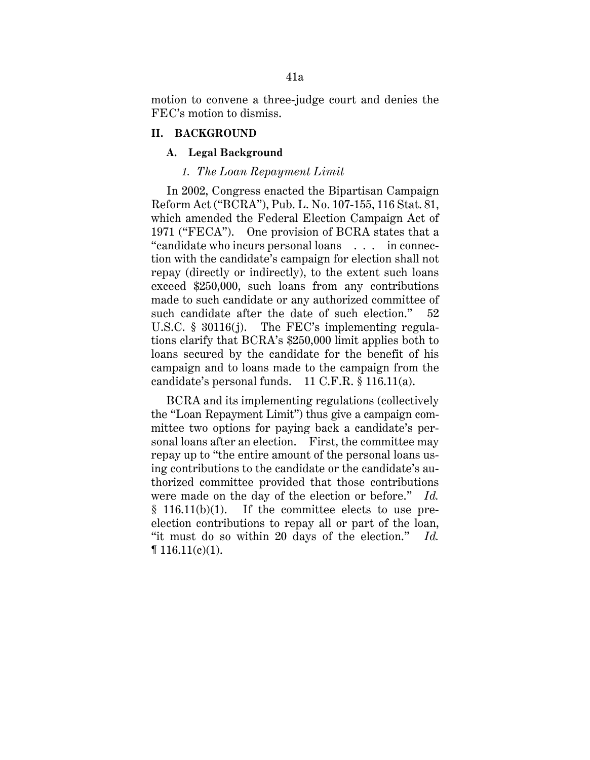motion to convene a three-judge court and denies the FEC's motion to dismiss.

## II. BACKGROUND

### A. Legal Background

#### *1. The Loan Repayment Limit*

In 2002, Congress enacted the Bipartisan Campaign Reform Act ("BCRA"), Pub. L. No. 107-155, 116 Stat. 81, which amended the Federal Election Campaign Act of 1971 ("FECA"). One provision of BCRA states that a "candidate who incurs personal loans . . . in connection with the candidate's campaign for election shall not repay (directly or indirectly), to the extent such loans exceed $250,000, such loans from any contributions made to such candidate or any authorized committee of such candidate after the date of such election." 52 U.S.C. § 30116(j). The FEC's implementing regulations clarify that BCRA's $250,000 limit applies both to loans secured by the candidate for the benefit of his campaign and to loans made to the campaign from the candidate's personal funds. 11 C.F.R. § 116.11(a).

BCRA and its implementing regulations (collectively the "Loan Repayment Limit") thus give a campaign committee two options for paying back a candidate's personal loans after an election. First, the committee may repay up to "the entire amount of the personal loans using contributions to the candidate or the candidate's authorized committee provided that those contributions were made on the day of the election or before." *Id.* § 116.11(b)(1). If the committee elects to use pre-election contributions to repay all or part of the loan, "it must do so within 20 days of the election." *Id.* ¶ 116.11(c)(1).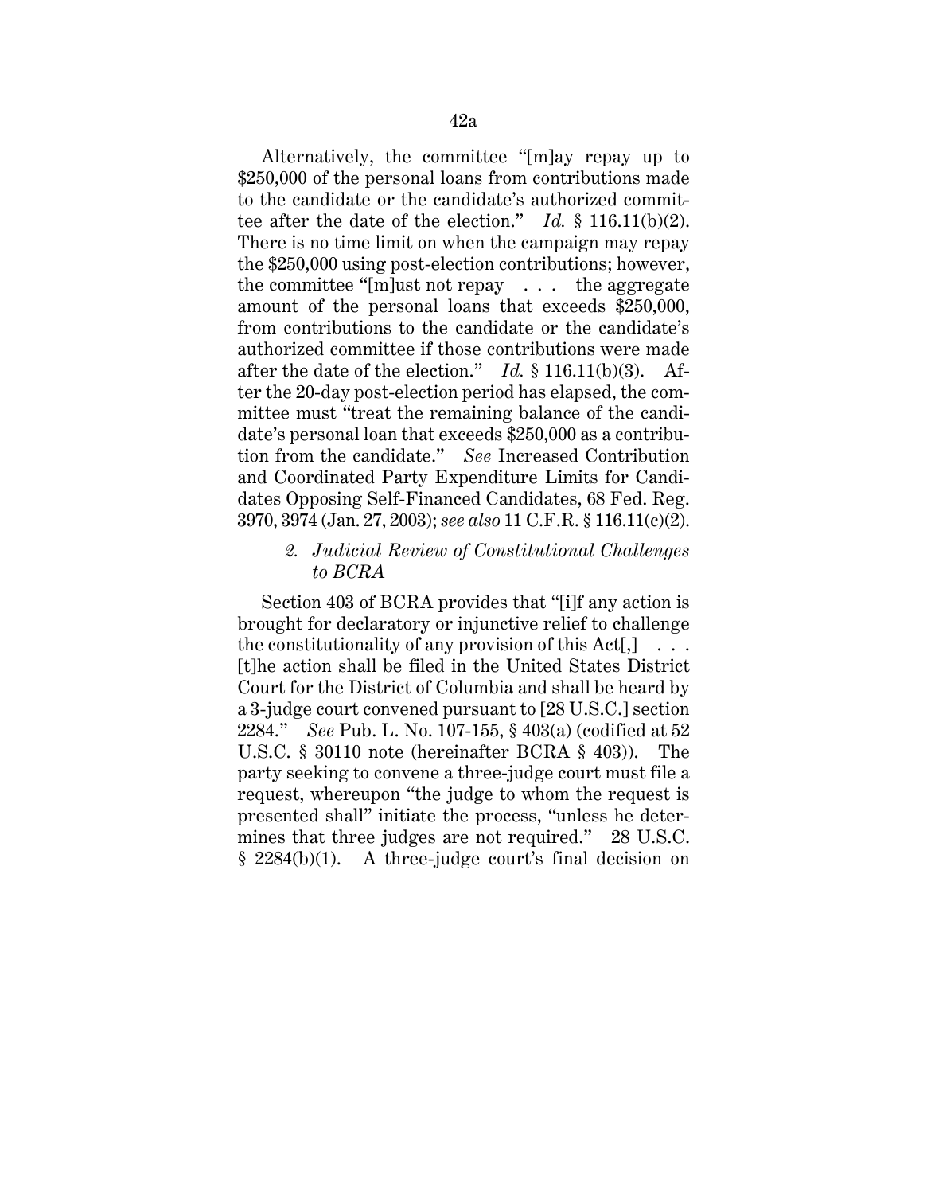Alternatively, the committee "[m]ay repay up to $250,000 of the personal loans from contributions made to the candidate or the candidate's authorized committee after the date of the election." *Id.* § 116.11(b)(2). There is no time limit on when the campaign may repay the $250,000 using post-election contributions; however, the committee "[m]ust not repay . . . the aggregate amount of the personal loans that exceeds $250,000, from contributions to the candidate or the candidate's authorized committee if those contributions were made after the date of the election." *Id.* § 116.11(b)(3). After the 20-day post-election period has elapsed, the committee must "treat the remaining balance of the candidate's personal loan that exceeds $250,000 as a contribution from the candidate." *See* Increased Contribution and Coordinated Party Expenditure Limits for Candidates Opposing Self-Financed Candidates, 68 Fed. Reg. 3970, 3974 (Jan. 27, 2003); *see also* 11 C.F.R. § 116.11(c)(2).

*2. Judicial Review of Constitutional Challenges to BCRA*

Section 403 of BCRA provides that "[i]f any action is brought for declaratory or injunctive relief to challenge the constitutionality of any provision of this Act[,] . . . [t]he action shall be filed in the United States District Court for the District of Columbia and shall be heard by a 3-judge court convened pursuant to [28 U.S.C.] section 2284." *See* Pub. L. No. 107-155, § 403(a) (codified at 52 U.S.C. § 30110 note (hereinafter BCRA § 403)). The party seeking to convene a three-judge court must file a request, whereupon "the judge to whom the request is presented shall" initiate the process, "unless he determines that three judges are not required." 28 U.S.C. § 2284(b)(1). A three-judge court's final decision on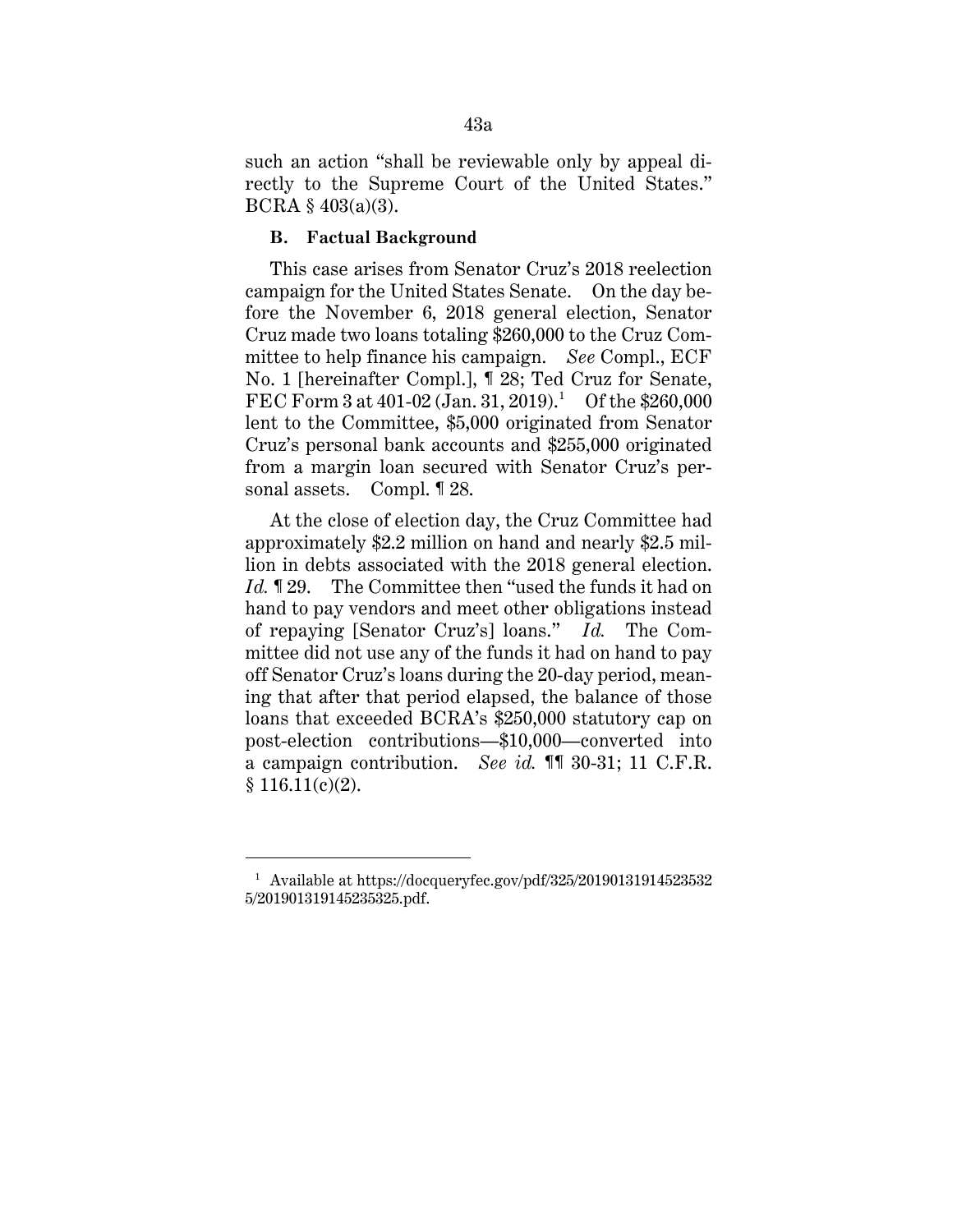such an action "shall be reviewable only by appeal directly to the Supreme Court of the United States." BCRA § 403(a)(3).

### B. Factual Background

This case arises from Senator Cruz's 2018 reelection campaign for the United States Senate. On the day before the November 6, 2018 general election, Senator Cruz made two loans totaling $260,000 to the Cruz Committee to help finance his campaign. *See* Compl., ECF No. 1 [hereinafter Compl.], ¶ 28; Ted Cruz for Senate, FEC Form 3 at 401-02 (Jan. 31, 2019).[1] Of the $260,000 lent to the Committee, $5,000 originated from Senator Cruz's personal bank accounts and $255,000 originated from a margin loan secured with Senator Cruz's personal assets. Compl. ¶ 28.

At the close of election day, the Cruz Committee had approximately $2.2 million on hand and nearly $2.5 million in debts associated with the 2018 general election. *Id.* ¶ 29. The Committee then "used the funds it had on hand to pay vendors and meet other obligations instead of repaying [Senator Cruz's] loans." *Id.* The Committee did not use any of the funds it had on hand to pay off Senator Cruz's loans during the 20-day period, meaning that after that period elapsed, the balance of those loans that exceeded BCRA's $250,000 statutory cap on post-election contributions—$10,000—converted into a campaign contribution. *See id.* ¶¶ 30-31; 11 C.F.R. § 116.11(c)(2).

---

[1] Available at https://docqueryfec.gov/pdf/325/201901319145235325/201901319145235325.pdf.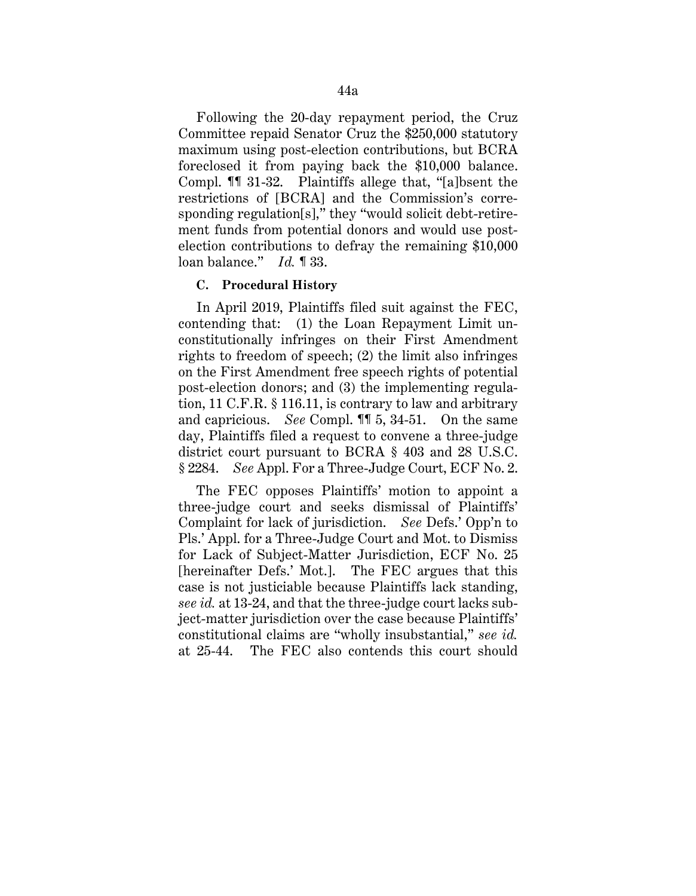Following the 20-day repayment period, the Cruz Committee repaid Senator Cruz the $250,000 statutory maximum using post-election contributions, but BCRA foreclosed it from paying back the $10,000 balance. Compl. ¶¶ 31-32. Plaintiffs allege that, "[a]bsent the restrictions of [BCRA] and the Commission's corresponding regulation[s]," they "would solicit debt-retirement funds from potential donors and would use post-election contributions to defray the remaining $10,000 loan balance." *Id.* ¶ 33.

### C. Procedural History

In April 2019, Plaintiffs filed suit against the FEC, contending that: (1) the Loan Repayment Limit unconstitutionally infringes on their First Amendment rights to freedom of speech; (2) the limit also infringes on the First Amendment free speech rights of potential post-election donors; and (3) the implementing regulation, 11 C.F.R. § 116.11, is contrary to law and arbitrary and capricious. *See* Compl. ¶¶ 5, 34-51. On the same day, Plaintiffs filed a request to convene a three-judge district court pursuant to BCRA § 403 and 28 U.S.C. § 2284. *See* Appl. For a Three-Judge Court, ECF No. 2.

The FEC opposes Plaintiffs' motion to appoint a three-judge court and seeks dismissal of Plaintiffs' Complaint for lack of jurisdiction. *See* Defs.' Opp'n to Pls.' Appl. for a Three-Judge Court and Mot. to Dismiss for Lack of Subject-Matter Jurisdiction, ECF No. 25 [hereinafter Defs.' Mot.]. The FEC argues that this case is not justiciable because Plaintiffs lack standing, *see id.* at 13-24, and that the three-judge court lacks subject-matter jurisdiction over the case because Plaintiffs' constitutional claims are "wholly insubstantial," *see id.* at 25-44. The FEC also contends this court should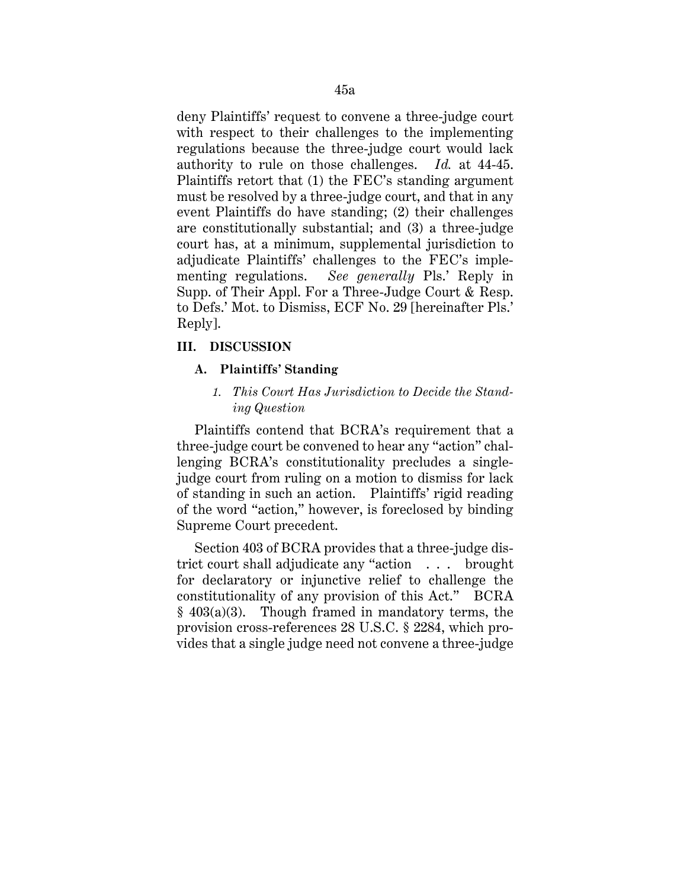deny Plaintiffs' request to convene a three-judge court with respect to their challenges to the implementing regulations because the three-judge court would lack authority to rule on those challenges. *Id.* at 44-45. Plaintiffs retort that (1) the FEC's standing argument must be resolved by a three-judge court, and that in any event Plaintiffs do have standing; (2) their challenges are constitutionally substantial; and (3) a three-judge court has, at a minimum, supplemental jurisdiction to adjudicate Plaintiffs' challenges to the FEC's implementing regulations. *See generally* Pls.' Reply in Supp. of Their Appl. For a Three-Judge Court & Resp. to Defs.' Mot. to Dismiss, ECF No. 29 [hereinafter Pls.' Reply].

## III. DISCUSSION

### A. Plaintiffs' Standing

#### 1. *This Court Has Jurisdiction to Decide the Standing Question*

Plaintiffs contend that BCRA's requirement that a three-judge court be convened to hear any "action" challenging BCRA's constitutionality precludes a single-judge court from ruling on a motion to dismiss for lack of standing in such an action. Plaintiffs' rigid reading of the word "action," however, is foreclosed by binding Supreme Court precedent.

Section 403 of BCRA provides that a three-judge district court shall adjudicate any "action . . . brought for declaratory or injunctive relief to challenge the constitutionality of any provision of this Act." BCRA § 403(a)(3). Though framed in mandatory terms, the provision cross-references 28 U.S.C. § 2284, which provides that a single judge need not convene a three-judge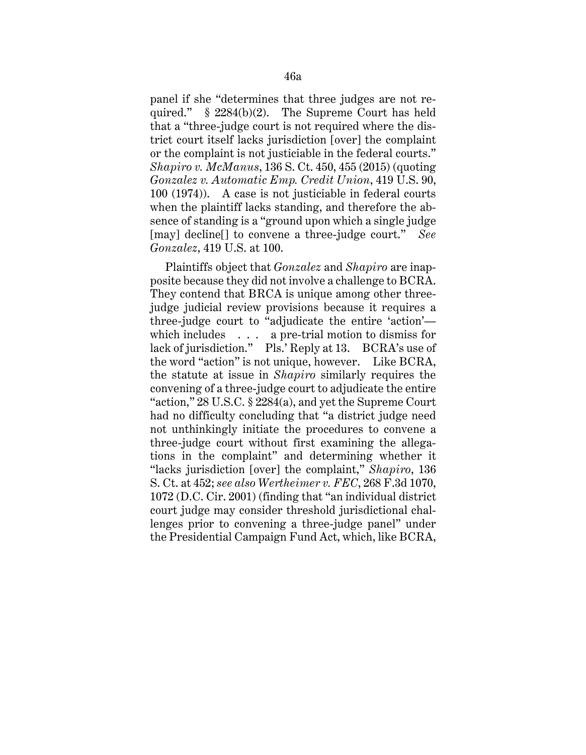panel if she "determines that three judges are not required." § 2284(b)(2). The Supreme Court has held that a "three-judge court is not required where the district court itself lacks jurisdiction [over] the complaint or the complaint is not justiciable in the federal courts." *Shapiro v. McManus*, 136 S. Ct. 450, 455 (2015) (quoting *Gonzalez v. Automatic Emp. Credit Union*, 419 U.S. 90, 100 (1974)). A case is not justiciable in federal courts when the plaintiff lacks standing, and therefore the absence of standing is a "ground upon which a single judge [may] decline[] to convene a three-judge court." *See Gonzalez*, 419 U.S. at 100.

Plaintiffs object that *Gonzalez* and *Shapiro* are inapposite because they did not involve a challenge to BCRA. They contend that BRCA is unique among other three-judge judicial review provisions because it requires a three-judge court to "adjudicate the entire 'action'—which includes . . . a pre-trial motion to dismiss for lack of jurisdiction." Pls.' Reply at 13. BCRA's use of the word "action" is not unique, however. Like BCRA, the statute at issue in *Shapiro* similarly requires the convening of a three-judge court to adjudicate the entire "action," 28 U.S.C. § 2284(a), and yet the Supreme Court had no difficulty concluding that "a district judge need not unthinkingly initiate the procedures to convene a three-judge court without first examining the allegations in the complaint" and determining whether it "lacks jurisdiction [over] the complaint," *Shapiro*, 136 S. Ct. at 452; *see also Wertheimer v. FEC*, 268 F.3d 1070, 1072 (D.C. Cir. 2001) (finding that "an individual district court judge may consider threshold jurisdictional challenges prior to convening a three-judge panel" under the Presidential Campaign Fund Act, which, like BCRA,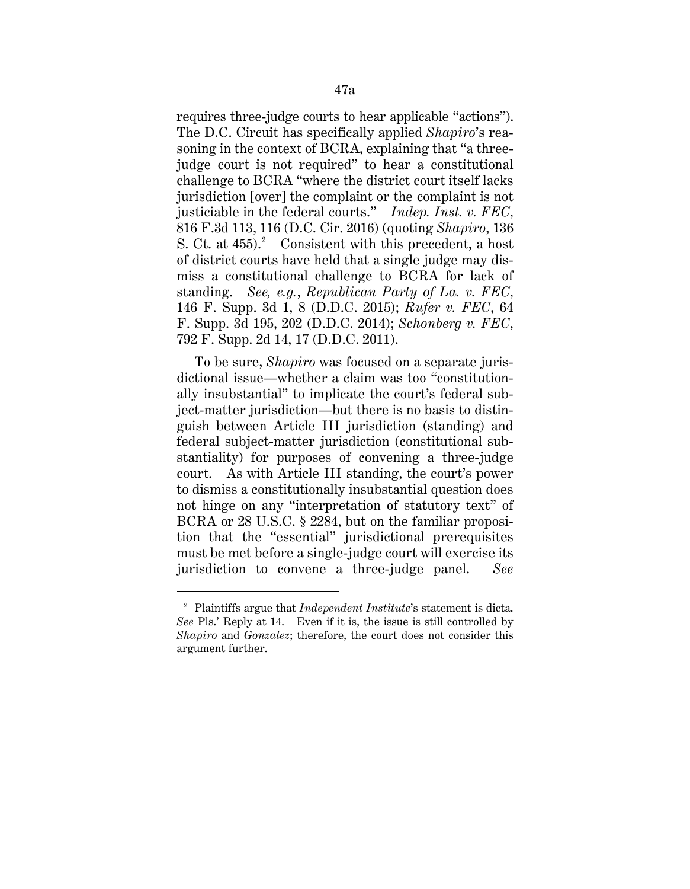requires three-judge courts to hear applicable "actions"). The D.C. Circuit has specifically applied *Shapiro*'s reasoning in the context of BCRA, explaining that "a three-judge court is not required" to hear a constitutional challenge to BCRA "where the district court itself lacks jurisdiction [over] the complaint or the complaint is not justiciable in the federal courts." *Indep. Inst. v. FEC*, 816 F.3d 113, 116 (D.C. Cir. 2016) (quoting *Shapiro*, 136 S. Ct. at 455).[2] Consistent with this precedent, a host of district courts have held that a single judge may dismiss a constitutional challenge to BCRA for lack of standing. *See, e.g.*, *Republican Party of La. v. FEC*, 146 F. Supp. 3d 1, 8 (D.D.C. 2015); *Rufer v. FEC*, 64 F. Supp. 3d 195, 202 (D.D.C. 2014); *Schonberg v. FEC*, 792 F. Supp. 2d 14, 17 (D.D.C. 2011).

To be sure, *Shapiro* was focused on a separate jurisdictional issue—whether a claim was too "constitutionally insubstantial" to implicate the court's federal subject-matter jurisdiction—but there is no basis to distinguish between Article III jurisdiction (standing) and federal subject-matter jurisdiction (constitutional substantiality) for purposes of convening a three-judge court. As with Article III standing, the court's power to dismiss a constitutionally insubstantial question does not hinge on any "interpretation of statutory text" of BCRA or 28 U.S.C. § 2284, but on the familiar proposition that the "essential" jurisdictional prerequisites must be met before a single-judge court will exercise its jurisdiction to convene a three-judge panel. *See*

---

[2] Plaintiffs argue that *Independent Institute*'s statement is dicta. *See* Pls.' Reply at 14. Even if it is, the issue is still controlled by *Shapiro* and *Gonzalez*; therefore, the court does not consider this argument further.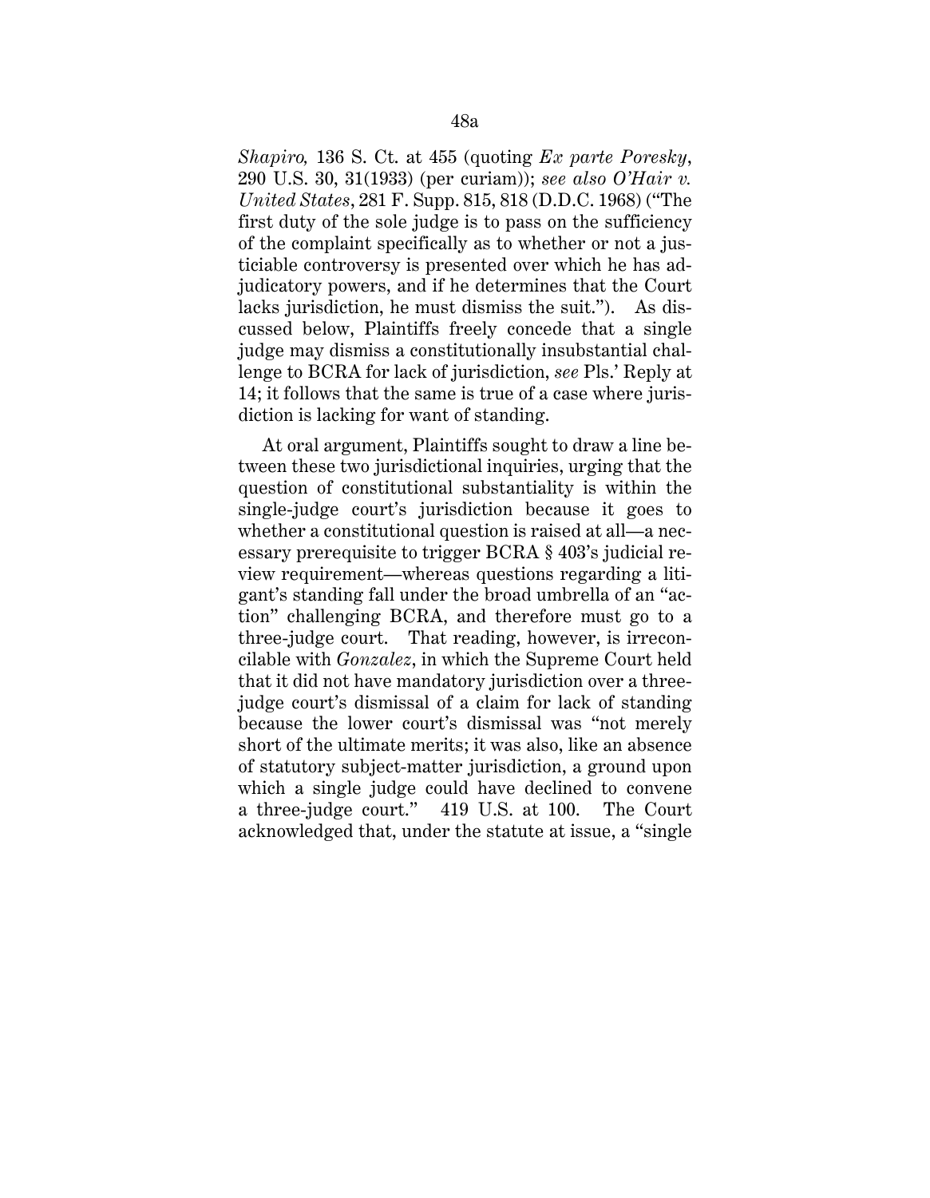*Shapiro,* 136 S. Ct. at 455 (quoting *Ex parte Poresky*, 290 U.S. 30, 31(1933) (per curiam)); *see also O'Hair v. United States*, 281 F. Supp. 815, 818 (D.D.C. 1968) ("The first duty of the sole judge is to pass on the sufficiency of the complaint specifically as to whether or not a justiciable controversy is presented over which he has adjudicatory powers, and if he determines that the Court lacks jurisdiction, he must dismiss the suit."). As discussed below, Plaintiffs freely concede that a single judge may dismiss a constitutionally insubstantial challenge to BCRA for lack of jurisdiction, *see* Pls.' Reply at 14; it follows that the same is true of a case where jurisdiction is lacking for want of standing.

At oral argument, Plaintiffs sought to draw a line between these two jurisdictional inquiries, urging that the question of constitutional substantiality is within the single-judge court's jurisdiction because it goes to whether a constitutional question is raised at all—a necessary prerequisite to trigger BCRA § 403's judicial review requirement—whereas questions regarding a litigant's standing fall under the broad umbrella of an "action" challenging BCRA, and therefore must go to a three-judge court. That reading, however, is irreconcilable with *Gonzalez*, in which the Supreme Court held that it did not have mandatory jurisdiction over a three-judge court's dismissal of a claim for lack of standing because the lower court's dismissal was "not merely short of the ultimate merits; it was also, like an absence of statutory subject-matter jurisdiction, a ground upon which a single judge could have declined to convene a three-judge court." 419 U.S. at 100. The Court acknowledged that, under the statute at issue, a "single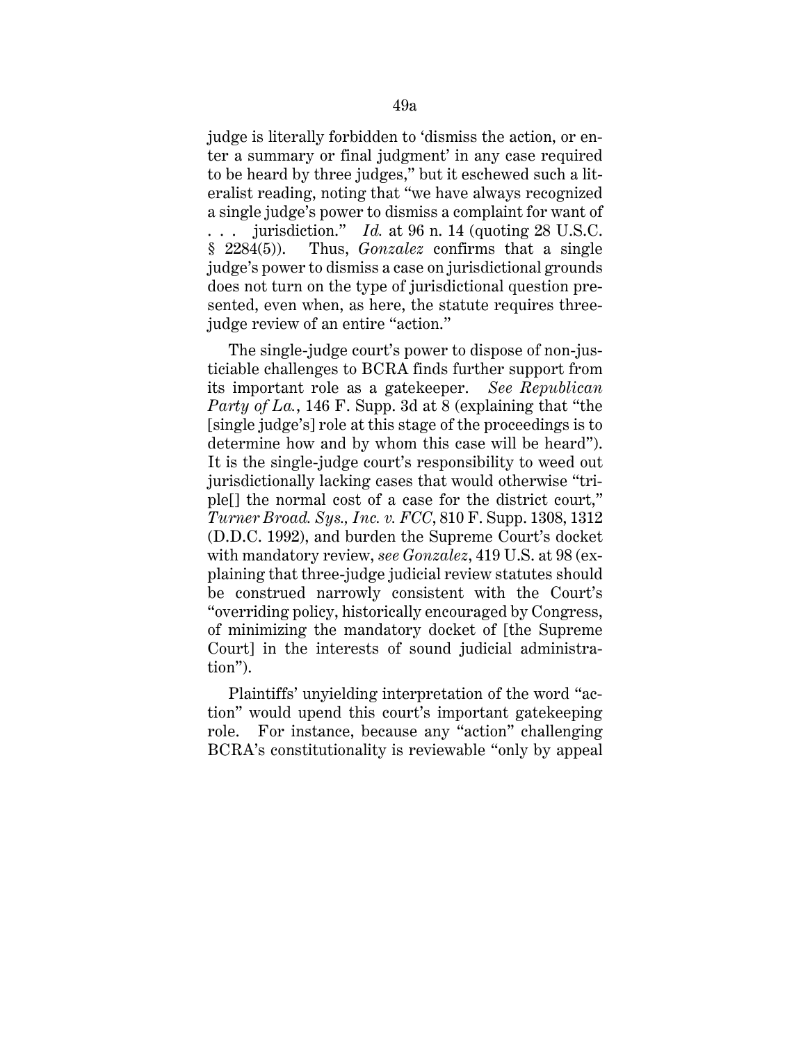judge is literally forbidden to 'dismiss the action, or enter a summary or final judgment' in any case required to be heard by three judges," but it eschewed such a literalist reading, noting that "we have always recognized a single judge's power to dismiss a complaint for want of . . . jurisdiction." *Id.* at 96 n. 14 (quoting 28 U.S.C. § 2284(5)). Thus, *Gonzalez* confirms that a single judge's power to dismiss a case on jurisdictional grounds does not turn on the type of jurisdictional question presented, even when, as here, the statute requires three-judge review of an entire "action."

The single-judge court's power to dispose of non-justiciable challenges to BCRA finds further support from its important role as a gatekeeper. *See Republican Party of La.*, 146 F. Supp. 3d at 8 (explaining that "the [single judge's] role at this stage of the proceedings is to determine how and by whom this case will be heard"). It is the single-judge court's responsibility to weed out jurisdictionally lacking cases that would otherwise "triple[] the normal cost of a case for the district court," *Turner Broad. Sys., Inc. v. FCC*, 810 F. Supp. 1308, 1312 (D.D.C. 1992), and burden the Supreme Court's docket with mandatory review, *see Gonzalez*, 419 U.S. at 98 (explaining that three-judge judicial review statutes should be construed narrowly consistent with the Court's "overriding policy, historically encouraged by Congress, of minimizing the mandatory docket of [the Supreme Court] in the interests of sound judicial administration").

Plaintiffs' unyielding interpretation of the word "action" would upend this court's important gatekeeping role. For instance, because any "action" challenging BCRA's constitutionality is reviewable "only by appeal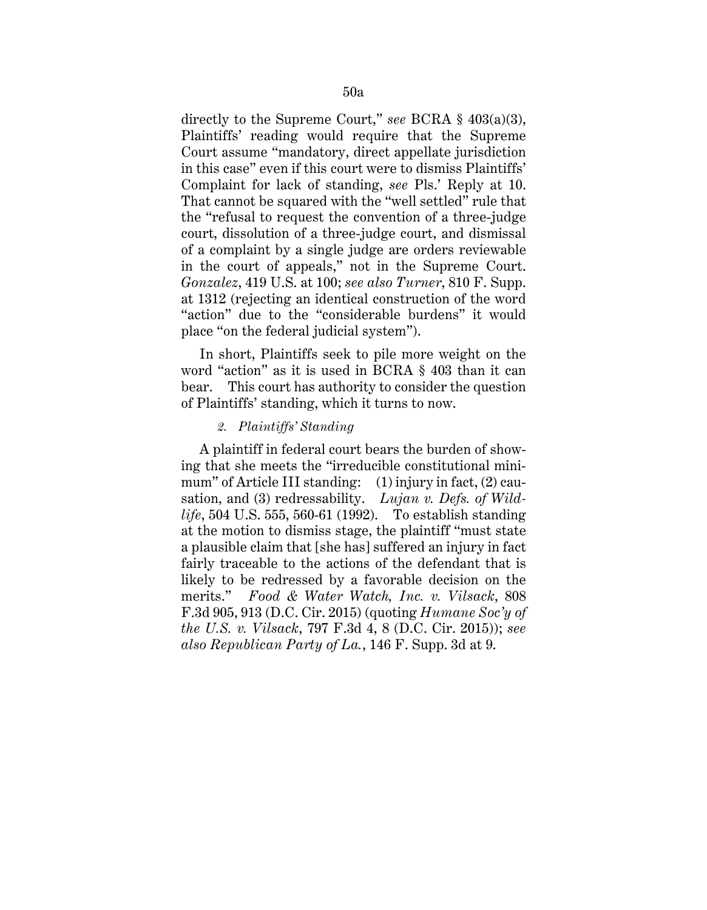directly to the Supreme Court," *see* BCRA § 403(a)(3), Plaintiffs' reading would require that the Supreme Court assume "mandatory, direct appellate jurisdiction in this case" even if this court were to dismiss Plaintiffs' Complaint for lack of standing, *see* Pls.' Reply at 10. That cannot be squared with the "well settled" rule that the "refusal to request the convention of a three-judge court, dissolution of a three-judge court, and dismissal of a complaint by a single judge are orders reviewable in the court of appeals," not in the Supreme Court. *Gonzalez*, 419 U.S. at 100; *see also Turner*, 810 F. Supp. at 1312 (rejecting an identical construction of the word "action" due to the "considerable burdens" it would place "on the federal judicial system").

In short, Plaintiffs seek to pile more weight on the word "action" as it is used in BCRA § 403 than it can bear. This court has authority to consider the question of Plaintiffs' standing, which it turns to now.

*2. Plaintiffs' Standing*

A plaintiff in federal court bears the burden of showing that she meets the "irreducible constitutional minimum" of Article III standing: (1) injury in fact, (2) causation, and (3) redressability. *Lujan v. Defs. of Wildlife*, 504 U.S. 555, 560-61 (1992). To establish standing at the motion to dismiss stage, the plaintiff "must state a plausible claim that [she has] suffered an injury in fact fairly traceable to the actions of the defendant that is likely to be redressed by a favorable decision on the merits." *Food & Water Watch, Inc. v. Vilsack*, 808 F.3d 905, 913 (D.C. Cir. 2015) (quoting *Humane Soc'y of the U.S. v. Vilsack*, 797 F.3d 4, 8 (D.C. Cir. 2015)); *see also Republican Party of La.*, 146 F. Supp. 3d at 9.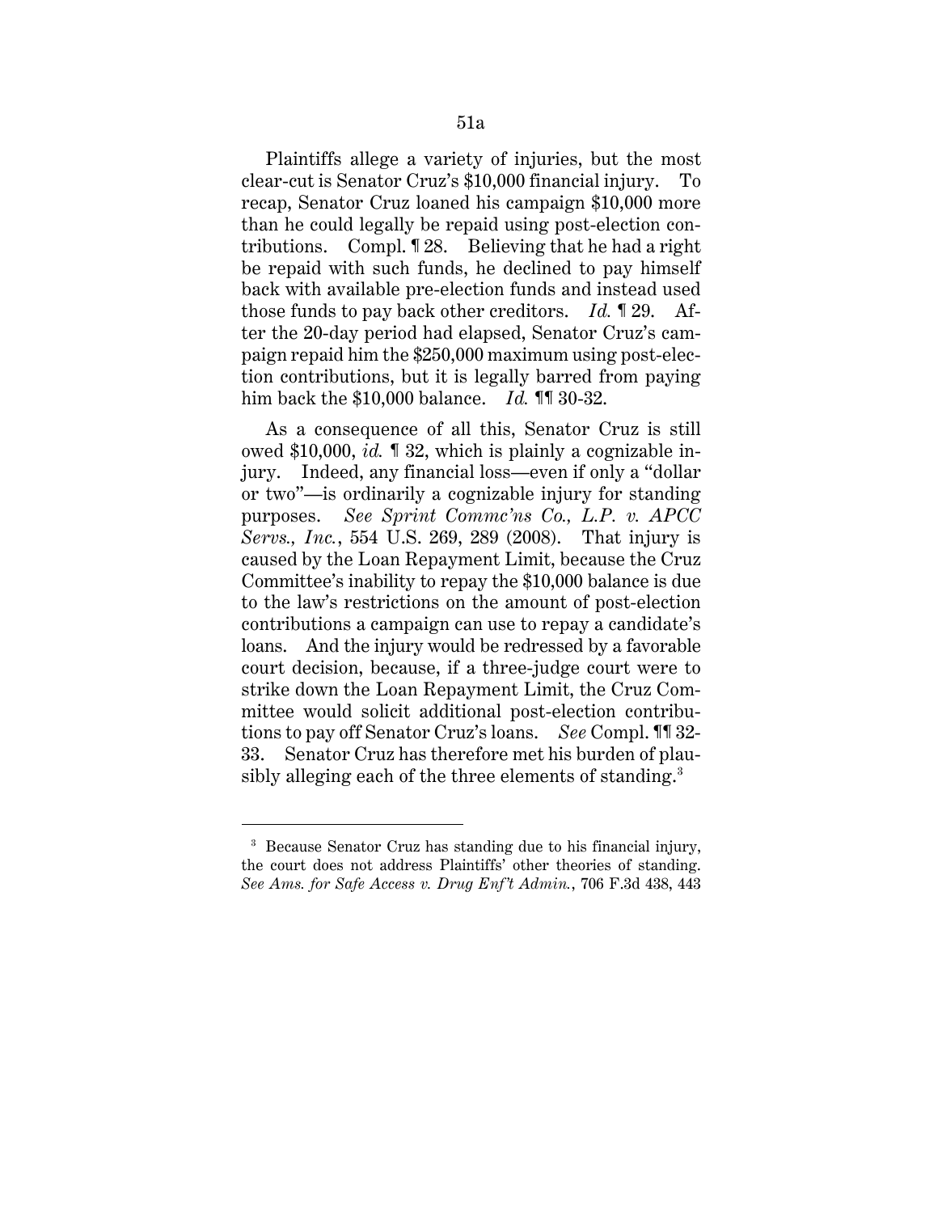Plaintiffs allege a variety of injuries, but the most clear-cut is Senator Cruz's $10,000 financial injury. To recap, Senator Cruz loaned his campaign $10,000 more than he could legally be repaid using post-election contributions. Compl. ¶ 28. Believing that he had a right be repaid with such funds, he declined to pay himself back with available pre-election funds and instead used those funds to pay back other creditors. *Id.* ¶ 29. After the 20-day period had elapsed, Senator Cruz's campaign repaid him the $250,000 maximum using post-election contributions, but it is legally barred from paying him back the $10,000 balance. *Id.* ¶¶ 30-32.

As a consequence of all this, Senator Cruz is still owed $10,000, *id.* ¶ 32, which is plainly a cognizable injury. Indeed, any financial loss—even if only a "dollar or two"—is ordinarily a cognizable injury for standing purposes. *See Sprint Commc'ns Co., L.P. v. APCC Servs., Inc.*, 554 U.S. 269, 289 (2008). That injury is caused by the Loan Repayment Limit, because the Cruz Committee's inability to repay the $10,000 balance is due to the law's restrictions on the amount of post-election contributions a campaign can use to repay a candidate's loans. And the injury would be redressed by a favorable court decision, because, if a three-judge court were to strike down the Loan Repayment Limit, the Cruz Committee would solicit additional post-election contributions to pay off Senator Cruz's loans. *See* Compl. ¶¶ 32-33. Senator Cruz has therefore met his burden of plausibly alleging each of the three elements of standing.[3]

---

[3] Because Senator Cruz has standing due to his financial injury, the court does not address Plaintiffs' other theories of standing. *See Ams. for Safe Access v. Drug Enf't Admin.*, 706 F.3d 438, 443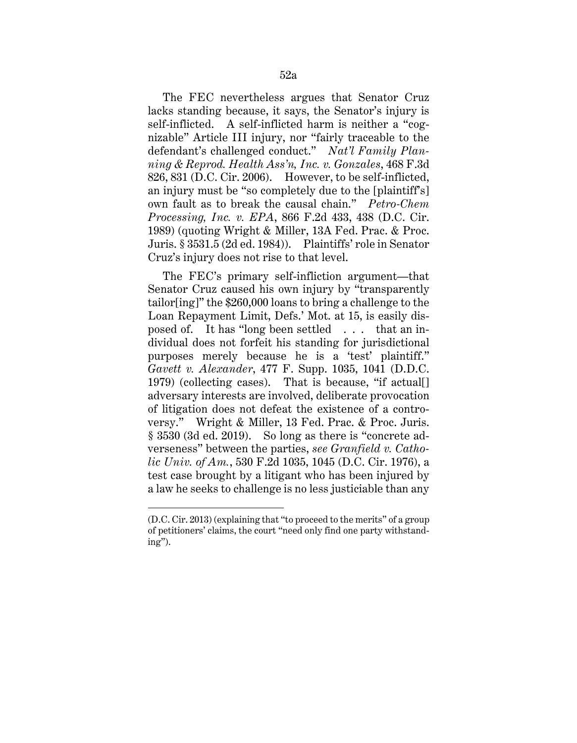The FEC nevertheless argues that Senator Cruz lacks standing because, it says, the Senator's injury is self-inflicted. A self-inflicted harm is neither a "cognizable" Article III injury, nor "fairly traceable to the defendant's challenged conduct." *Nat'l Family Planning & Reprod. Health Ass'n, Inc. v. Gonzales*, 468 F.3d 826, 831 (D.C. Cir. 2006). However, to be self-inflicted, an injury must be "so completely due to the [plaintiff's] own fault as to break the causal chain." *Petro-Chem Processing, Inc. v. EPA*, 866 F.2d 433, 438 (D.C. Cir. 1989) (quoting Wright & Miller, 13A Fed. Prac. & Proc. Juris. § 3531.5 (2d ed. 1984)). Plaintiffs' role in Senator Cruz's injury does not rise to that level.

The FEC's primary self-infliction argument—that Senator Cruz caused his own injury by "transparently tailor[ing]" the $260,000 loans to bring a challenge to the Loan Repayment Limit, Defs.' Mot. at 15, is easily disposed of. It has "long been settled . . . that an individual does not forfeit his standing for jurisdictional purposes merely because he is a 'test' plaintiff." *Gavett v. Alexander*, 477 F. Supp. 1035, 1041 (D.D.C. 1979) (collecting cases). That is because, "if actual[] adversary interests are involved, deliberate provocation of litigation does not defeat the existence of a controversy." Wright & Miller, 13 Fed. Prac. & Proc. Juris. § 3530 (3d ed. 2019). So long as there is "concrete adverseness" between the parties, *see Granfield v. Catholic Univ. of Am.*, 530 F.2d 1035, 1045 (D.C. Cir. 1976), a test case brought by a litigant who has been injured by a law he seeks to challenge is no less justiciable than any

---

(D.C. Cir. 2013) (explaining that "to proceed to the merits" of a group of petitioners' claims, the court "need only find one party withstanding").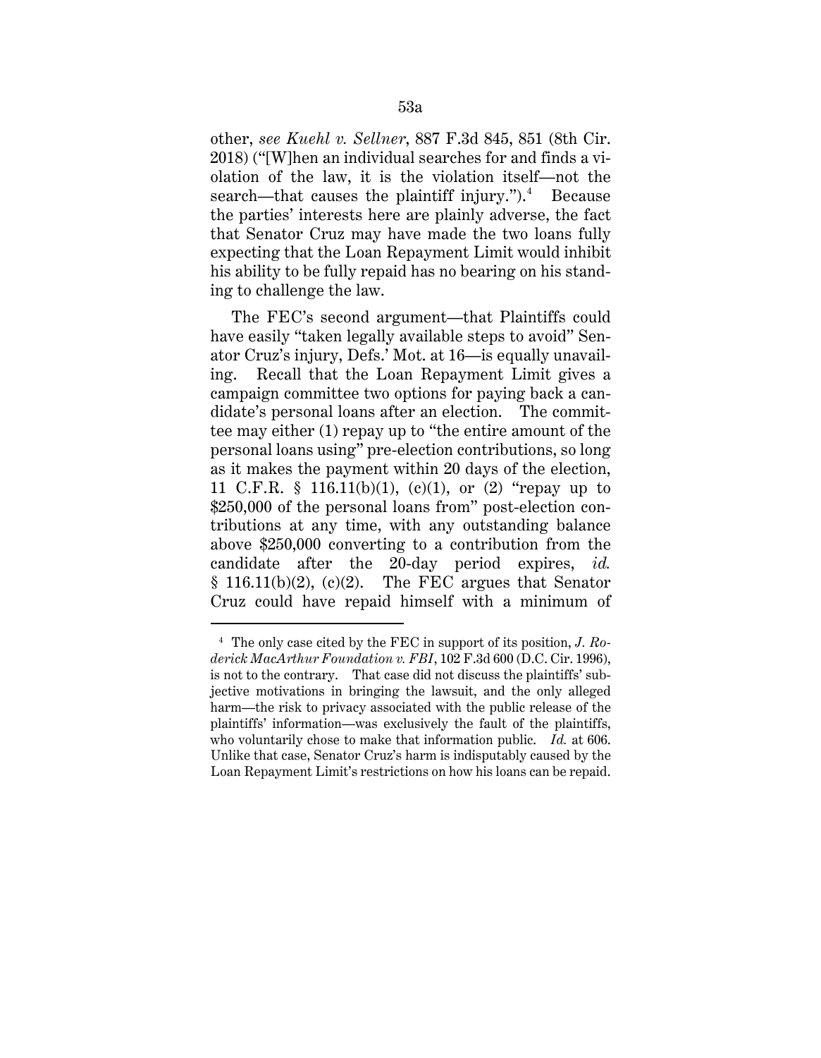other, *see Kuehl v. Sellner*, 887 F.3d 845, 851 (8th Cir. 2018) ("[W]hen an individual searches for and finds a violation of the law, it is the violation itself—not the search—that causes the plaintiff injury.").[4] Because the parties' interests here are plainly adverse, the fact that Senator Cruz may have made the two loans fully expecting that the Loan Repayment Limit would inhibit his ability to be fully repaid has no bearing on his standing to challenge the law.

The FEC's second argument—that Plaintiffs could have easily "taken legally available steps to avoid" Senator Cruz's injury, Defs.' Mot. at 16—is equally unavailing. Recall that the Loan Repayment Limit gives a campaign committee two options for paying back a candidate's personal loans after an election. The committee may either (1) repay up to "the entire amount of the personal loans using" pre-election contributions, so long as it makes the payment within 20 days of the election, 11 C.F.R. § 116.11(b)(1), (c)(1), or (2) "repay up to $250,000 of the personal loans from" post-election contributions at any time, with any outstanding balance above $250,000 converting to a contribution from the candidate after the 20-day period expires, *id.* § 116.11(b)(2), (c)(2). The FEC argues that Senator Cruz could have repaid himself with a minimum of

[4] The only case cited by the FEC in support of its position, *J. Roderick MacArthur Foundation v. FBI*, 102 F.3d 600 (D.C. Cir. 1996), is not to the contrary. That case did not discuss the plaintiffs' subjective motivations in bringing the lawsuit, and the only alleged harm—the risk to privacy associated with the public release of the plaintiffs' information—was exclusively the fault of the plaintiffs, who voluntarily chose to make that information public. *Id.* at 606. Unlike that case, Senator Cruz's harm is indisputably caused by the Loan Repayment Limit's restrictions on how his loans can be repaid.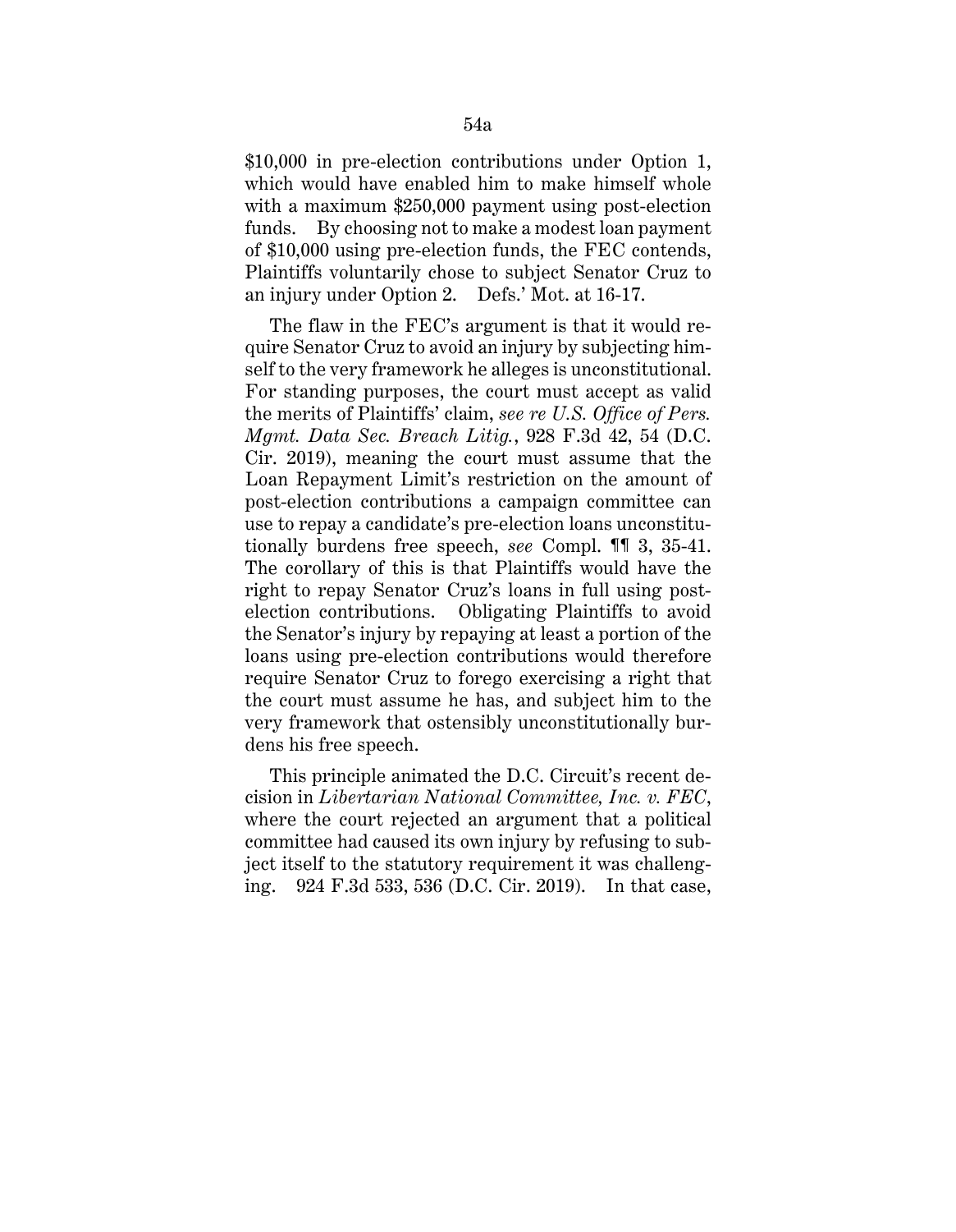$10,000 in pre-election contributions under Option 1, which would have enabled him to make himself whole with a maximum $250,000 payment using post-election funds. By choosing not to make a modest loan payment of $10,000 using pre-election funds, the FEC contends, Plaintiffs voluntarily chose to subject Senator Cruz to an injury under Option 2. Defs.' Mot. at 16-17.

The flaw in the FEC's argument is that it would require Senator Cruz to avoid an injury by subjecting himself to the very framework he alleges is unconstitutional. For standing purposes, the court must accept as valid the merits of Plaintiffs' claim, *see re U.S. Office of Pers. Mgmt. Data Sec. Breach Litig.*, 928 F.3d 42, 54 (D.C. Cir. 2019), meaning the court must assume that the Loan Repayment Limit's restriction on the amount of post-election contributions a campaign committee can use to repay a candidate's pre-election loans unconstitutionally burdens free speech, *see* Compl. ¶¶ 3, 35-41. The corollary of this is that Plaintiffs would have the right to repay Senator Cruz's loans in full using post-election contributions. Obligating Plaintiffs to avoid the Senator's injury by repaying at least a portion of the loans using pre-election contributions would therefore require Senator Cruz to forego exercising a right that the court must assume he has, and subject him to the very framework that ostensibly unconstitutionally burdens his free speech.

This principle animated the D.C. Circuit's recent decision in *Libertarian National Committee, Inc. v. FEC*, where the court rejected an argument that a political committee had caused its own injury by refusing to subject itself to the statutory requirement it was challenging. 924 F.3d 533, 536 (D.C. Cir. 2019). In that case,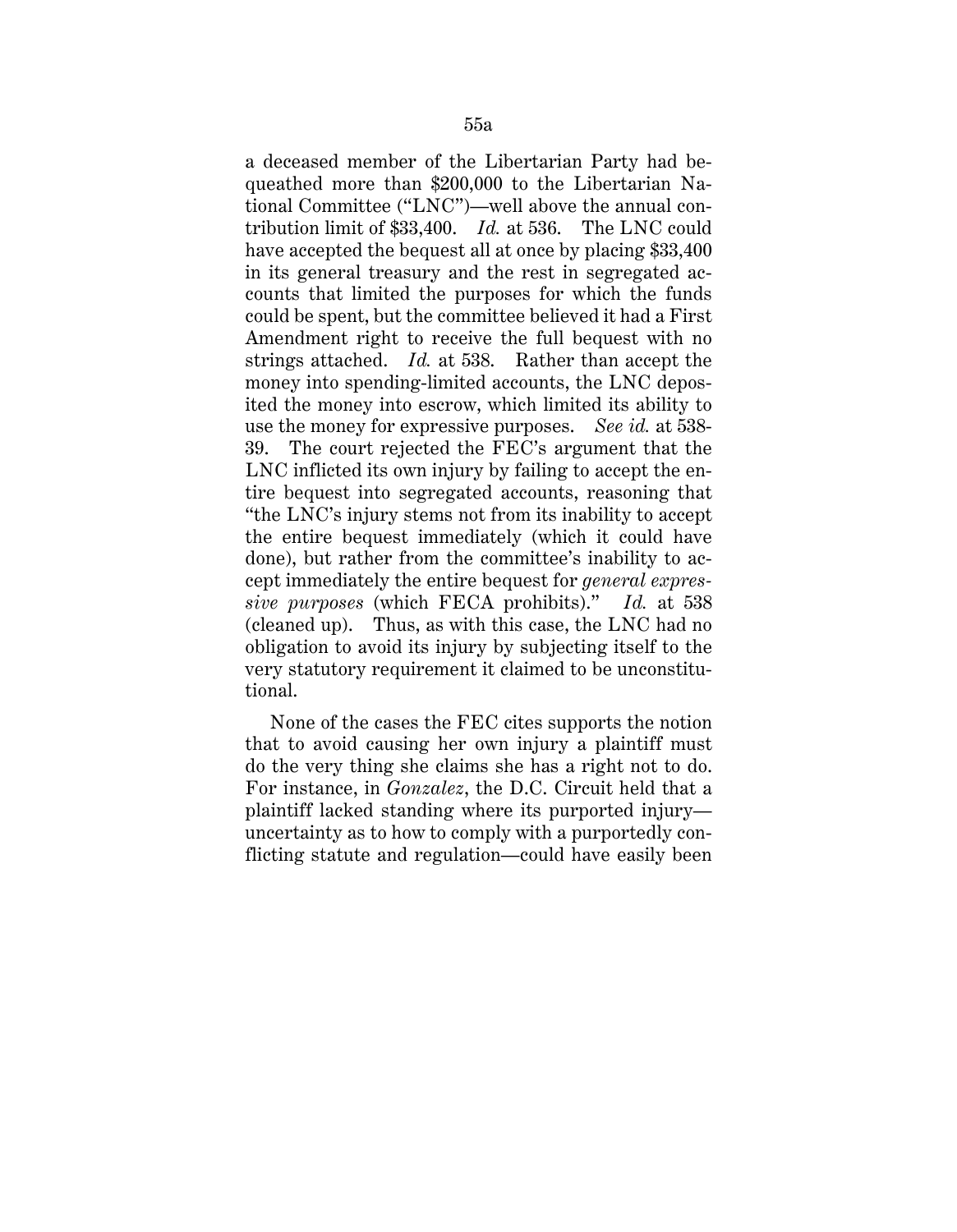a deceased member of the Libertarian Party had bequeathed more than $200,000 to the Libertarian National Committee ("LNC")—well above the annual contribution limit of $33,400. *Id.* at 536. The LNC could have accepted the bequest all at once by placing $33,400 in its general treasury and the rest in segregated accounts that limited the purposes for which the funds could be spent, but the committee believed it had a First Amendment right to receive the full bequest with no strings attached. *Id.* at 538. Rather than accept the money into spending-limited accounts, the LNC deposited the money into escrow, which limited its ability to use the money for expressive purposes. *See id.* at 538-39. The court rejected the FEC's argument that the LNC inflicted its own injury by failing to accept the entire bequest into segregated accounts, reasoning that "the LNC's injury stems not from its inability to accept the entire bequest immediately (which it could have done), but rather from the committee's inability to accept immediately the entire bequest for *general expressive purposes* (which FECA prohibits)." *Id.* at 538 (cleaned up). Thus, as with this case, the LNC had no obligation to avoid its injury by subjecting itself to the very statutory requirement it claimed to be unconstitutional.

None of the cases the FEC cites supports the notion that to avoid causing her own injury a plaintiff must do the very thing she claims she has a right not to do. For instance, in *Gonzalez*, the D.C. Circuit held that a plaintiff lacked standing where its purported injury—uncertainty as to how to comply with a purportedly conflicting statute and regulation—could have easily been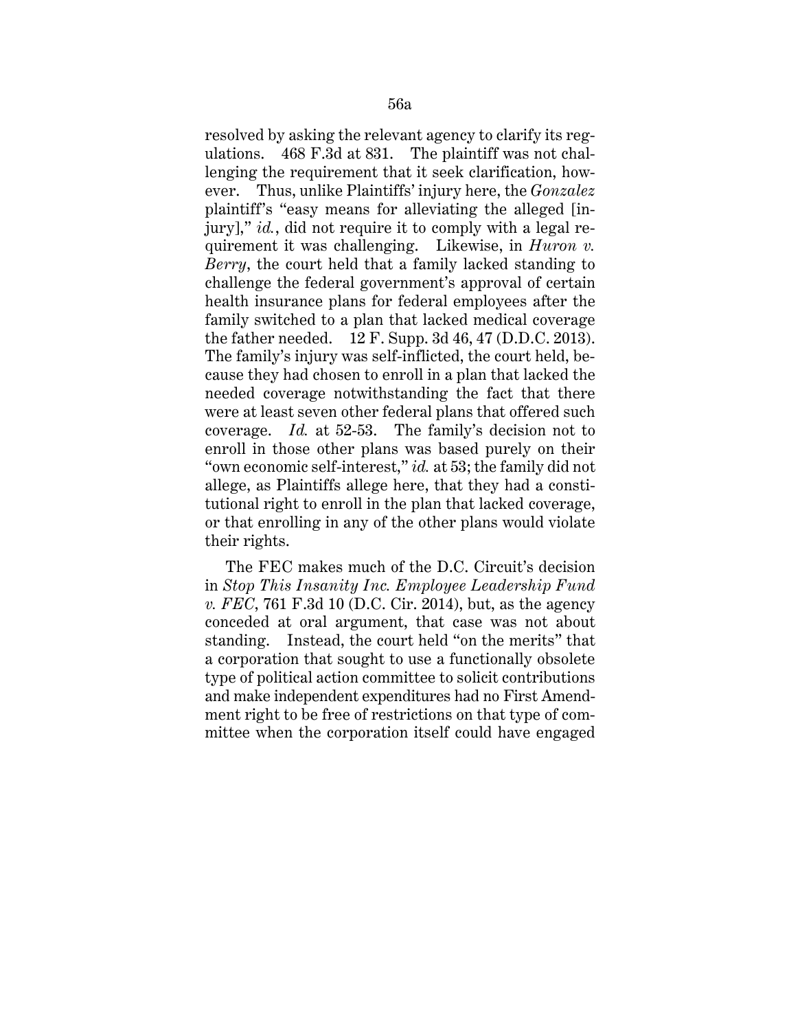resolved by asking the relevant agency to clarify its regulations. 468 F.3d at 831. The plaintiff was not challenging the requirement that it seek clarification, however. Thus, unlike Plaintiffs' injury here, the *Gonzalez* plaintiff's "easy means for alleviating the alleged [injury]," *id.*, did not require it to comply with a legal requirement it was challenging. Likewise, in *Huron v. Berry*, the court held that a family lacked standing to challenge the federal government's approval of certain health insurance plans for federal employees after the family switched to a plan that lacked medical coverage the father needed. 12 F. Supp. 3d 46, 47 (D.D.C. 2013). The family's injury was self-inflicted, the court held, because they had chosen to enroll in a plan that lacked the needed coverage notwithstanding the fact that there were at least seven other federal plans that offered such coverage. *Id.* at 52-53. The family's decision not to enroll in those other plans was based purely on their "own economic self-interest," *id.* at 53; the family did not allege, as Plaintiffs allege here, that they had a constitutional right to enroll in the plan that lacked coverage, or that enrolling in any of the other plans would violate their rights.

The FEC makes much of the D.C. Circuit's decision in *Stop This Insanity Inc. Employee Leadership Fund v. FEC*, 761 F.3d 10 (D.C. Cir. 2014), but, as the agency conceded at oral argument, that case was not about standing. Instead, the court held "on the merits" that a corporation that sought to use a functionally obsolete type of political action committee to solicit contributions and make independent expenditures had no First Amendment right to be free of restrictions on that type of committee when the corporation itself could have engaged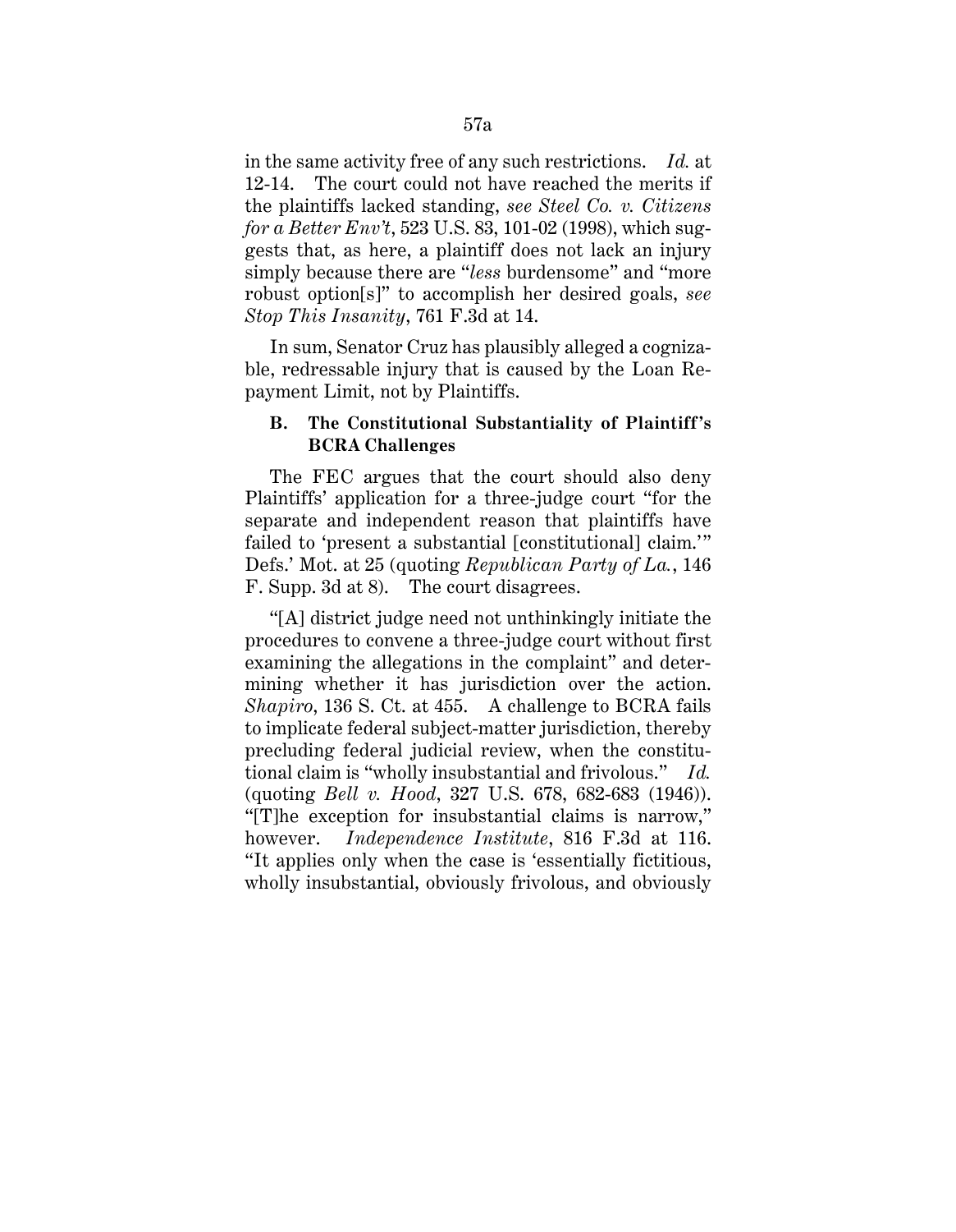in the same activity free of any such restrictions. *Id.* at 12-14. The court could not have reached the merits if the plaintiffs lacked standing, *see Steel Co. v. Citizens for a Better Env't*, 523 U.S. 83, 101-02 (1998), which suggests that, as here, a plaintiff does not lack an injury simply because there are "*less* burdensome" and "more robust option[s]" to accomplish her desired goals, *see Stop This Insanity*, 761 F.3d at 14.

In sum, Senator Cruz has plausibly alleged a cognizable, redressable injury that is caused by the Loan Repayment Limit, not by Plaintiffs.

### B. The Constitutional Substantiality of Plaintiff's BCRA Challenges

The FEC argues that the court should also deny Plaintiffs' application for a three-judge court "for the separate and independent reason that plaintiffs have failed to 'present a substantial [constitutional] claim.'" Defs.' Mot. at 25 (quoting *Republican Party of La.*, 146 F. Supp. 3d at 8). The court disagrees.

"[A] district judge need not unthinkingly initiate the procedures to convene a three-judge court without first examining the allegations in the complaint" and determining whether it has jurisdiction over the action. *Shapiro*, 136 S. Ct. at 455. A challenge to BCRA fails to implicate federal subject-matter jurisdiction, thereby precluding federal judicial review, when the constitutional claim is "wholly insubstantial and frivolous." *Id.* (quoting *Bell v. Hood*, 327 U.S. 678, 682-683 (1946)). "[T]he exception for insubstantial claims is narrow," however. *Independence Institute*, 816 F.3d at 116. "It applies only when the case is 'essentially fictitious, wholly insubstantial, obviously frivolous, and obviously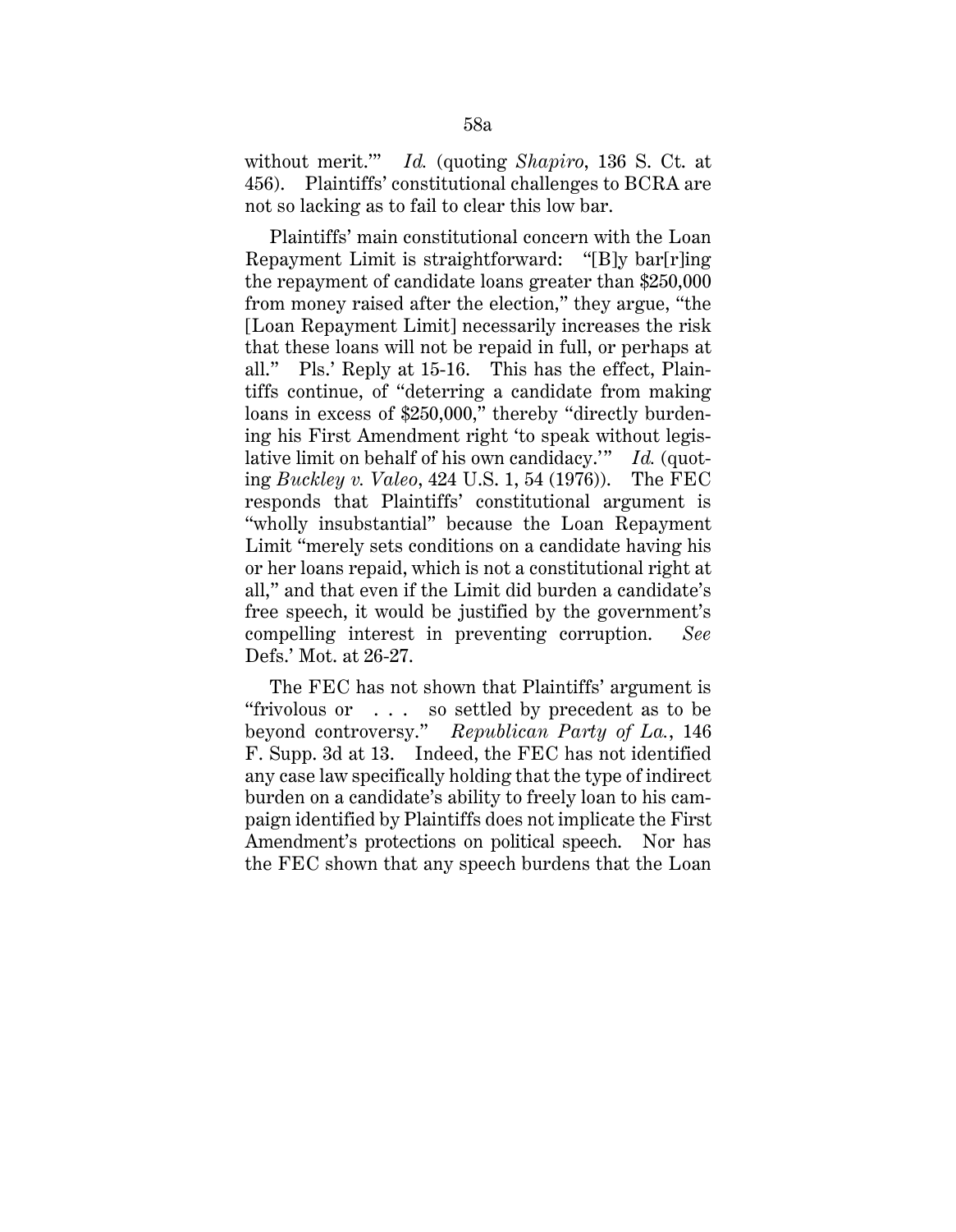without merit.'" *Id.* (quoting *Shapiro*, 136 S. Ct. at 456). Plaintiffs' constitutional challenges to BCRA are not so lacking as to fail to clear this low bar.

Plaintiffs' main constitutional concern with the Loan Repayment Limit is straightforward: "[B]y bar[r]ing the repayment of candidate loans greater than $250,000 from money raised after the election," they argue, "the [Loan Repayment Limit] necessarily increases the risk that these loans will not be repaid in full, or perhaps at all." Pls.' Reply at 15-16. This has the effect, Plaintiffs continue, of "deterring a candidate from making loans in excess of $250,000," thereby "directly burdening his First Amendment right 'to speak without legislative limit on behalf of his own candidacy.'" *Id.* (quoting *Buckley v. Valeo*, 424 U.S. 1, 54 (1976)). The FEC responds that Plaintiffs' constitutional argument is "wholly insubstantial" because the Loan Repayment Limit "merely sets conditions on a candidate having his or her loans repaid, which is not a constitutional right at all," and that even if the Limit did burden a candidate's free speech, it would be justified by the government's compelling interest in preventing corruption. *See* Defs.' Mot. at 26-27.

The FEC has not shown that Plaintiffs' argument is "frivolous or . . . so settled by precedent as to be beyond controversy." *Republican Party of La.*, 146 F. Supp. 3d at 13. Indeed, the FEC has not identified any case law specifically holding that the type of indirect burden on a candidate's ability to freely loan to his campaign identified by Plaintiffs does not implicate the First Amendment's protections on political speech. Nor has the FEC shown that any speech burdens that the Loan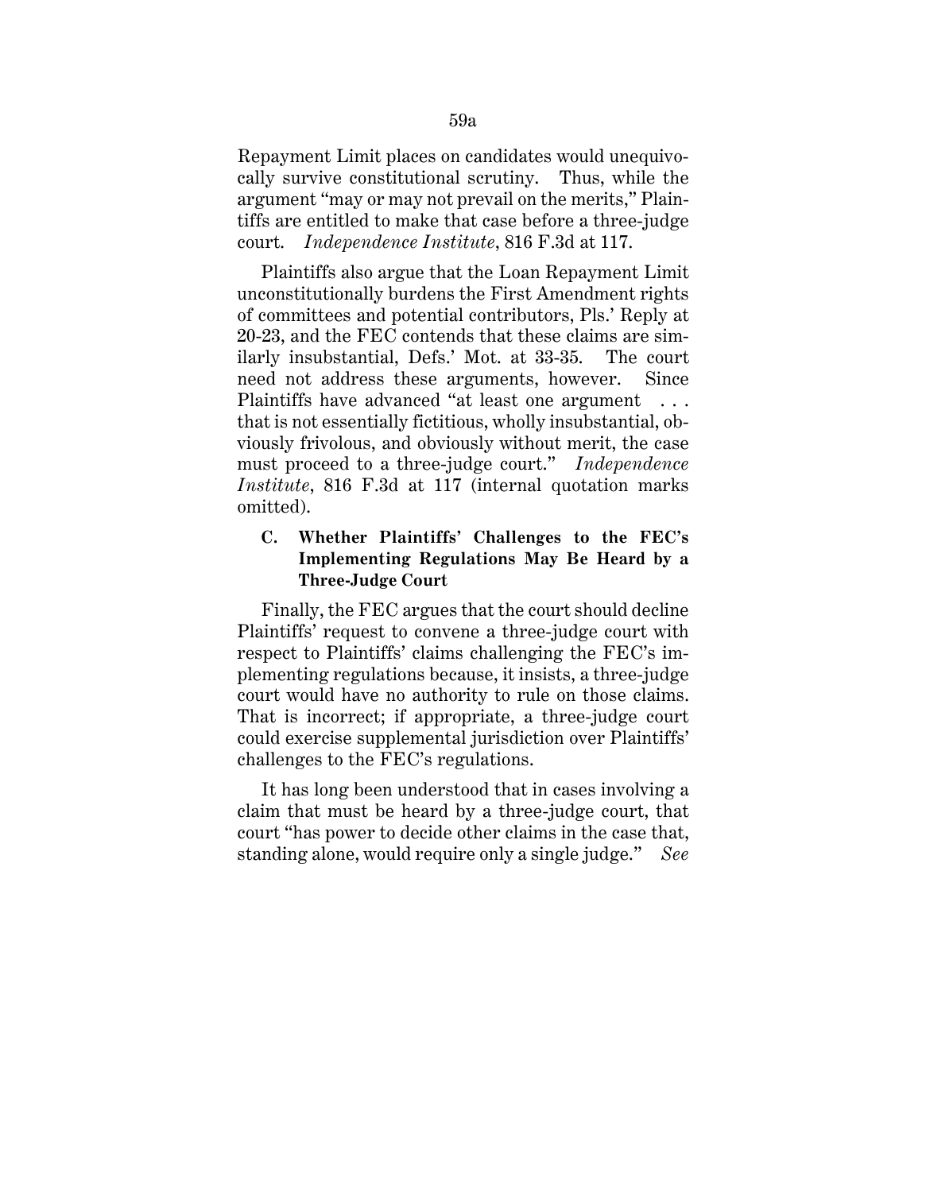Repayment Limit places on candidates would unequivocally survive constitutional scrutiny. Thus, while the argument "may or may not prevail on the merits," Plaintiffs are entitled to make that case before a three-judge court. *Independence Institute*, 816 F.3d at 117.

Plaintiffs also argue that the Loan Repayment Limit unconstitutionally burdens the First Amendment rights of committees and potential contributors, Pls.' Reply at 20-23, and the FEC contends that these claims are similarly insubstantial, Defs.' Mot. at 33-35. The court need not address these arguments, however. Since Plaintiffs have advanced "at least one argument . . . that is not essentially fictitious, wholly insubstantial, obviously frivolous, and obviously without merit, the case must proceed to a three-judge court." *Independence Institute*, 816 F.3d at 117 (internal quotation marks omitted).

### C. Whether Plaintiffs' Challenges to the FEC's Implementing Regulations May Be Heard by a Three-Judge Court

Finally, the FEC argues that the court should decline Plaintiffs' request to convene a three-judge court with respect to Plaintiffs' claims challenging the FEC's implementing regulations because, it insists, a three-judge court would have no authority to rule on those claims. That is incorrect; if appropriate, a three-judge court could exercise supplemental jurisdiction over Plaintiffs' challenges to the FEC's regulations.

It has long been understood that in cases involving a claim that must be heard by a three-judge court, that court "has power to decide other claims in the case that, standing alone, would require only a single judge." *See*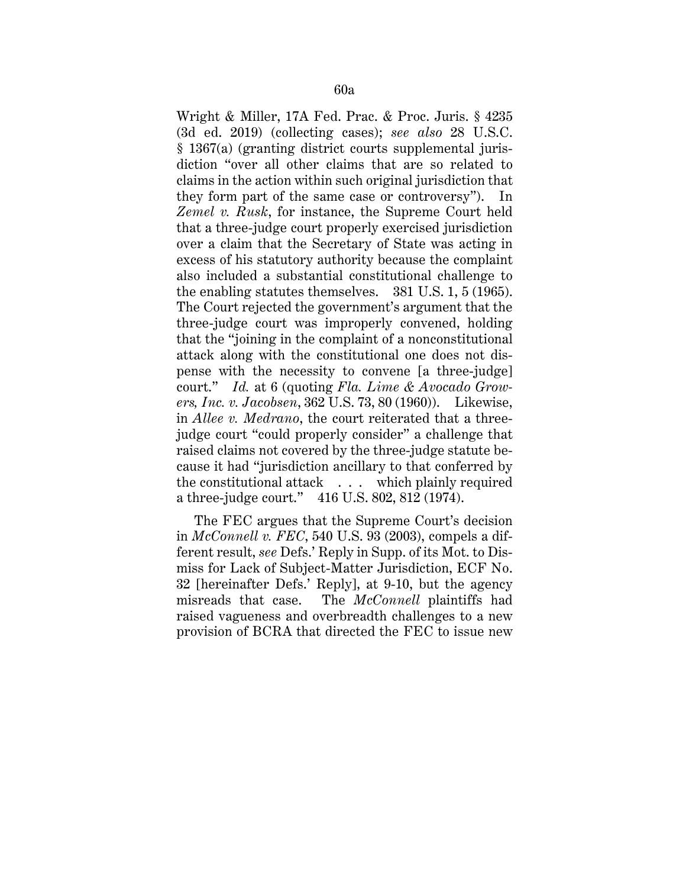Wright & Miller, 17A Fed. Prac. & Proc. Juris. § 4235 (3d ed. 2019) (collecting cases); *see also* 28 U.S.C. § 1367(a) (granting district courts supplemental jurisdiction "over all other claims that are so related to claims in the action within such original jurisdiction that they form part of the same case or controversy"). In *Zemel v. Rusk*, for instance, the Supreme Court held that a three-judge court properly exercised jurisdiction over a claim that the Secretary of State was acting in excess of his statutory authority because the complaint also included a substantial constitutional challenge to the enabling statutes themselves. 381 U.S. 1, 5 (1965). The Court rejected the government's argument that the three-judge court was improperly convened, holding that the "joining in the complaint of a nonconstitutional attack along with the constitutional one does not dispense with the necessity to convene [a three-judge] court." *Id.* at 6 (quoting *Fla. Lime & Avocado Growers, Inc. v. Jacobsen*, 362 U.S. 73, 80 (1960)). Likewise, in *Allee v. Medrano*, the court reiterated that a three-judge court "could properly consider" a challenge that raised claims not covered by the three-judge statute because it had "jurisdiction ancillary to that conferred by the constitutional attack . . . which plainly required a three-judge court." 416 U.S. 802, 812 (1974).

The FEC argues that the Supreme Court's decision in *McConnell v. FEC*, 540 U.S. 93 (2003), compels a different result, *see* Defs.' Reply in Supp. of its Mot. to Dismiss for Lack of Subject-Matter Jurisdiction, ECF No. 32 [hereinafter Defs.' Reply], at 9-10, but the agency misreads that case. The *McConnell* plaintiffs had raised vagueness and overbreadth challenges to a new provision of BCRA that directed the FEC to issue new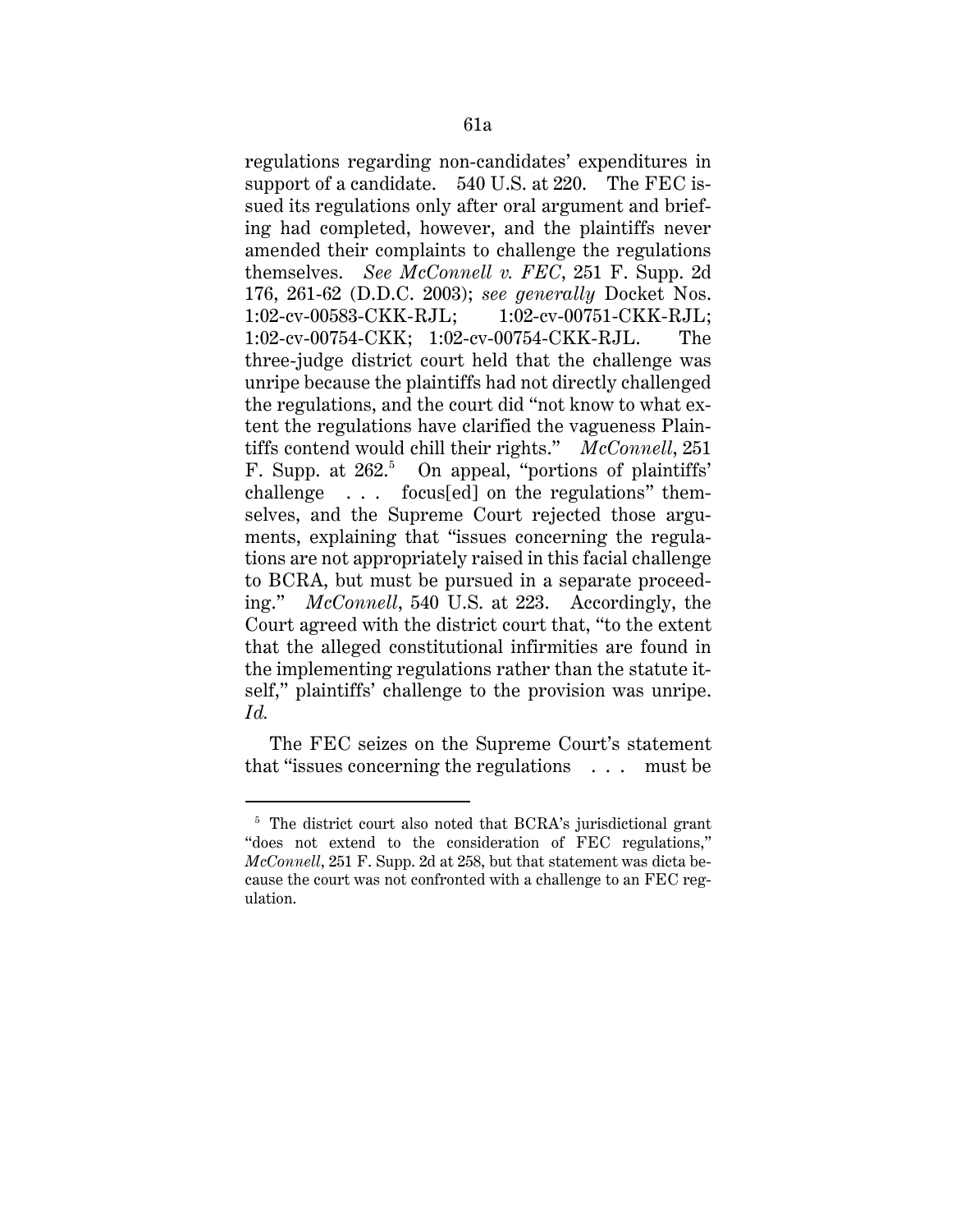regulations regarding non-candidates' expenditures in support of a candidate. 540 U.S. at 220. The FEC issued its regulations only after oral argument and briefing had completed, however, and the plaintiffs never amended their complaints to challenge the regulations themselves. *See McConnell v. FEC*, 251 F. Supp. 2d 176, 261-62 (D.D.C. 2003); *see generally* Docket Nos. 1:02-cv-00583-CKK-RJL; 1:02-cv-00751-CKK-RJL; 1:02-cv-00754-CKK; 1:02-cv-00754-CKK-RJL. The three-judge district court held that the challenge was unripe because the plaintiffs had not directly challenged the regulations, and the court did "not know to what extent the regulations have clarified the vagueness Plaintiffs contend would chill their rights." *McConnell*, 251 F. Supp. at 262.[5] On appeal, "portions of plaintiffs' challenge . . . focus[ed] on the regulations" themselves, and the Supreme Court rejected those arguments, explaining that "issues concerning the regulations are not appropriately raised in this facial challenge to BCRA, but must be pursued in a separate proceeding." *McConnell*, 540 U.S. at 223. Accordingly, the Court agreed with the district court that, "to the extent that the alleged constitutional infirmities are found in the implementing regulations rather than the statute itself," plaintiffs' challenge to the provision was unripe. *Id.*

The FEC seizes on the Supreme Court's statement that "issues concerning the regulations . . . must be

---

[5] The district court also noted that BCRA's jurisdictional grant "does not extend to the consideration of FEC regulations," *McConnell*, 251 F. Supp. 2d at 258, but that statement was dicta because the court was not confronted with a challenge to an FEC regulation.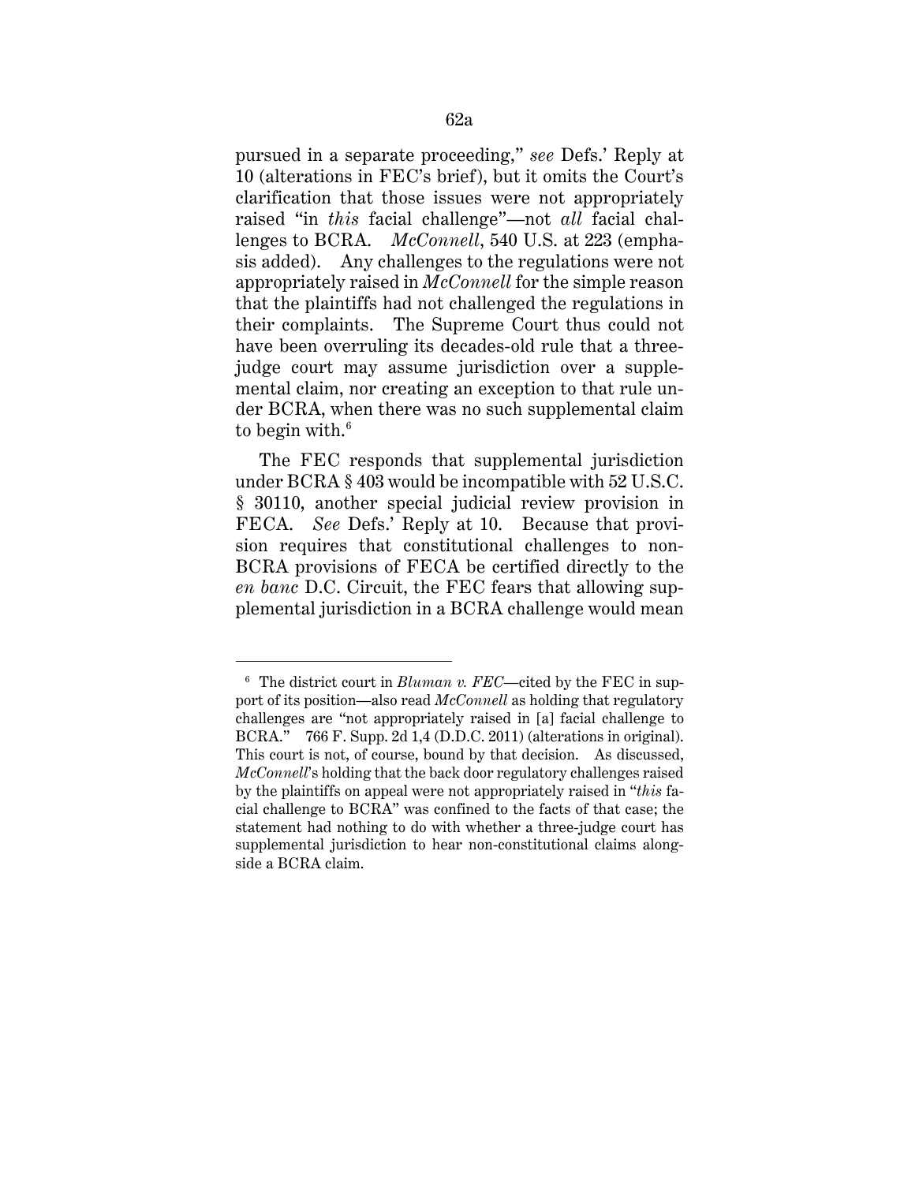pursued in a separate proceeding," *see* Defs.' Reply at 10 (alterations in FEC's brief), but it omits the Court's clarification that those issues were not appropriately raised "in *this* facial challenge"—not *all* facial challenges to BCRA. *McConnell*, 540 U.S. at 223 (emphasis added). Any challenges to the regulations were not appropriately raised in *McConnell* for the simple reason that the plaintiffs had not challenged the regulations in their complaints. The Supreme Court thus could not have been overruling its decades-old rule that a three-judge court may assume jurisdiction over a supplemental claim, nor creating an exception to that rule under BCRA, when there was no such supplemental claim to begin with.[6]

The FEC responds that supplemental jurisdiction under BCRA § 403 would be incompatible with 52 U.S.C. § 30110, another special judicial review provision in FECA. *See* Defs.' Reply at 10. Because that provision requires that constitutional challenges to non-BCRA provisions of FECA be certified directly to the *en banc* D.C. Circuit, the FEC fears that allowing supplemental jurisdiction in a BCRA challenge would mean

---

[6] The district court in *Bluman v. FEC*—cited by the FEC in support of its position—also read *McConnell* as holding that regulatory challenges are "not appropriately raised in [a] facial challenge to BCRA." 766 F. Supp. 2d 1,4 (D.D.C. 2011) (alterations in original). This court is not, of course, bound by that decision. As discussed, *McConnell*'s holding that the back door regulatory challenges raised by the plaintiffs on appeal were not appropriately raised in "*this* facial challenge to BCRA" was confined to the facts of that case; the statement had nothing to do with whether a three-judge court has supplemental jurisdiction to hear non-constitutional claims alongside a BCRA claim.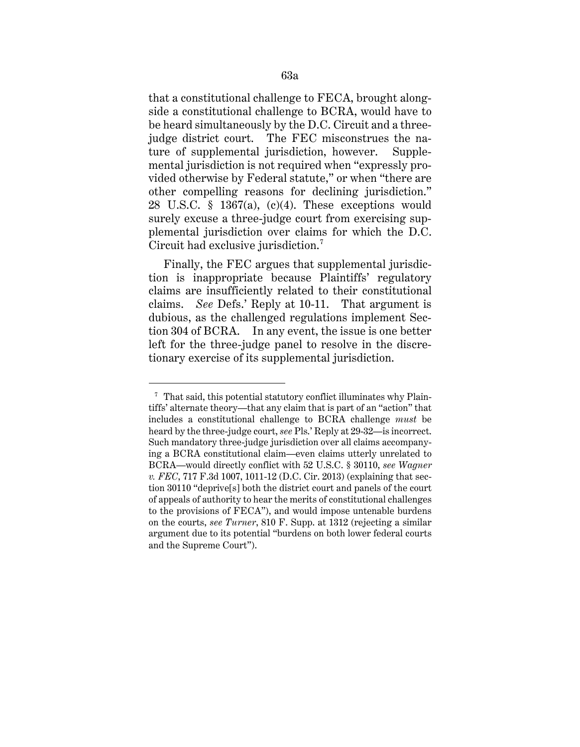that a constitutional challenge to FECA, brought alongside a constitutional challenge to BCRA, would have to be heard simultaneously by the D.C. Circuit and a three-judge district court. The FEC misconstrues the nature of supplemental jurisdiction, however. Supplemental jurisdiction is not required when "expressly provided otherwise by Federal statute," or when "there are other compelling reasons for declining jurisdiction." 28 U.S.C. § 1367(a), (c)(4). These exceptions would surely excuse a three-judge court from exercising supplemental jurisdiction over claims for which the D.C. Circuit had exclusive jurisdiction.[7]

Finally, the FEC argues that supplemental jurisdiction is inappropriate because Plaintiffs' regulatory claims are insufficiently related to their constitutional claims. *See* Defs.' Reply at 10-11. That argument is dubious, as the challenged regulations implement Section 304 of BCRA. In any event, the issue is one better left for the three-judge panel to resolve in the discretionary exercise of its supplemental jurisdiction.

---

[7] That said, this potential statutory conflict illuminates why Plaintiffs' alternate theory—that any claim that is part of an "action" that includes a constitutional challenge to BCRA challenge *must* be heard by the three-judge court, *see* Pls.' Reply at 29-32—is incorrect. Such mandatory three-judge jurisdiction over all claims accompanying a BCRA constitutional claim—even claims utterly unrelated to BCRA—would directly conflict with 52 U.S.C. § 30110, *see Wagner v. FEC*, 717 F.3d 1007, 1011-12 (D.C. Cir. 2013) (explaining that section 30110 "deprive[s] both the district court and panels of the court of appeals of authority to hear the merits of constitutional challenges to the provisions of FECA"), and would impose untenable burdens on the courts, *see Turner*, 810 F. Supp. at 1312 (rejecting a similar argument due to its potential "burdens on both lower federal courts and the Supreme Court").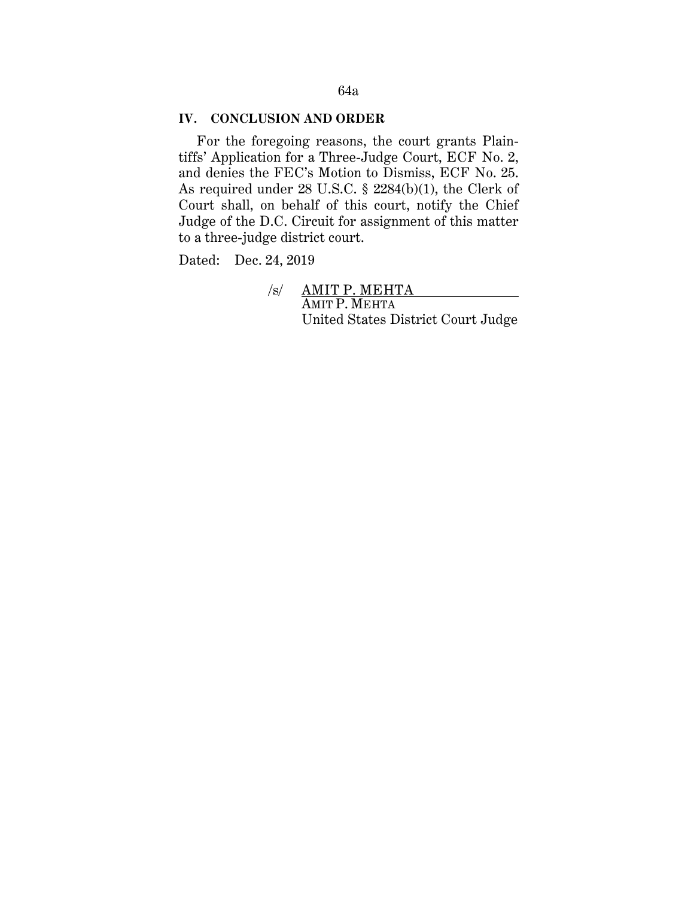## IV. CONCLUSION AND ORDER

For the foregoing reasons, the court grants Plaintiffs' Application for a Three-Judge Court, ECF No. 2, and denies the FEC's Motion to Dismiss, ECF No. 25. As required under 28 U.S.C. § 2284(b)(1), the Clerk of Court shall, on behalf of this court, notify the Chief Judge of the D.C. Circuit for assignment of this matter to a three-judge district court.

Dated: Dec. 24, 2019

/s/ AMIT P. MEHTA
AMIT P. MEHTA
United States District Court Judge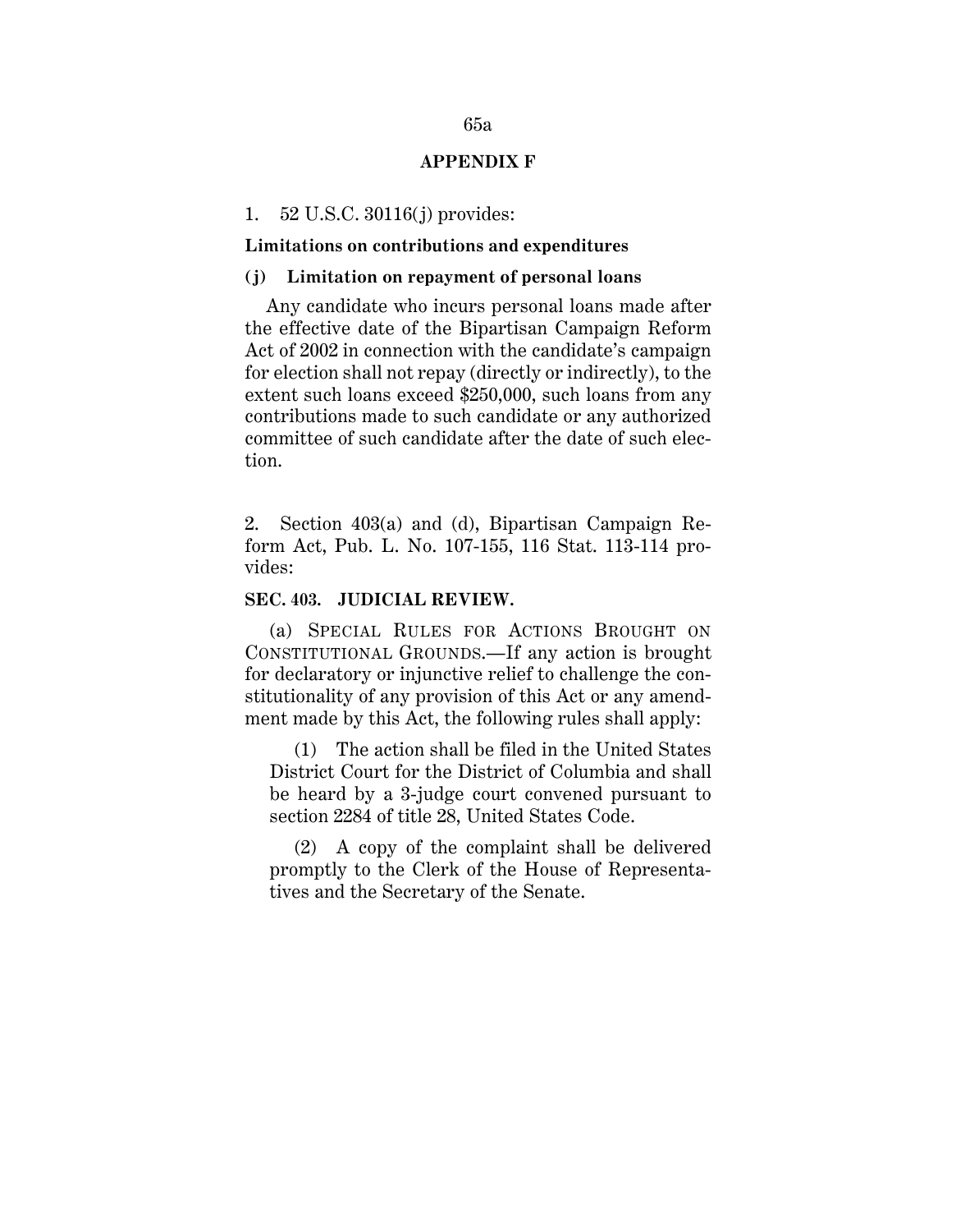## APPENDIX F

1. 52 U.S.C. 30116(j) provides:

**Limitations on contributions and expenditures**

**(j) Limitation on repayment of personal loans**

Any candidate who incurs personal loans made after the effective date of the Bipartisan Campaign Reform Act of 2002 in connection with the candidate's campaign for election shall not repay (directly or indirectly), to the extent such loans exceed $250,000, such loans from any contributions made to such candidate or any authorized committee of such candidate after the date of such election.

2. Section 403(a) and (d), Bipartisan Campaign Reform Act, Pub. L. No. 107-155, 116 Stat. 113-114 provides:

**SEC. 403. JUDICIAL REVIEW.**

(a) SPECIAL RULES FOR ACTIONS BROUGHT ON CONSTITUTIONAL GROUNDS.—If any action is brought for declaratory or injunctive relief to challenge the constitutionality of any provision of this Act or any amendment made by this Act, the following rules shall apply:

(1) The action shall be filed in the United States District Court for the District of Columbia and shall be heard by a 3-judge court convened pursuant to section 2284 of title 28, United States Code.

(2) A copy of the complaint shall be delivered promptly to the Clerk of the House of Representatives and the Secretary of the Senate.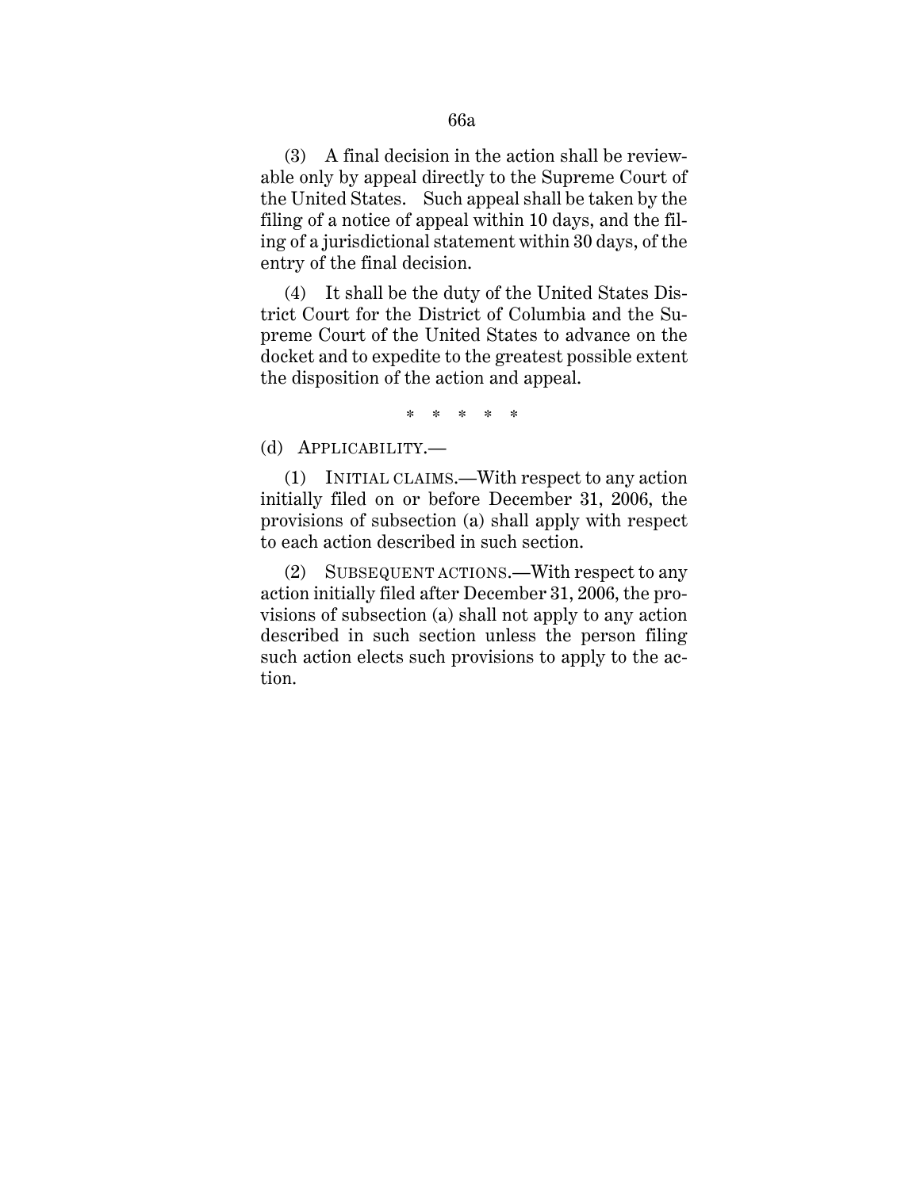(3) A final decision in the action shall be reviewable only by appeal directly to the Supreme Court of the United States. Such appeal shall be taken by the filing of a notice of appeal within 10 days, and the filing of a jurisdictional statement within 30 days, of the entry of the final decision.

(4) It shall be the duty of the United States District Court for the District of Columbia and the Supreme Court of the United States to advance on the docket and to expedite to the greatest possible extent the disposition of the action and appeal.

\* \* \* \* \*

(d) APPLICABILITY.—

(1) INITIAL CLAIMS.—With respect to any action initially filed on or before December 31, 2006, the provisions of subsection (a) shall apply with respect to each action described in such section.

(2) SUBSEQUENT ACTIONS.—With respect to any action initially filed after December 31, 2006, the provisions of subsection (a) shall not apply to any action described in such section unless the person filing such action elects such provisions to apply to the action.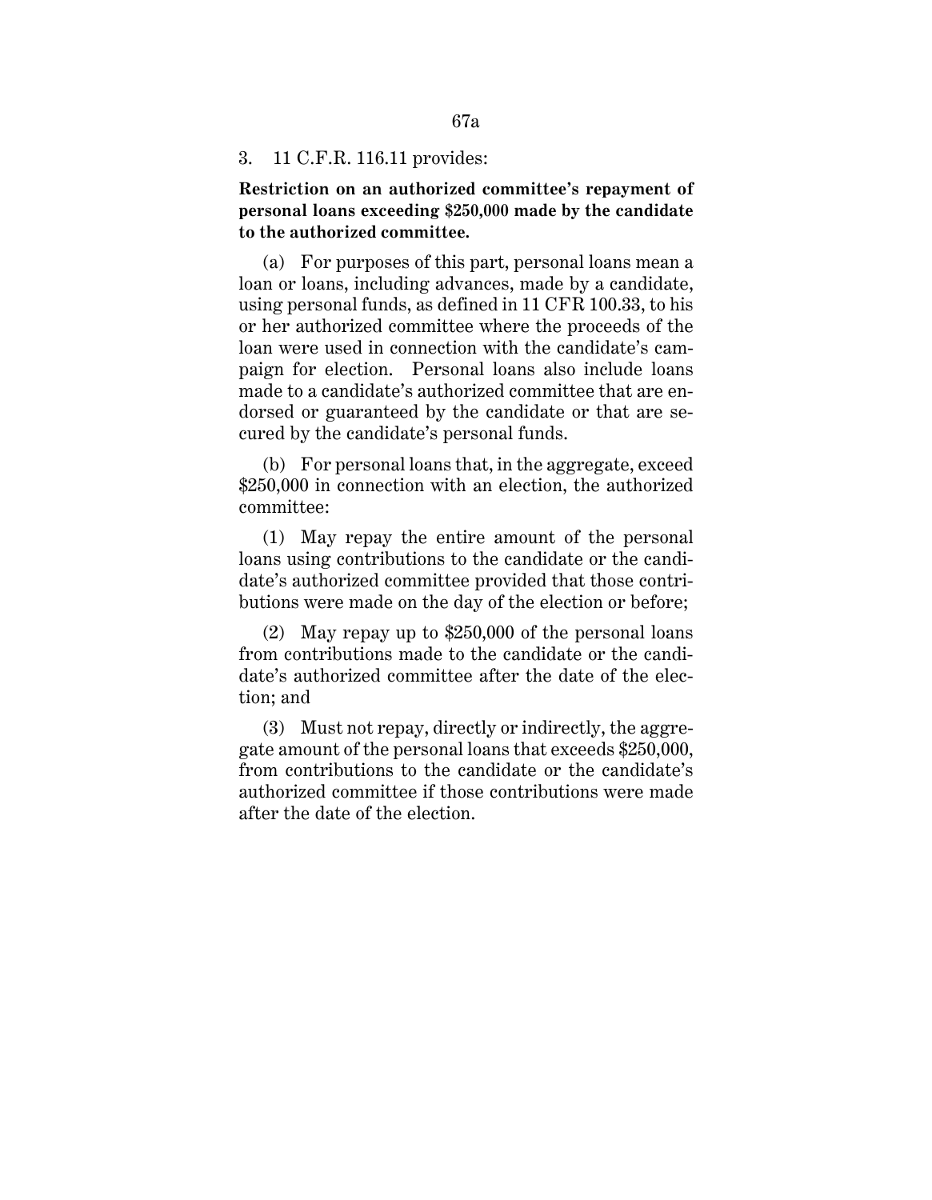3. 11 C.F.R. 116.11 provides:

**Restriction on an authorized committee's repayment of personal loans exceeding $250,000 made by the candidate to the authorized committee.**

(a) For purposes of this part, personal loans mean a loan or loans, including advances, made by a candidate, using personal funds, as defined in 11 CFR 100.33, to his or her authorized committee where the proceeds of the loan were used in connection with the candidate's campaign for election. Personal loans also include loans made to a candidate's authorized committee that are endorsed or guaranteed by the candidate or that are secured by the candidate's personal funds.

(b) For personal loans that, in the aggregate, exceed $250,000 in connection with an election, the authorized committee:

(1) May repay the entire amount of the personal loans using contributions to the candidate or the candidate's authorized committee provided that those contributions were made on the day of the election or before;

(2) May repay up to $250,000 of the personal loans from contributions made to the candidate or the candidate's authorized committee after the date of the election; and

(3) Must not repay, directly or indirectly, the aggregate amount of the personal loans that exceeds $250,000, from contributions to the candidate or the candidate's authorized committee if those contributions were made after the date of the election.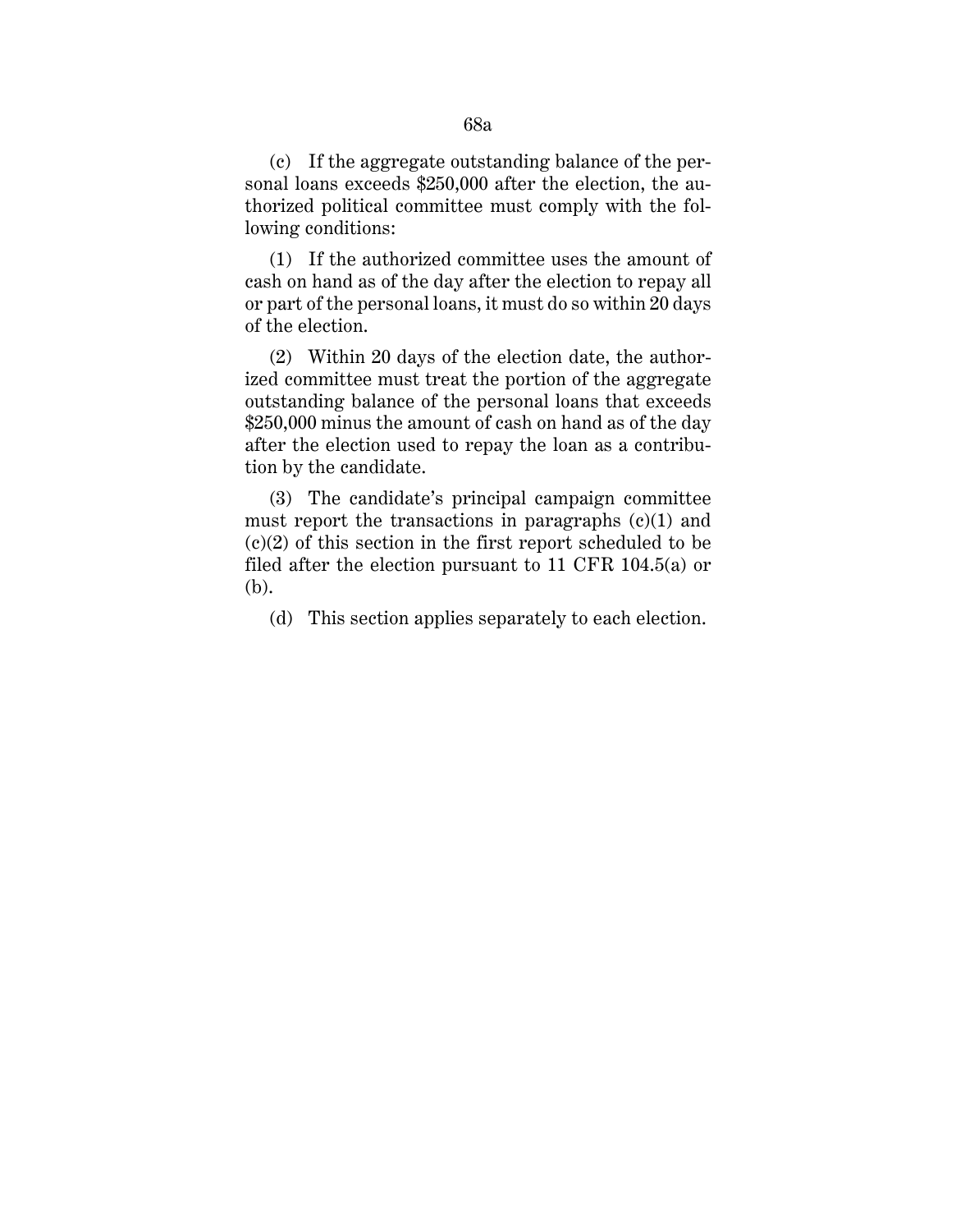(c) If the aggregate outstanding balance of the personal loans exceeds $250,000 after the election, the authorized political committee must comply with the following conditions:

(1) If the authorized committee uses the amount of cash on hand as of the day after the election to repay all or part of the personal loans, it must do so within 20 days of the election.

(2) Within 20 days of the election date, the authorized committee must treat the portion of the aggregate outstanding balance of the personal loans that exceeds $250,000 minus the amount of cash on hand as of the day after the election used to repay the loan as a contribution by the candidate.

(3) The candidate's principal campaign committee must report the transactions in paragraphs (c)(1) and (c)(2) of this section in the first report scheduled to be filed after the election pursuant to 11 CFR 104.5(a) or (b).

(d) This section applies separately to each election.